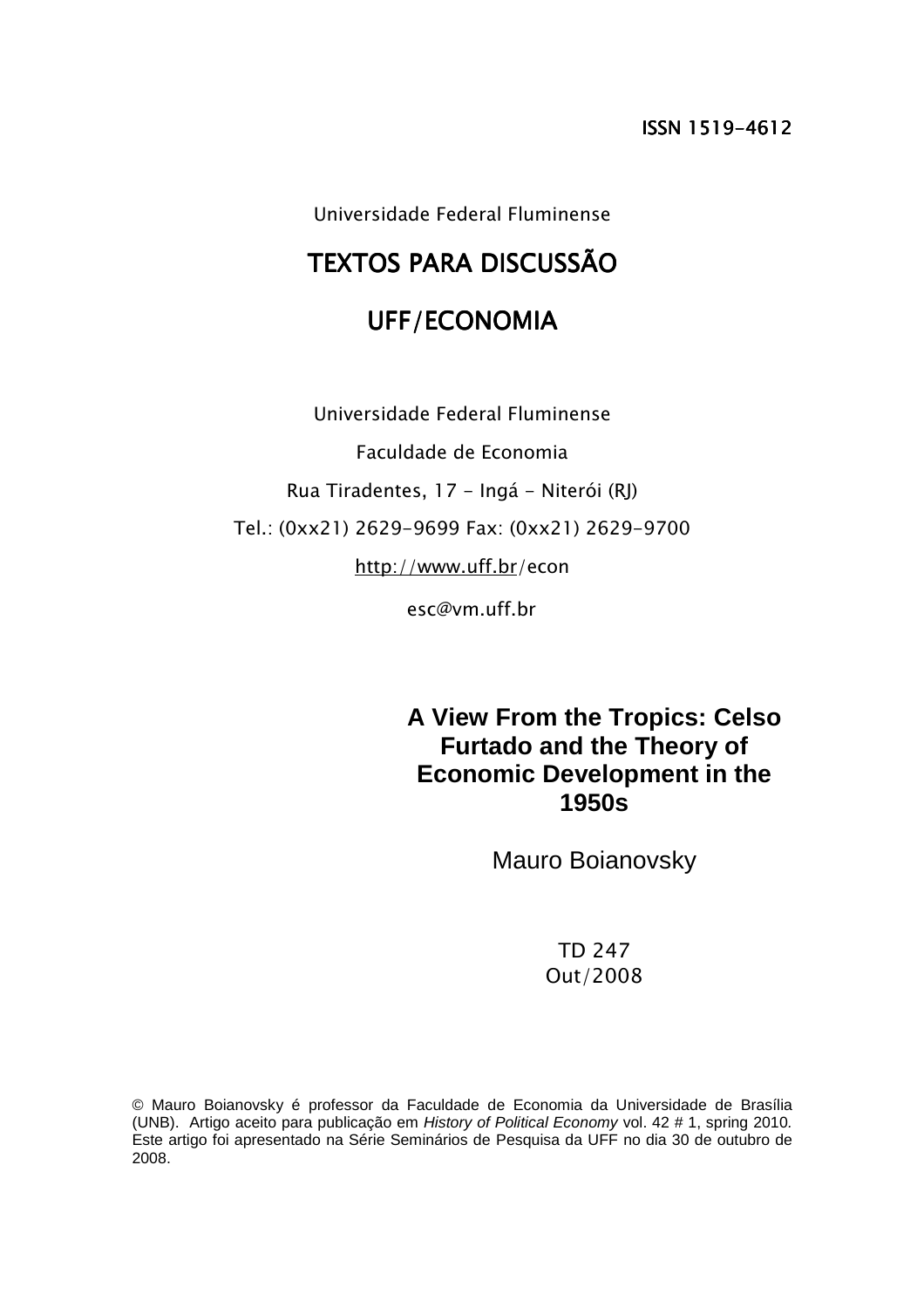ISSN 1519-4612

Universidade Federal Fluminense

# TEXTOS PARA DISCUSSÃO

# UFF/ECONOMIA

Universidade Federal Fluminense

Faculdade de Economia

Rua Tiradentes, 17 - Ingá - Niterói (RJ)

Tel.: (0xx21) 2629-9699 Fax: (0xx21) 2629-9700

http://www.uff.br/econ

esc@vm.uff.br

## A View From the Tropics: Celso Furtado and the Theory of Economic Development in the 1950s

Mauro Boianovsky

TD 247
Out/2008

© Mauro Boianovsky é professor da Faculdade de Economia da Universidade de Brasília (UNB). Artigo aceito para publicação em *History of Political Economy* vol. 42 # 1, spring 2010. Este artigo foi apresentado na Série Seminários de Pesquisa da UFF no dia 30 de outubro de 2008.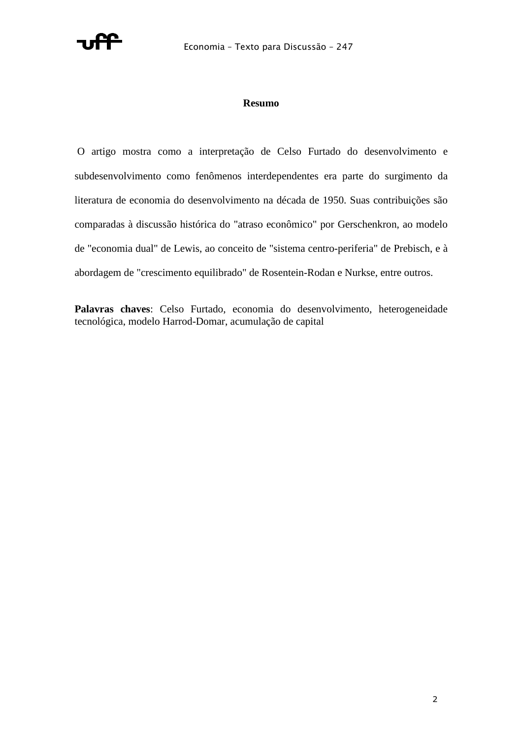# Resumo

O artigo mostra como a interpretação de Celso Furtado do desenvolvimento e subdesenvolvimento como fenômenos interdependentes era parte do surgimento da literatura de economia do desenvolvimento na década de 1950. Suas contribuições são comparadas à discussão histórica do "atraso econômico" por Gerschenkron, ao modelo de "economia dual" de Lewis, ao conceito de "sistema centro-periferia" de Prebisch, e à abordagem de "crescimento equilibrado" de Rosentein-Rodan e Nurkse, entre outros.

**Palavras chaves**: Celso Furtado, economia do desenvolvimento, heterogeneidade tecnológica, modelo Harrod-Domar, acumulação de capital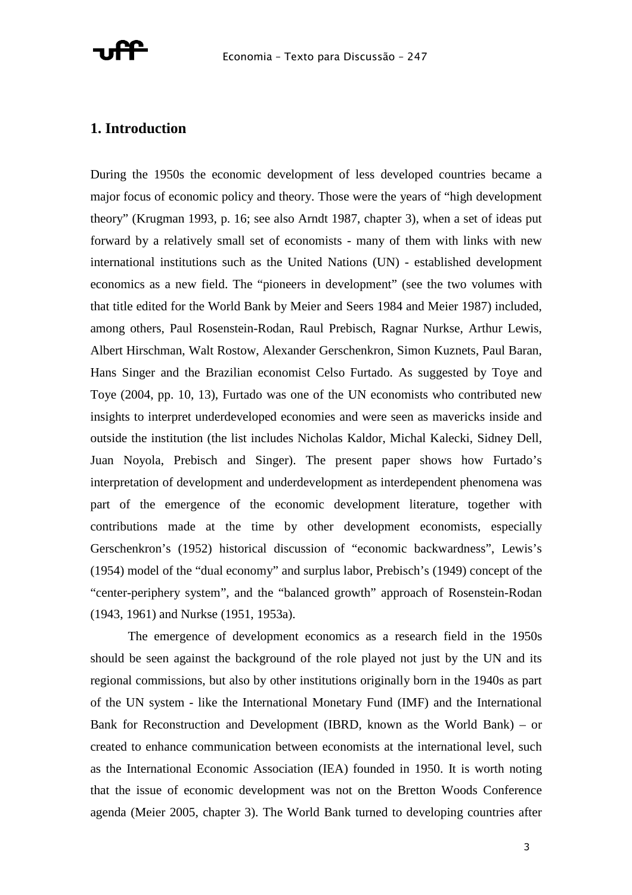## 1. Introduction

During the 1950s the economic development of less developed countries became a major focus of economic policy and theory. Those were the years of "high development theory" (Krugman 1993, p. 16; see also Arndt 1987, chapter 3), when a set of ideas put forward by a relatively small set of economists - many of them with links with new international institutions such as the United Nations (UN) - established development economics as a new field. The "pioneers in development" (see the two volumes with that title edited for the World Bank by Meier and Seers 1984 and Meier 1987) included, among others, Paul Rosenstein-Rodan, Raul Prebisch, Ragnar Nurkse, Arthur Lewis, Albert Hirschman, Walt Rostow, Alexander Gerschenkron, Simon Kuznets, Paul Baran, Hans Singer and the Brazilian economist Celso Furtado. As suggested by Toye and Toye (2004, pp. 10, 13), Furtado was one of the UN economists who contributed new insights to interpret underdeveloped economies and were seen as mavericks inside and outside the institution (the list includes Nicholas Kaldor, Michal Kalecki, Sidney Dell, Juan Noyola, Prebisch and Singer). The present paper shows how Furtado's interpretation of development and underdevelopment as interdependent phenomena was part of the emergence of the economic development literature, together with contributions made at the time by other development economists, especially Gerschenkron's (1952) historical discussion of "economic backwardness", Lewis's (1954) model of the "dual economy" and surplus labor, Prebisch's (1949) concept of the "center-periphery system", and the "balanced growth" approach of Rosenstein-Rodan (1943, 1961) and Nurkse (1951, 1953a).

The emergence of development economics as a research field in the 1950s should be seen against the background of the role played not just by the UN and its regional commissions, but also by other institutions originally born in the 1940s as part of the UN system - like the International Monetary Fund (IMF) and the International Bank for Reconstruction and Development (IBRD, known as the World Bank) – or created to enhance communication between economists at the international level, such as the International Economic Association (IEA) founded in 1950. It is worth noting that the issue of economic development was not on the Bretton Woods Conference agenda (Meier 2005, chapter 3). The World Bank turned to developing countries after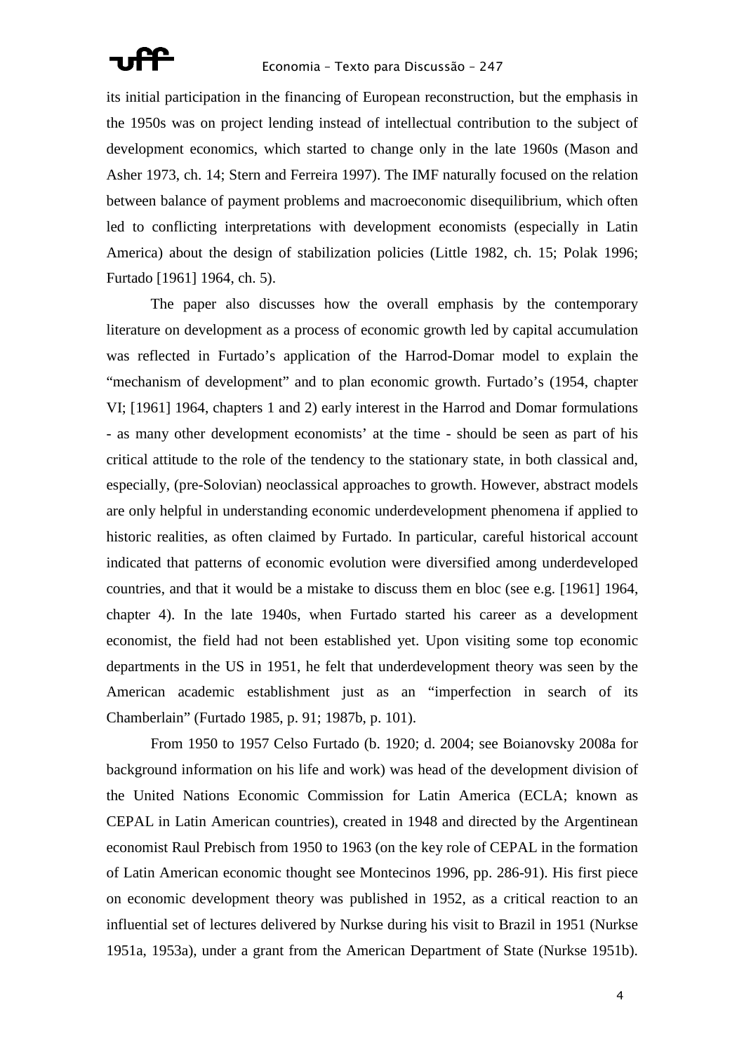its initial participation in the financing of European reconstruction, but the emphasis in the 1950s was on project lending instead of intellectual contribution to the subject of development economics, which started to change only in the late 1960s (Mason and Asher 1973, ch. 14; Stern and Ferreira 1997). The IMF naturally focused on the relation between balance of payment problems and macroeconomic disequilibrium, which often led to conflicting interpretations with development economists (especially in Latin America) about the design of stabilization policies (Little 1982, ch. 15; Polak 1996; Furtado [1961] 1964, ch. 5).

The paper also discusses how the overall emphasis by the contemporary literature on development as a process of economic growth led by capital accumulation was reflected in Furtado's application of the Harrod-Domar model to explain the "mechanism of development" and to plan economic growth. Furtado's (1954, chapter VI; [1961] 1964, chapters 1 and 2) early interest in the Harrod and Domar formulations - as many other development economists' at the time - should be seen as part of his critical attitude to the role of the tendency to the stationary state, in both classical and, especially, (pre-Solovian) neoclassical approaches to growth. However, abstract models are only helpful in understanding economic underdevelopment phenomena if applied to historic realities, as often claimed by Furtado. In particular, careful historical account indicated that patterns of economic evolution were diversified among underdeveloped countries, and that it would be a mistake to discuss them en bloc (see e.g. [1961] 1964, chapter 4). In the late 1940s, when Furtado started his career as a development economist, the field had not been established yet. Upon visiting some top economic departments in the US in 1951, he felt that underdevelopment theory was seen by the American academic establishment just as an "imperfection in search of its Chamberlain" (Furtado 1985, p. 91; 1987b, p. 101).

From 1950 to 1957 Celso Furtado (b. 1920; d. 2004; see Boianovsky 2008a for background information on his life and work) was head of the development division of the United Nations Economic Commission for Latin America (ECLA; known as CEPAL in Latin American countries), created in 1948 and directed by the Argentinean economist Raul Prebisch from 1950 to 1963 (on the key role of CEPAL in the formation of Latin American economic thought see Montecinos 1996, pp. 286-91). His first piece on economic development theory was published in 1952, as a critical reaction to an influential set of lectures delivered by Nurkse during his visit to Brazil in 1951 (Nurkse 1951a, 1953a), under a grant from the American Department of State (Nurkse 1951b).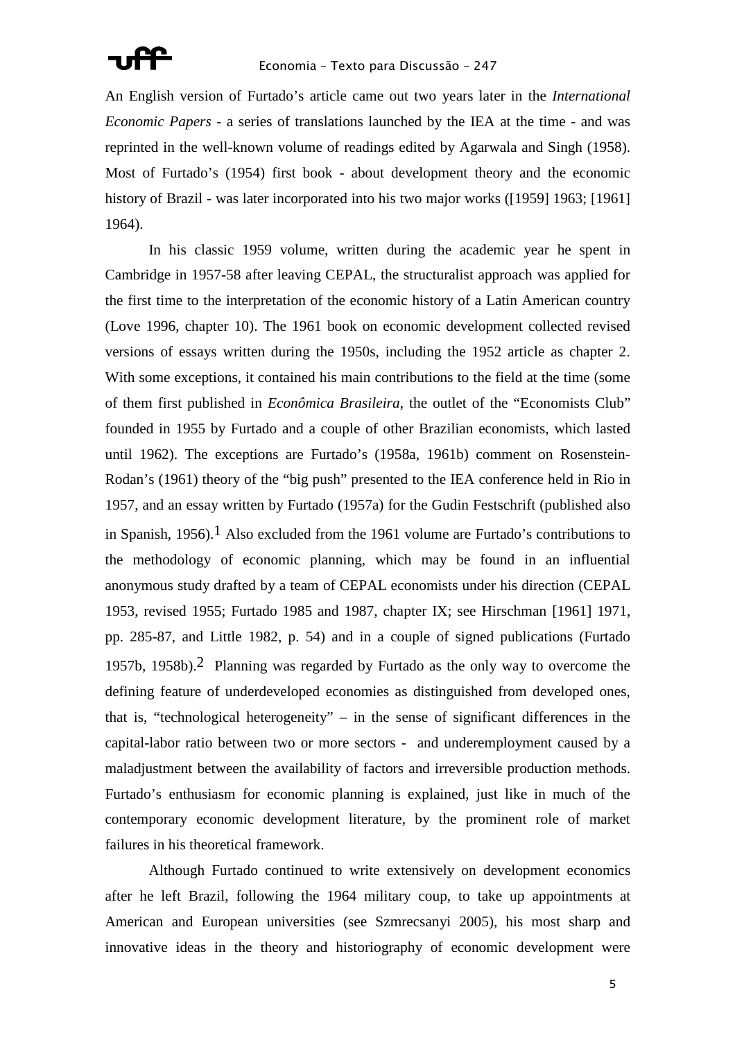An English version of Furtado's article came out two years later in the *International Economic Papers* - a series of translations launched by the IEA at the time - and was reprinted in the well-known volume of readings edited by Agarwala and Singh (1958). Most of Furtado's (1954) first book - about development theory and the economic history of Brazil - was later incorporated into his two major works ([1959] 1963; [1961] 1964).

In his classic 1959 volume, written during the academic year he spent in Cambridge in 1957-58 after leaving CEPAL, the structuralist approach was applied for the first time to the interpretation of the economic history of a Latin American country (Love 1996, chapter 10). The 1961 book on economic development collected revised versions of essays written during the 1950s, including the 1952 article as chapter 2. With some exceptions, it contained his main contributions to the field at the time (some of them first published in *Econômica Brasileira*, the outlet of the "Economists Club" founded in 1955 by Furtado and a couple of other Brazilian economists, which lasted until 1962). The exceptions are Furtado's (1958a, 1961b) comment on Rosenstein-Rodan's (1961) theory of the "big push" presented to the IEA conference held in Rio in 1957, and an essay written by Furtado (1957a) for the Gudin Festschrift (published also in Spanish, 1956).[1] Also excluded from the 1961 volume are Furtado's contributions to the methodology of economic planning, which may be found in an influential anonymous study drafted by a team of CEPAL economists under his direction (CEPAL 1953, revised 1955; Furtado 1985 and 1987, chapter IX; see Hirschman [1961] 1971, pp. 285-87, and Little 1982, p. 54) and in a couple of signed publications (Furtado 1957b, 1958b).[2] Planning was regarded by Furtado as the only way to overcome the defining feature of underdeveloped economies as distinguished from developed ones, that is, "technological heterogeneity" – in the sense of significant differences in the capital-labor ratio between two or more sectors - and underemployment caused by a maladjustment between the availability of factors and irreversible production methods. Furtado's enthusiasm for economic planning is explained, just like in much of the contemporary economic development literature, by the prominent role of market failures in his theoretical framework.

Although Furtado continued to write extensively on development economics after he left Brazil, following the 1964 military coup, to take up appointments at American and European universities (see Szmrecsanyi 2005), his most sharp and innovative ideas in the theory and historiography of economic development were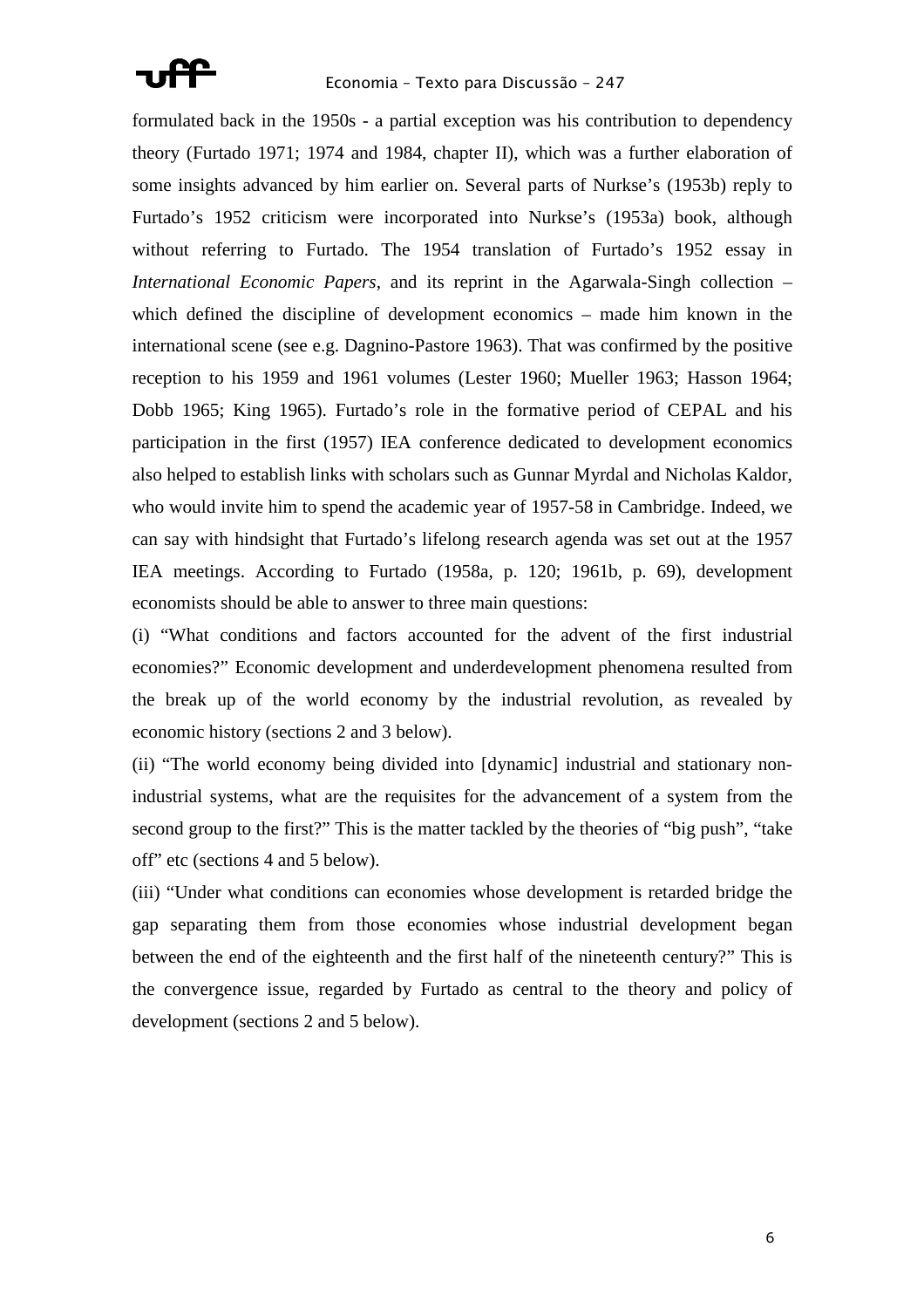formulated back in the 1950s - a partial exception was his contribution to dependency theory (Furtado 1971; 1974 and 1984, chapter II), which was a further elaboration of some insights advanced by him earlier on. Several parts of Nurkse's (1953b) reply to Furtado's 1952 criticism were incorporated into Nurkse's (1953a) book, although without referring to Furtado. The 1954 translation of Furtado's 1952 essay in *International Economic Papers*, and its reprint in the Agarwala-Singh collection – which defined the discipline of development economics – made him known in the international scene (see e.g. Dagnino-Pastore 1963). That was confirmed by the positive reception to his 1959 and 1961 volumes (Lester 1960; Mueller 1963; Hasson 1964; Dobb 1965; King 1965). Furtado's role in the formative period of CEPAL and his participation in the first (1957) IEA conference dedicated to development economics also helped to establish links with scholars such as Gunnar Myrdal and Nicholas Kaldor, who would invite him to spend the academic year of 1957-58 in Cambridge. Indeed, we can say with hindsight that Furtado's lifelong research agenda was set out at the 1957 IEA meetings. According to Furtado (1958a, p. 120; 1961b, p. 69), development economists should be able to answer to three main questions:

(i) "What conditions and factors accounted for the advent of the first industrial economies?" Economic development and underdevelopment phenomena resulted from the break up of the world economy by the industrial revolution, as revealed by economic history (sections 2 and 3 below).

(ii) "The world economy being divided into [dynamic] industrial and stationary non-industrial systems, what are the requisites for the advancement of a system from the second group to the first?" This is the matter tackled by the theories of "big push", "take off" etc (sections 4 and 5 below).

(iii) "Under what conditions can economies whose development is retarded bridge the gap separating them from those economies whose industrial development began between the end of the eighteenth and the first half of the nineteenth century?" This is the convergence issue, regarded by Furtado as central to the theory and policy of development (sections 2 and 5 below).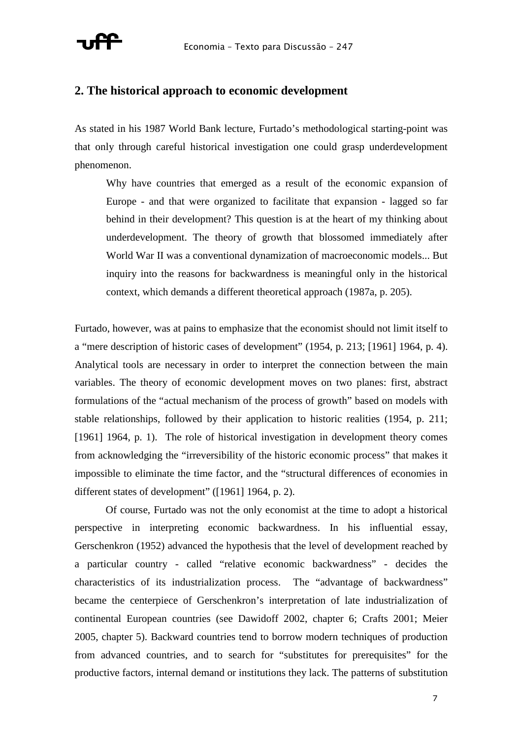## 2. The historical approach to economic development

As stated in his 1987 World Bank lecture, Furtado's methodological starting-point was that only through careful historical investigation one could grasp underdevelopment phenomenon.

> Why have countries that emerged as a result of the economic expansion of Europe - and that were organized to facilitate that expansion - lagged so far behind in their development? This question is at the heart of my thinking about underdevelopment. The theory of growth that blossomed immediately after World War II was a conventional dynamization of macroeconomic models... But inquiry into the reasons for backwardness is meaningful only in the historical context, which demands a different theoretical approach (1987a, p. 205).

Furtado, however, was at pains to emphasize that the economist should not limit itself to a "mere description of historic cases of development" (1954, p. 213; [1961] 1964, p. 4). Analytical tools are necessary in order to interpret the connection between the main variables. The theory of economic development moves on two planes: first, abstract formulations of the "actual mechanism of the process of growth" based on models with stable relationships, followed by their application to historic realities (1954, p. 211; [1961] 1964, p. 1). The role of historical investigation in development theory comes from acknowledging the "irreversibility of the historic economic process" that makes it impossible to eliminate the time factor, and the "structural differences of economies in different states of development" ([1961] 1964, p. 2).

Of course, Furtado was not the only economist at the time to adopt a historical perspective in interpreting economic backwardness. In his influential essay, Gerschenkron (1952) advanced the hypothesis that the level of development reached by a particular country - called "relative economic backwardness" - decides the characteristics of its industrialization process. The "advantage of backwardness" became the centerpiece of Gerschenkron's interpretation of late industrialization of continental European countries (see Dawidoff 2002, chapter 6; Crafts 2001; Meier 2005, chapter 5). Backward countries tend to borrow modern techniques of production from advanced countries, and to search for "substitutes for prerequisites" for the productive factors, internal demand or institutions they lack. The patterns of substitution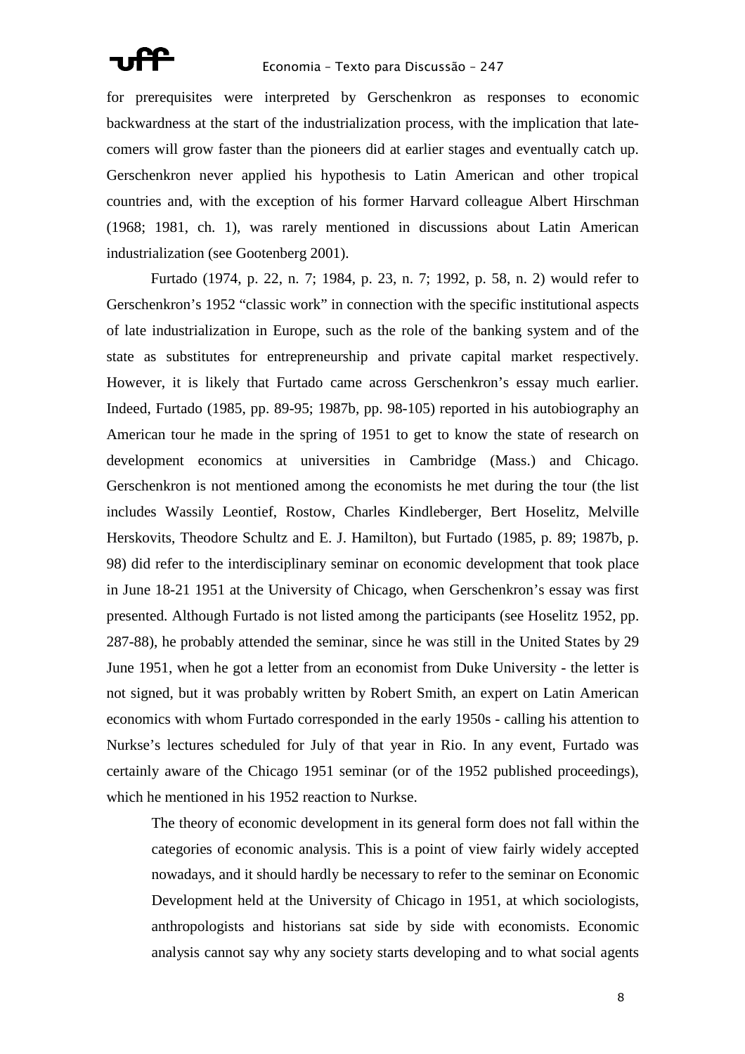for prerequisites were interpreted by Gerschenkron as responses to economic backwardness at the start of the industrialization process, with the implication that late-comers will grow faster than the pioneers did at earlier stages and eventually catch up. Gerschenkron never applied his hypothesis to Latin American and other tropical countries and, with the exception of his former Harvard colleague Albert Hirschman (1968; 1981, ch. 1), was rarely mentioned in discussions about Latin American industrialization (see Gootenberg 2001).

Furtado (1974, p. 22, n. 7; 1984, p. 23, n. 7; 1992, p. 58, n. 2) would refer to Gerschenkron's 1952 "classic work" in connection with the specific institutional aspects of late industrialization in Europe, such as the role of the banking system and of the state as substitutes for entrepreneurship and private capital market respectively. However, it is likely that Furtado came across Gerschenkron's essay much earlier. Indeed, Furtado (1985, pp. 89-95; 1987b, pp. 98-105) reported in his autobiography an American tour he made in the spring of 1951 to get to know the state of research on development economics at universities in Cambridge (Mass.) and Chicago. Gerschenkron is not mentioned among the economists he met during the tour (the list includes Wassily Leontief, Rostow, Charles Kindleberger, Bert Hoselitz, Melville Herskovits, Theodore Schultz and E. J. Hamilton), but Furtado (1985, p. 89; 1987b, p. 98) did refer to the interdisciplinary seminar on economic development that took place in June 18-21 1951 at the University of Chicago, when Gerschenkron's essay was first presented. Although Furtado is not listed among the participants (see Hoselitz 1952, pp. 287-88), he probably attended the seminar, since he was still in the United States by 29 June 1951, when he got a letter from an economist from Duke University - the letter is not signed, but it was probably written by Robert Smith, an expert on Latin American economics with whom Furtado corresponded in the early 1950s - calling his attention to Nurkse's lectures scheduled for July of that year in Rio. In any event, Furtado was certainly aware of the Chicago 1951 seminar (or of the 1952 published proceedings), which he mentioned in his 1952 reaction to Nurkse.

> The theory of economic development in its general form does not fall within the categories of economic analysis. This is a point of view fairly widely accepted nowadays, and it should hardly be necessary to refer to the seminar on Economic Development held at the University of Chicago in 1951, at which sociologists, anthropologists and historians sat side by side with economists. Economic analysis cannot say why any society starts developing and to what social agents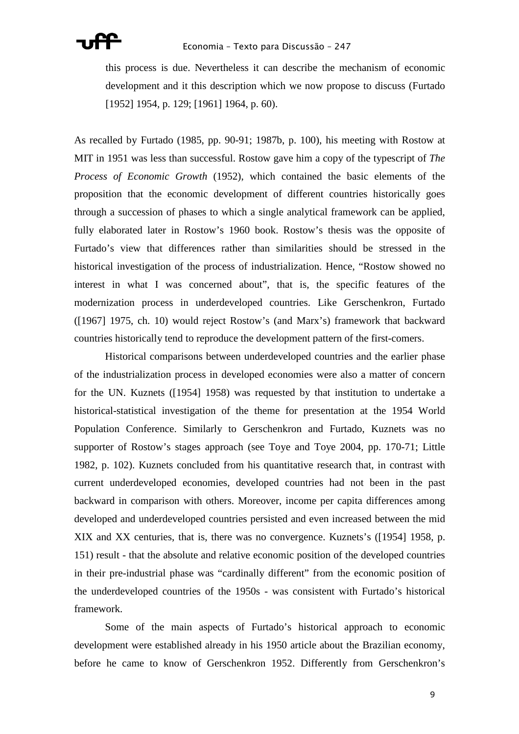> this process is due. Nevertheless it can describe the mechanism of economic development and it this description which we now propose to discuss (Furtado [1952] 1954, p. 129; [1961] 1964, p. 60).

As recalled by Furtado (1985, pp. 90-91; 1987b, p. 100), his meeting with Rostow at MIT in 1951 was less than successful. Rostow gave him a copy of the typescript of *The Process of Economic Growth* (1952), which contained the basic elements of the proposition that the economic development of different countries historically goes through a succession of phases to which a single analytical framework can be applied, fully elaborated later in Rostow's 1960 book. Rostow's thesis was the opposite of Furtado's view that differences rather than similarities should be stressed in the historical investigation of the process of industrialization. Hence, "Rostow showed no interest in what I was concerned about", that is, the specific features of the modernization process in underdeveloped countries. Like Gerschenkron, Furtado ([1967] 1975, ch. 10) would reject Rostow's (and Marx's) framework that backward countries historically tend to reproduce the development pattern of the first-comers.

Historical comparisons between underdeveloped countries and the earlier phase of the industrialization process in developed economies were also a matter of concern for the UN. Kuznets ([1954] 1958) was requested by that institution to undertake a historical-statistical investigation of the theme for presentation at the 1954 World Population Conference. Similarly to Gerschenkron and Furtado, Kuznets was no supporter of Rostow's stages approach (see Toye and Toye 2004, pp. 170-71; Little 1982, p. 102). Kuznets concluded from his quantitative research that, in contrast with current underdeveloped economies, developed countries had not been in the past backward in comparison with others. Moreover, income per capita differences among developed and underdeveloped countries persisted and even increased between the mid XIX and XX centuries, that is, there was no convergence. Kuznets's ([1954] 1958, p. 151) result - that the absolute and relative economic position of the developed countries in their pre-industrial phase was "cardinally different" from the economic position of the underdeveloped countries of the 1950s - was consistent with Furtado's historical framework.

Some of the main aspects of Furtado's historical approach to economic development were established already in his 1950 article about the Brazilian economy, before he came to know of Gerschenkron 1952. Differently from Gerschenkron's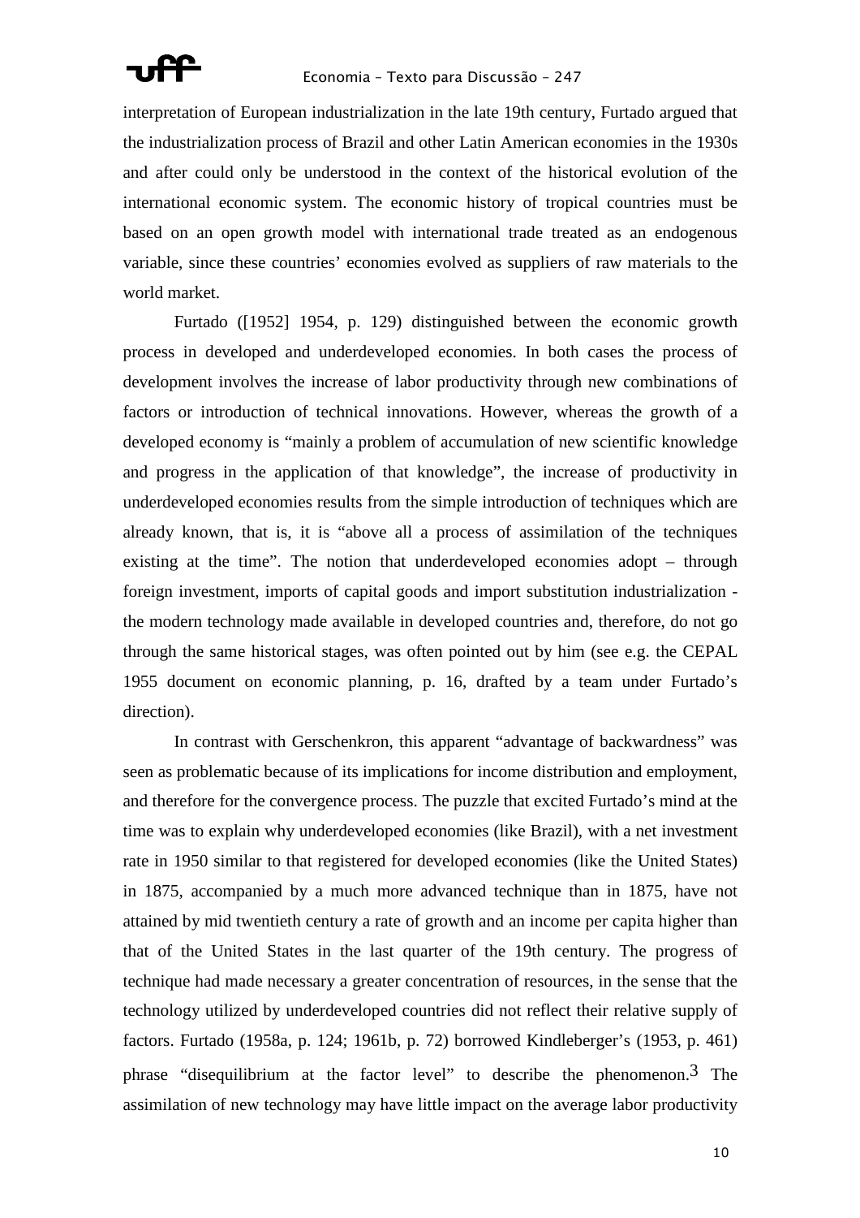interpretation of European industrialization in the late 19th century, Furtado argued that the industrialization process of Brazil and other Latin American economies in the 1930s and after could only be understood in the context of the historical evolution of the international economic system. The economic history of tropical countries must be based on an open growth model with international trade treated as an endogenous variable, since these countries' economies evolved as suppliers of raw materials to the world market.

Furtado ([1952] 1954, p. 129) distinguished between the economic growth process in developed and underdeveloped economies. In both cases the process of development involves the increase of labor productivity through new combinations of factors or introduction of technical innovations. However, whereas the growth of a developed economy is "mainly a problem of accumulation of new scientific knowledge and progress in the application of that knowledge", the increase of productivity in underdeveloped economies results from the simple introduction of techniques which are already known, that is, it is "above all a process of assimilation of the techniques existing at the time". The notion that underdeveloped economies adopt – through foreign investment, imports of capital goods and import substitution industrialization - the modern technology made available in developed countries and, therefore, do not go through the same historical stages, was often pointed out by him (see e.g. the CEPAL 1955 document on economic planning, p. 16, drafted by a team under Furtado's direction).

In contrast with Gerschenkron, this apparent "advantage of backwardness" was seen as problematic because of its implications for income distribution and employment, and therefore for the convergence process. The puzzle that excited Furtado's mind at the time was to explain why underdeveloped economies (like Brazil), with a net investment rate in 1950 similar to that registered for developed economies (like the United States) in 1875, accompanied by a much more advanced technique than in 1875, have not attained by mid twentieth century a rate of growth and an income per capita higher than that of the United States in the last quarter of the 19th century. The progress of technique had made necessary a greater concentration of resources, in the sense that the technology utilized by underdeveloped countries did not reflect their relative supply of factors. Furtado (1958a, p. 124; 1961b, p. 72) borrowed Kindleberger's (1953, p. 461) phrase "disequilibrium at the factor level" to describe the phenomenon.[3] The assimilation of new technology may have little impact on the average labor productivity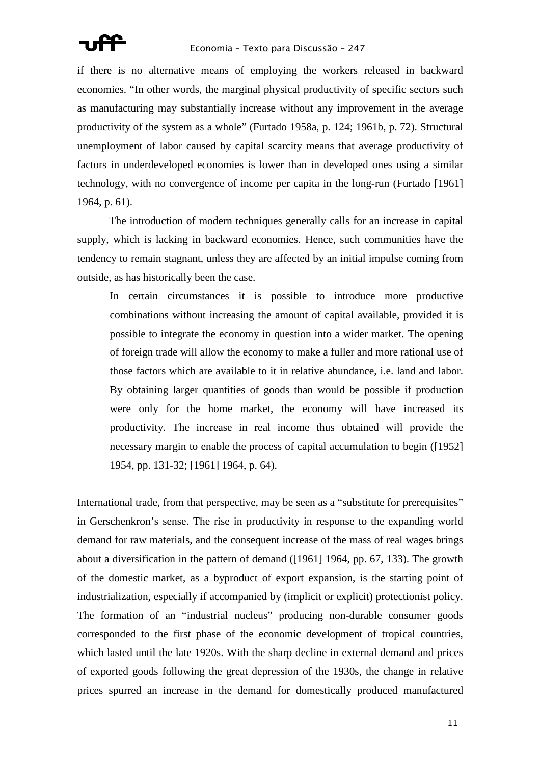if there is no alternative means of employing the workers released in backward economies. "In other words, the marginal physical productivity of specific sectors such as manufacturing may substantially increase without any improvement in the average productivity of the system as a whole" (Furtado 1958a, p. 124; 1961b, p. 72). Structural unemployment of labor caused by capital scarcity means that average productivity of factors in underdeveloped economies is lower than in developed ones using a similar technology, with no convergence of income per capita in the long-run (Furtado [1961] 1964, p. 61).

The introduction of modern techniques generally calls for an increase in capital supply, which is lacking in backward economies. Hence, such communities have the tendency to remain stagnant, unless they are affected by an initial impulse coming from outside, as has historically been the case.

> In certain circumstances it is possible to introduce more productive combinations without increasing the amount of capital available, provided it is possible to integrate the economy in question into a wider market. The opening of foreign trade will allow the economy to make a fuller and more rational use of those factors which are available to it in relative abundance, i.e. land and labor. By obtaining larger quantities of goods than would be possible if production were only for the home market, the economy will have increased its productivity. The increase in real income thus obtained will provide the necessary margin to enable the process of capital accumulation to begin ([1952] 1954, pp. 131-32; [1961] 1964, p. 64).

International trade, from that perspective, may be seen as a "substitute for prerequisites" in Gerschenkron's sense. The rise in productivity in response to the expanding world demand for raw materials, and the consequent increase of the mass of real wages brings about a diversification in the pattern of demand ([1961] 1964, pp. 67, 133). The growth of the domestic market, as a byproduct of export expansion, is the starting point of industrialization, especially if accompanied by (implicit or explicit) protectionist policy. The formation of an "industrial nucleus" producing non-durable consumer goods corresponded to the first phase of the economic development of tropical countries, which lasted until the late 1920s. With the sharp decline in external demand and prices of exported goods following the great depression of the 1930s, the change in relative prices spurred an increase in the demand for domestically produced manufactured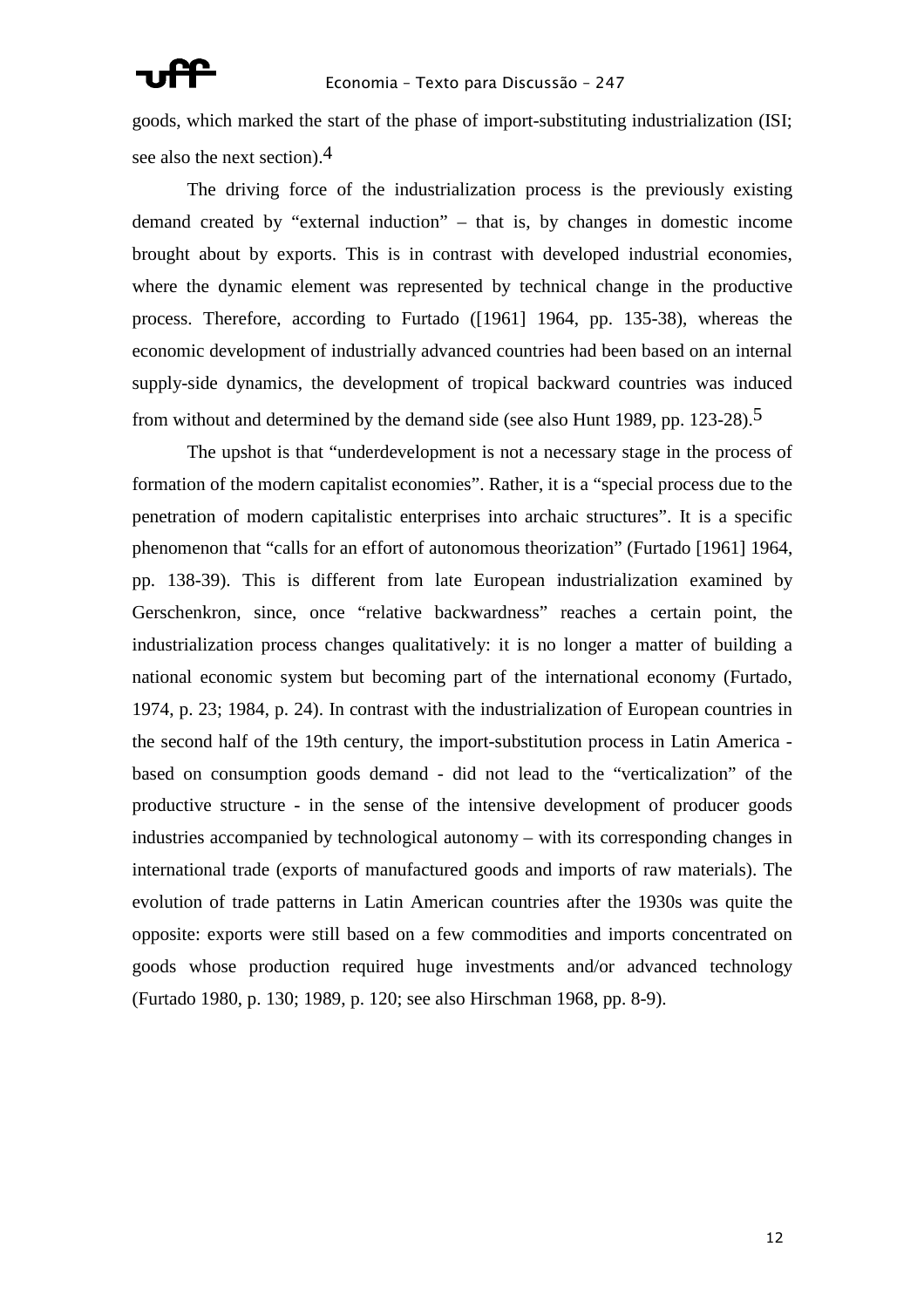goods, which marked the start of the phase of import-substituting industrialization (ISI; see also the next section).[4]

The driving force of the industrialization process is the previously existing demand created by "external induction" – that is, by changes in domestic income brought about by exports. This is in contrast with developed industrial economies, where the dynamic element was represented by technical change in the productive process. Therefore, according to Furtado ([1961] 1964, pp. 135-38), whereas the economic development of industrially advanced countries had been based on an internal supply-side dynamics, the development of tropical backward countries was induced from without and determined by the demand side (see also Hunt 1989, pp. 123-28).[5]

The upshot is that "underdevelopment is not a necessary stage in the process of formation of the modern capitalist economies". Rather, it is a "special process due to the penetration of modern capitalistic enterprises into archaic structures". It is a specific phenomenon that "calls for an effort of autonomous theorization" (Furtado [1961] 1964, pp. 138-39). This is different from late European industrialization examined by Gerschenkron, since, once "relative backwardness" reaches a certain point, the industrialization process changes qualitatively: it is no longer a matter of building a national economic system but becoming part of the international economy (Furtado, 1974, p. 23; 1984, p. 24). In contrast with the industrialization of European countries in the second half of the 19th century, the import-substitution process in Latin America - based on consumption goods demand - did not lead to the "verticalization" of the productive structure - in the sense of the intensive development of producer goods industries accompanied by technological autonomy – with its corresponding changes in international trade (exports of manufactured goods and imports of raw materials). The evolution of trade patterns in Latin American countries after the 1930s was quite the opposite: exports were still based on a few commodities and imports concentrated on goods whose production required huge investments and/or advanced technology (Furtado 1980, p. 130; 1989, p. 120; see also Hirschman 1968, pp. 8-9).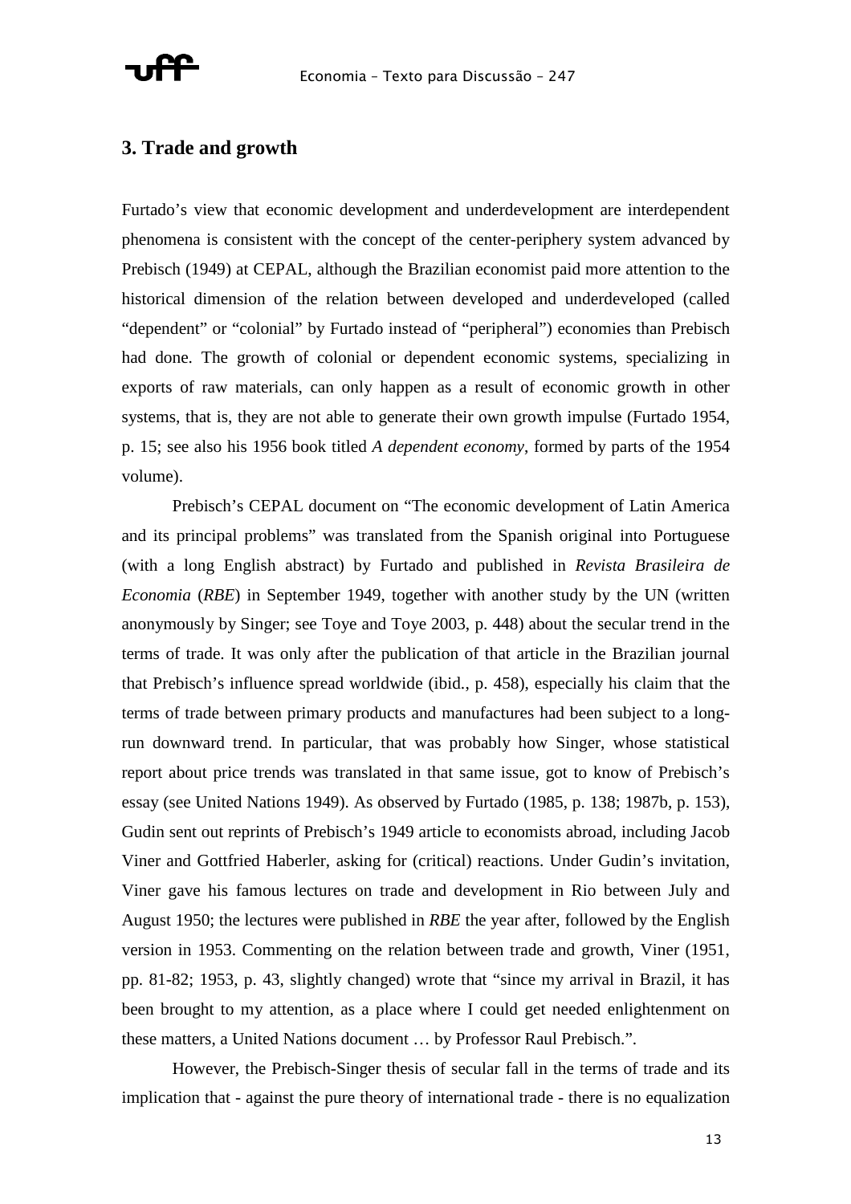## 3. Trade and growth

Furtado's view that economic development and underdevelopment are interdependent phenomena is consistent with the concept of the center-periphery system advanced by Prebisch (1949) at CEPAL, although the Brazilian economist paid more attention to the historical dimension of the relation between developed and underdeveloped (called "dependent" or "colonial" by Furtado instead of "peripheral") economies than Prebisch had done. The growth of colonial or dependent economic systems, specializing in exports of raw materials, can only happen as a result of economic growth in other systems, that is, they are not able to generate their own growth impulse (Furtado 1954, p. 15; see also his 1956 book titled *A dependent economy*, formed by parts of the 1954 volume).

Prebisch's CEPAL document on "The economic development of Latin America and its principal problems" was translated from the Spanish original into Portuguese (with a long English abstract) by Furtado and published in *Revista Brasileira de Economia* (*RBE*) in September 1949, together with another study by the UN (written anonymously by Singer; see Toye and Toye 2003, p. 448) about the secular trend in the terms of trade. It was only after the publication of that article in the Brazilian journal that Prebisch's influence spread worldwide (ibid., p. 458), especially his claim that the terms of trade between primary products and manufactures had been subject to a long-run downward trend. In particular, that was probably how Singer, whose statistical report about price trends was translated in that same issue, got to know of Prebisch's essay (see United Nations 1949). As observed by Furtado (1985, p. 138; 1987b, p. 153), Gudin sent out reprints of Prebisch's 1949 article to economists abroad, including Jacob Viner and Gottfried Haberler, asking for (critical) reactions. Under Gudin's invitation, Viner gave his famous lectures on trade and development in Rio between July and August 1950; the lectures were published in *RBE* the year after, followed by the English version in 1953. Commenting on the relation between trade and growth, Viner (1951, pp. 81-82; 1953, p. 43, slightly changed) wrote that "since my arrival in Brazil, it has been brought to my attention, as a place where I could get needed enlightenment on these matters, a United Nations document … by Professor Raul Prebisch.".

However, the Prebisch-Singer thesis of secular fall in the terms of trade and its implication that - against the pure theory of international trade - there is no equalization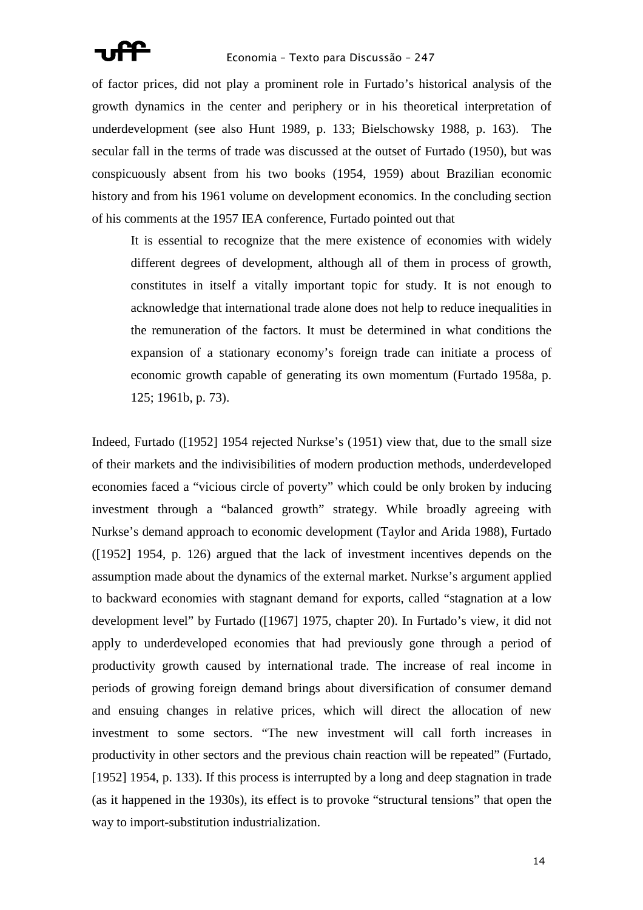of factor prices, did not play a prominent role in Furtado's historical analysis of the growth dynamics in the center and periphery or in his theoretical interpretation of underdevelopment (see also Hunt 1989, p. 133; Bielschowsky 1988, p. 163). The secular fall in the terms of trade was discussed at the outset of Furtado (1950), but was conspicuously absent from his two books (1954, 1959) about Brazilian economic history and from his 1961 volume on development economics. In the concluding section of his comments at the 1957 IEA conference, Furtado pointed out that

> It is essential to recognize that the mere existence of economies with widely different degrees of development, although all of them in process of growth, constitutes in itself a vitally important topic for study. It is not enough to acknowledge that international trade alone does not help to reduce inequalities in the remuneration of the factors. It must be determined in what conditions the expansion of a stationary economy's foreign trade can initiate a process of economic growth capable of generating its own momentum (Furtado 1958a, p. 125; 1961b, p. 73).

Indeed, Furtado ([1952] 1954 rejected Nurkse's (1951) view that, due to the small size of their markets and the indivisibilities of modern production methods, underdeveloped economies faced a "vicious circle of poverty" which could be only broken by inducing investment through a "balanced growth" strategy. While broadly agreeing with Nurkse's demand approach to economic development (Taylor and Arida 1988), Furtado ([1952] 1954, p. 126) argued that the lack of investment incentives depends on the assumption made about the dynamics of the external market. Nurkse's argument applied to backward economies with stagnant demand for exports, called "stagnation at a low development level" by Furtado ([1967] 1975, chapter 20). In Furtado's view, it did not apply to underdeveloped economies that had previously gone through a period of productivity growth caused by international trade. The increase of real income in periods of growing foreign demand brings about diversification of consumer demand and ensuing changes in relative prices, which will direct the allocation of new investment to some sectors. "The new investment will call forth increases in productivity in other sectors and the previous chain reaction will be repeated" (Furtado, [1952] 1954, p. 133). If this process is interrupted by a long and deep stagnation in trade (as it happened in the 1930s), its effect is to provoke "structural tensions" that open the way to import-substitution industrialization.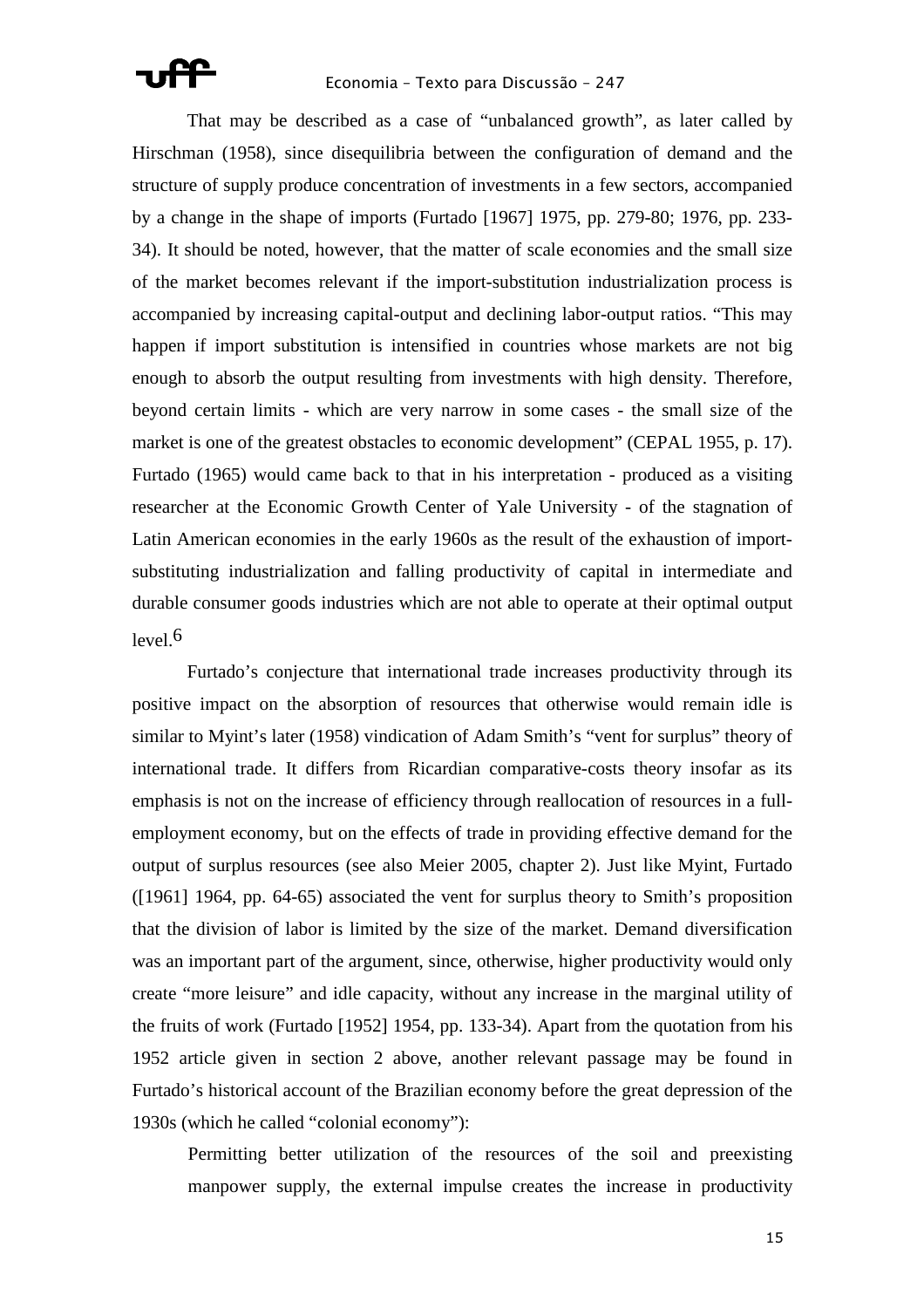That may be described as a case of "unbalanced growth", as later called by Hirschman (1958), since disequilibria between the configuration of demand and the structure of supply produce concentration of investments in a few sectors, accompanied by a change in the shape of imports (Furtado [1967] 1975, pp. 279-80; 1976, pp. 233-34). It should be noted, however, that the matter of scale economies and the small size of the market becomes relevant if the import-substitution industrialization process is accompanied by increasing capital-output and declining labor-output ratios. "This may happen if import substitution is intensified in countries whose markets are not big enough to absorb the output resulting from investments with high density. Therefore, beyond certain limits - which are very narrow in some cases - the small size of the market is one of the greatest obstacles to economic development" (CEPAL 1955, p. 17). Furtado (1965) would came back to that in his interpretation - produced as a visiting researcher at the Economic Growth Center of Yale University - of the stagnation of Latin American economies in the early 1960s as the result of the exhaustion of import-substituting industrialization and falling productivity of capital in intermediate and durable consumer goods industries which are not able to operate at their optimal output level.[6]

Furtado's conjecture that international trade increases productivity through its positive impact on the absorption of resources that otherwise would remain idle is similar to Myint's later (1958) vindication of Adam Smith's "vent for surplus" theory of international trade. It differs from Ricardian comparative-costs theory insofar as its emphasis is not on the increase of efficiency through reallocation of resources in a full-employment economy, but on the effects of trade in providing effective demand for the output of surplus resources (see also Meier 2005, chapter 2). Just like Myint, Furtado ([1961] 1964, pp. 64-65) associated the vent for surplus theory to Smith's proposition that the division of labor is limited by the size of the market. Demand diversification was an important part of the argument, since, otherwise, higher productivity would only create "more leisure" and idle capacity, without any increase in the marginal utility of the fruits of work (Furtado [1952] 1954, pp. 133-34). Apart from the quotation from his 1952 article given in section 2 above, another relevant passage may be found in Furtado's historical account of the Brazilian economy before the great depression of the 1930s (which he called "colonial economy"):

> Permitting better utilization of the resources of the soil and preexisting manpower supply, the external impulse creates the increase in productivity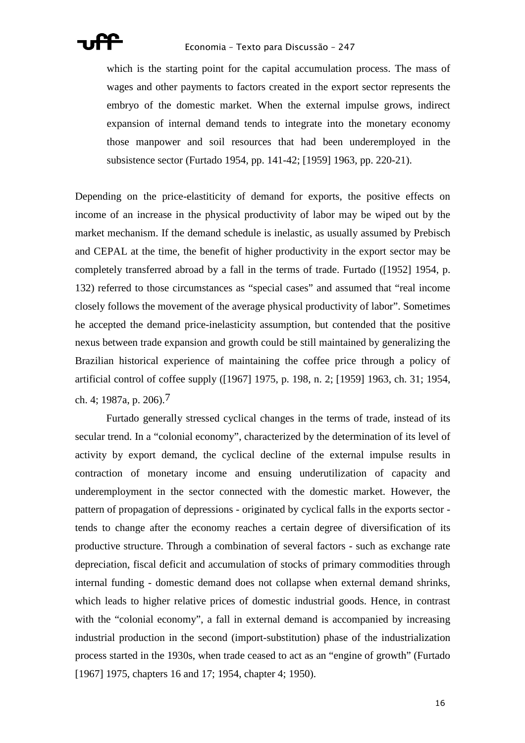> which is the starting point for the capital accumulation process. The mass of wages and other payments to factors created in the export sector represents the embryo of the domestic market. When the external impulse grows, indirect expansion of internal demand tends to integrate into the monetary economy those manpower and soil resources that had been underemployed in the subsistence sector (Furtado 1954, pp. 141-42; [1959] 1963, pp. 220-21).

Depending on the price-elastiticity of demand for exports, the positive effects on income of an increase in the physical productivity of labor may be wiped out by the market mechanism. If the demand schedule is inelastic, as usually assumed by Prebisch and CEPAL at the time, the benefit of higher productivity in the export sector may be completely transferred abroad by a fall in the terms of trade. Furtado ([1952] 1954, p. 132) referred to those circumstances as "special cases" and assumed that "real income closely follows the movement of the average physical productivity of labor". Sometimes he accepted the demand price-inelasticity assumption, but contended that the positive nexus between trade expansion and growth could be still maintained by generalizing the Brazilian historical experience of maintaining the coffee price through a policy of artificial control of coffee supply ([1967] 1975, p. 198, n. 2; [1959] 1963, ch. 31; 1954, ch. 4; 1987a, p. 206).[7]

Furtado generally stressed cyclical changes in the terms of trade, instead of its secular trend. In a "colonial economy", characterized by the determination of its level of activity by export demand, the cyclical decline of the external impulse results in contraction of monetary income and ensuing underutilization of capacity and underemployment in the sector connected with the domestic market. However, the pattern of propagation of depressions - originated by cyclical falls in the exports sector - tends to change after the economy reaches a certain degree of diversification of its productive structure. Through a combination of several factors - such as exchange rate depreciation, fiscal deficit and accumulation of stocks of primary commodities through internal funding - domestic demand does not collapse when external demand shrinks, which leads to higher relative prices of domestic industrial goods. Hence, in contrast with the "colonial economy", a fall in external demand is accompanied by increasing industrial production in the second (import-substitution) phase of the industrialization process started in the 1930s, when trade ceased to act as an "engine of growth" (Furtado [1967] 1975, chapters 16 and 17; 1954, chapter 4; 1950).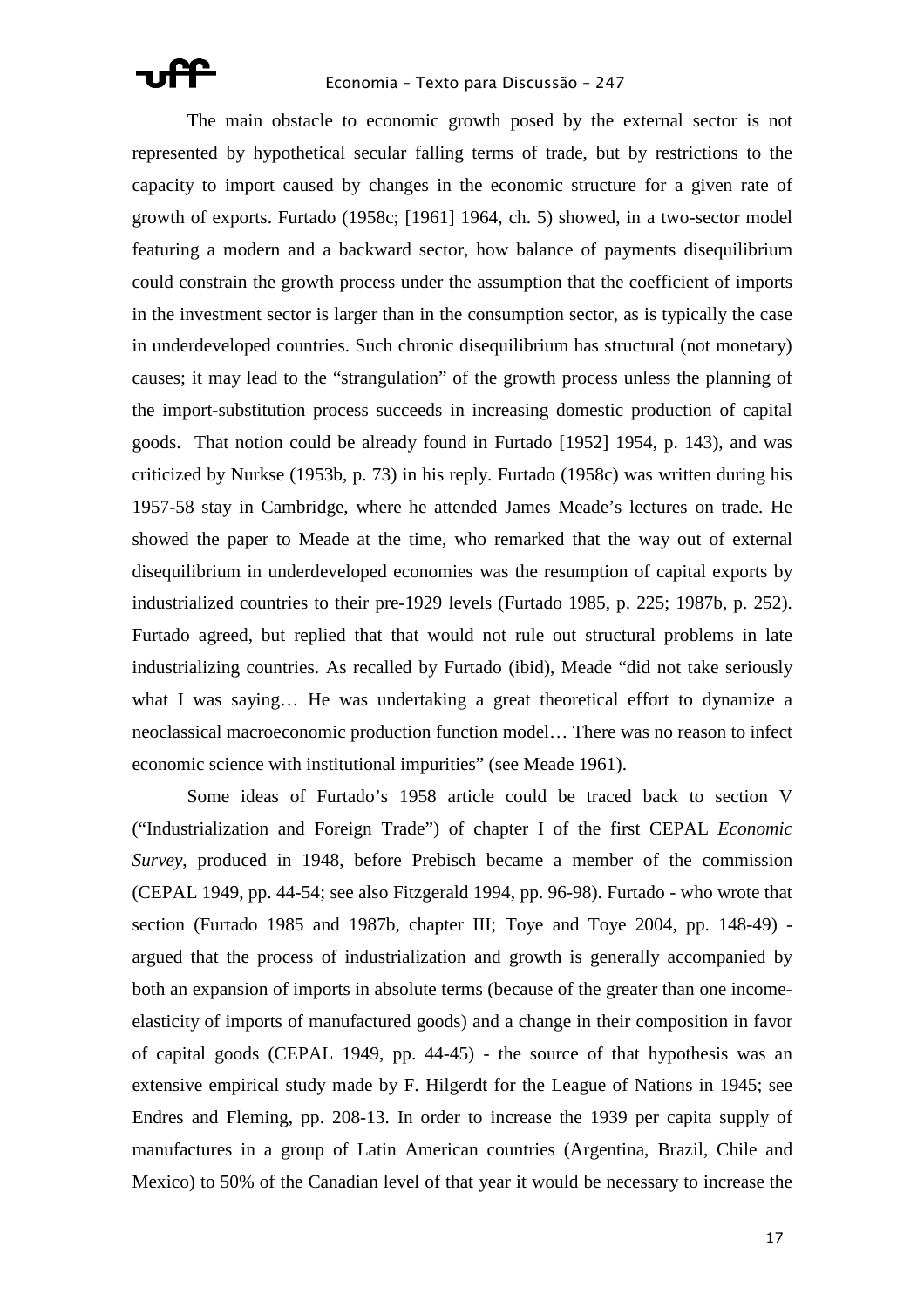The main obstacle to economic growth posed by the external sector is not represented by hypothetical secular falling terms of trade, but by restrictions to the capacity to import caused by changes in the economic structure for a given rate of growth of exports. Furtado (1958c; [1961] 1964, ch. 5) showed, in a two-sector model featuring a modern and a backward sector, how balance of payments disequilibrium could constrain the growth process under the assumption that the coefficient of imports in the investment sector is larger than in the consumption sector, as is typically the case in underdeveloped countries. Such chronic disequilibrium has structural (not monetary) causes; it may lead to the "strangulation" of the growth process unless the planning of the import-substitution process succeeds in increasing domestic production of capital goods. That notion could be already found in Furtado [1952] 1954, p. 143), and was criticized by Nurkse (1953b, p. 73) in his reply. Furtado (1958c) was written during his 1957-58 stay in Cambridge, where he attended James Meade's lectures on trade. He showed the paper to Meade at the time, who remarked that the way out of external disequilibrium in underdeveloped economies was the resumption of capital exports by industrialized countries to their pre-1929 levels (Furtado 1985, p. 225; 1987b, p. 252). Furtado agreed, but replied that that would not rule out structural problems in late industrializing countries. As recalled by Furtado (ibid), Meade "did not take seriously what I was saying… He was undertaking a great theoretical effort to dynamize a neoclassical macroeconomic production function model… There was no reason to infect economic science with institutional impurities" (see Meade 1961).

Some ideas of Furtado's 1958 article could be traced back to section V ("Industrialization and Foreign Trade") of chapter I of the first CEPAL *Economic Survey*, produced in 1948, before Prebisch became a member of the commission (CEPAL 1949, pp. 44-54; see also Fitzgerald 1994, pp. 96-98). Furtado - who wrote that section (Furtado 1985 and 1987b, chapter III; Toye and Toye 2004, pp. 148-49) - argued that the process of industrialization and growth is generally accompanied by both an expansion of imports in absolute terms (because of the greater than one income-elasticity of imports of manufactured goods) and a change in their composition in favor of capital goods (CEPAL 1949, pp. 44-45) - the source of that hypothesis was an extensive empirical study made by F. Hilgerdt for the League of Nations in 1945; see Endres and Fleming, pp. 208-13. In order to increase the 1939 per capita supply of manufactures in a group of Latin American countries (Argentina, Brazil, Chile and Mexico) to 50% of the Canadian level of that year it would be necessary to increase the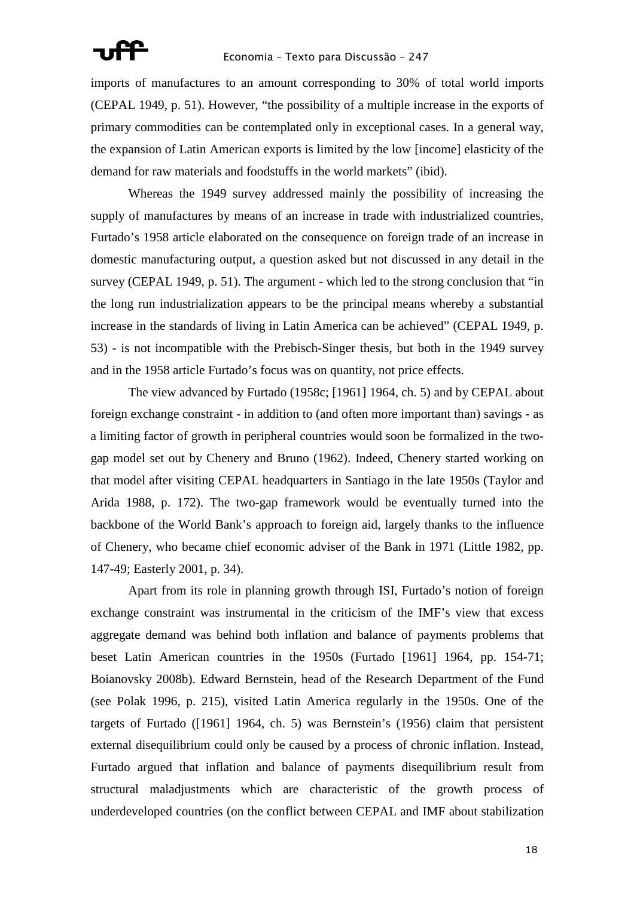imports of manufactures to an amount corresponding to 30% of total world imports (CEPAL 1949, p. 51). However, "the possibility of a multiple increase in the exports of primary commodities can be contemplated only in exceptional cases. In a general way, the expansion of Latin American exports is limited by the low [income] elasticity of the demand for raw materials and foodstuffs in the world markets" (ibid).

Whereas the 1949 survey addressed mainly the possibility of increasing the supply of manufactures by means of an increase in trade with industrialized countries, Furtado's 1958 article elaborated on the consequence on foreign trade of an increase in domestic manufacturing output, a question asked but not discussed in any detail in the survey (CEPAL 1949, p. 51). The argument - which led to the strong conclusion that "in the long run industrialization appears to be the principal means whereby a substantial increase in the standards of living in Latin America can be achieved" (CEPAL 1949, p. 53) - is not incompatible with the Prebisch-Singer thesis, but both in the 1949 survey and in the 1958 article Furtado's focus was on quantity, not price effects.

The view advanced by Furtado (1958c; [1961] 1964, ch. 5) and by CEPAL about foreign exchange constraint - in addition to (and often more important than) savings - as a limiting factor of growth in peripheral countries would soon be formalized in the two-gap model set out by Chenery and Bruno (1962). Indeed, Chenery started working on that model after visiting CEPAL headquarters in Santiago in the late 1950s (Taylor and Arida 1988, p. 172). The two-gap framework would be eventually turned into the backbone of the World Bank's approach to foreign aid, largely thanks to the influence of Chenery, who became chief economic adviser of the Bank in 1971 (Little 1982, pp. 147-49; Easterly 2001, p. 34).

Apart from its role in planning growth through ISI, Furtado's notion of foreign exchange constraint was instrumental in the criticism of the IMF's view that excess aggregate demand was behind both inflation and balance of payments problems that beset Latin American countries in the 1950s (Furtado [1961] 1964, pp. 154-71; Boianovsky 2008b). Edward Bernstein, head of the Research Department of the Fund (see Polak 1996, p. 215), visited Latin America regularly in the 1950s. One of the targets of Furtado ([1961] 1964, ch. 5) was Bernstein's (1956) claim that persistent external disequilibrium could only be caused by a process of chronic inflation. Instead, Furtado argued that inflation and balance of payments disequilibrium result from structural maladjustments which are characteristic of the growth process of underdeveloped countries (on the conflict between CEPAL and IMF about stabilization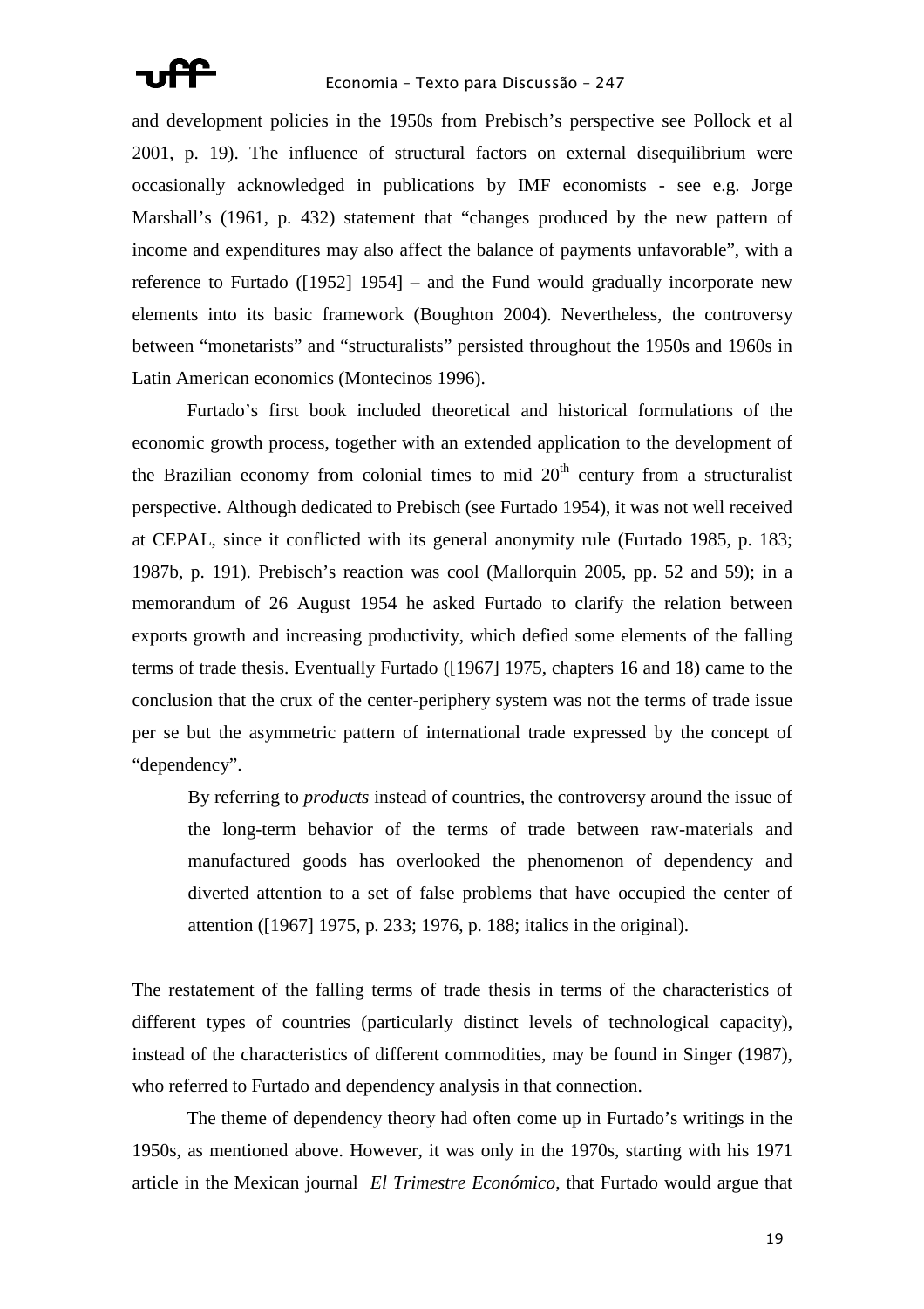and development policies in the 1950s from Prebisch's perspective see Pollock et al 2001, p. 19). The influence of structural factors on external disequilibrium were occasionally acknowledged in publications by IMF economists - see e.g. Jorge Marshall's (1961, p. 432) statement that "changes produced by the new pattern of income and expenditures may also affect the balance of payments unfavorable", with a reference to Furtado ([1952] 1954] – and the Fund would gradually incorporate new elements into its basic framework (Boughton 2004). Nevertheless, the controversy between "monetarists" and "structuralists" persisted throughout the 1950s and 1960s in Latin American economics (Montecinos 1996).

Furtado's first book included theoretical and historical formulations of the economic growth process, together with an extended application to the development of the Brazilian economy from colonial times to mid 20th century from a structuralist perspective. Although dedicated to Prebisch (see Furtado 1954), it was not well received at CEPAL, since it conflicted with its general anonymity rule (Furtado 1985, p. 183; 1987b, p. 191). Prebisch's reaction was cool (Mallorquin 2005, pp. 52 and 59); in a memorandum of 26 August 1954 he asked Furtado to clarify the relation between exports growth and increasing productivity, which defied some elements of the falling terms of trade thesis. Eventually Furtado ([1967] 1975, chapters 16 and 18) came to the conclusion that the crux of the center-periphery system was not the terms of trade issue per se but the asymmetric pattern of international trade expressed by the concept of "dependency".

> By referring to *products* instead of countries, the controversy around the issue of the long-term behavior of the terms of trade between raw-materials and manufactured goods has overlooked the phenomenon of dependency and diverted attention to a set of false problems that have occupied the center of attention ([1967] 1975, p. 233; 1976, p. 188; italics in the original).

The restatement of the falling terms of trade thesis in terms of the characteristics of different types of countries (particularly distinct levels of technological capacity), instead of the characteristics of different commodities, may be found in Singer (1987), who referred to Furtado and dependency analysis in that connection.

The theme of dependency theory had often come up in Furtado's writings in the 1950s, as mentioned above. However, it was only in the 1970s, starting with his 1971 article in the Mexican journal *El Trimestre Económico*, that Furtado would argue that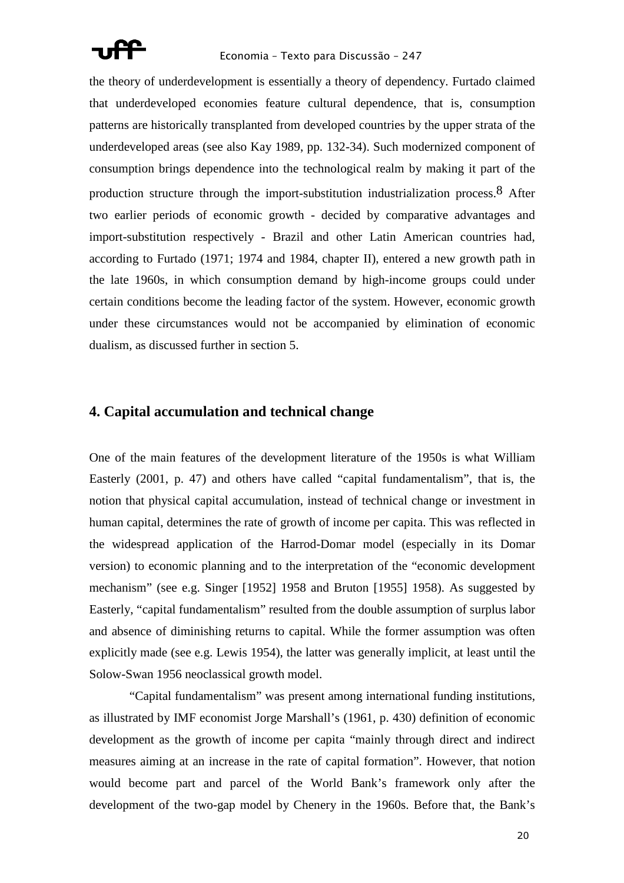the theory of underdevelopment is essentially a theory of dependency. Furtado claimed that underdeveloped economies feature cultural dependence, that is, consumption patterns are historically transplanted from developed countries by the upper strata of the underdeveloped areas (see also Kay 1989, pp. 132-34). Such modernized component of consumption brings dependence into the technological realm by making it part of the production structure through the import-substitution industrialization process.[8] After two earlier periods of economic growth - decided by comparative advantages and import-substitution respectively - Brazil and other Latin American countries had, according to Furtado (1971; 1974 and 1984, chapter II), entered a new growth path in the late 1960s, in which consumption demand by high-income groups could under certain conditions become the leading factor of the system. However, economic growth under these circumstances would not be accompanied by elimination of economic dualism, as discussed further in section 5.

## 4. Capital accumulation and technical change

One of the main features of the development literature of the 1950s is what William Easterly (2001, p. 47) and others have called "capital fundamentalism", that is, the notion that physical capital accumulation, instead of technical change or investment in human capital, determines the rate of growth of income per capita. This was reflected in the widespread application of the Harrod-Domar model (especially in its Domar version) to economic planning and to the interpretation of the "economic development mechanism" (see e.g. Singer [1952] 1958 and Bruton [1955] 1958). As suggested by Easterly, "capital fundamentalism" resulted from the double assumption of surplus labor and absence of diminishing returns to capital. While the former assumption was often explicitly made (see e.g. Lewis 1954), the latter was generally implicit, at least until the Solow-Swan 1956 neoclassical growth model.

"Capital fundamentalism" was present among international funding institutions, as illustrated by IMF economist Jorge Marshall's (1961, p. 430) definition of economic development as the growth of income per capita "mainly through direct and indirect measures aiming at an increase in the rate of capital formation". However, that notion would become part and parcel of the World Bank's framework only after the development of the two-gap model by Chenery in the 1960s. Before that, the Bank's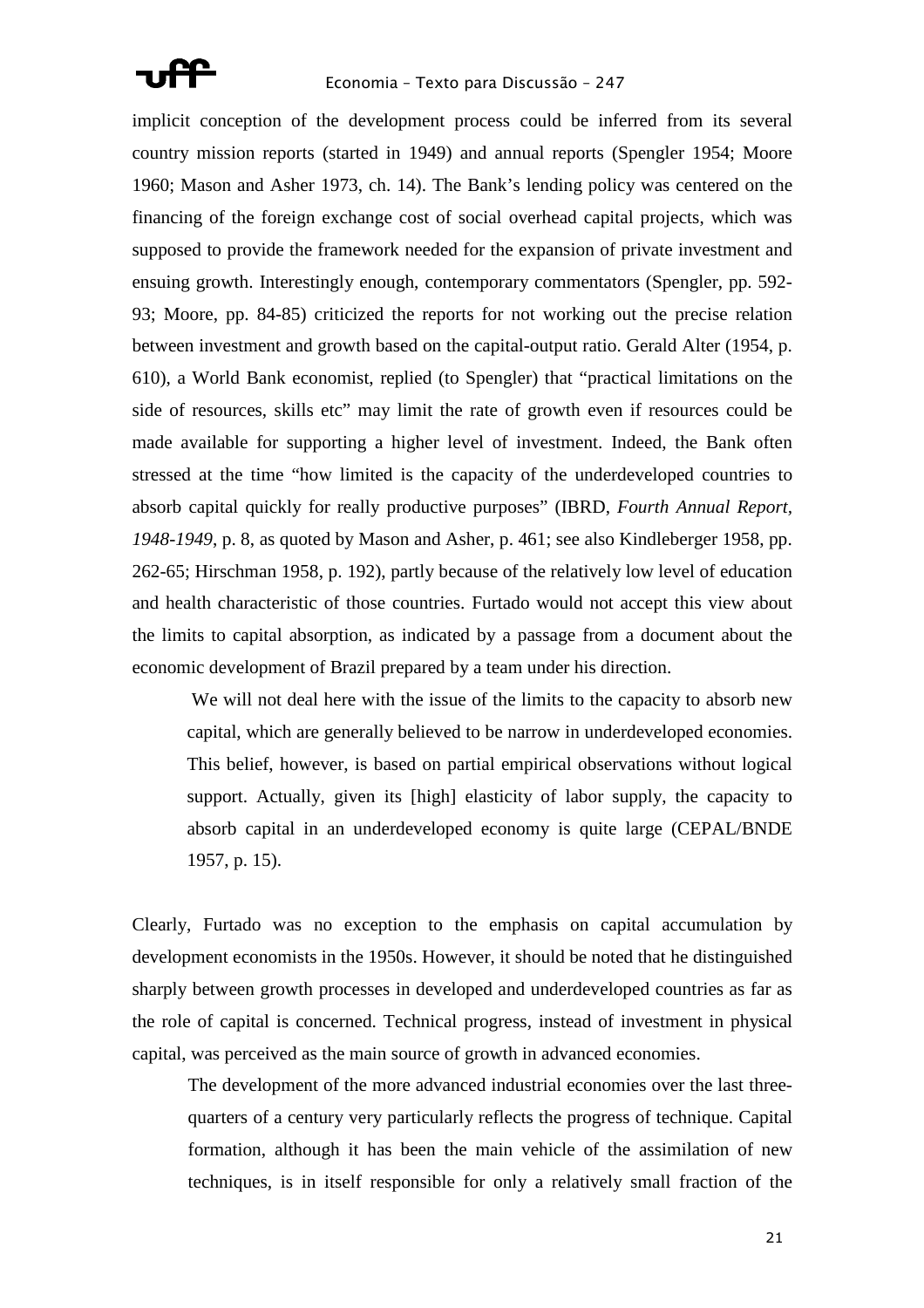implicit conception of the development process could be inferred from its several country mission reports (started in 1949) and annual reports (Spengler 1954; Moore 1960; Mason and Asher 1973, ch. 14). The Bank's lending policy was centered on the financing of the foreign exchange cost of social overhead capital projects, which was supposed to provide the framework needed for the expansion of private investment and ensuing growth. Interestingly enough, contemporary commentators (Spengler, pp. 592-93; Moore, pp. 84-85) criticized the reports for not working out the precise relation between investment and growth based on the capital-output ratio. Gerald Alter (1954, p. 610), a World Bank economist, replied (to Spengler) that "practical limitations on the side of resources, skills etc" may limit the rate of growth even if resources could be made available for supporting a higher level of investment. Indeed, the Bank often stressed at the time "how limited is the capacity of the underdeveloped countries to absorb capital quickly for really productive purposes" (IBRD, *Fourth Annual Report, 1948-1949*, p. 8, as quoted by Mason and Asher, p. 461; see also Kindleberger 1958, pp. 262-65; Hirschman 1958, p. 192), partly because of the relatively low level of education and health characteristic of those countries. Furtado would not accept this view about the limits to capital absorption, as indicated by a passage from a document about the economic development of Brazil prepared by a team under his direction.

> We will not deal here with the issue of the limits to the capacity to absorb new capital, which are generally believed to be narrow in underdeveloped economies. This belief, however, is based on partial empirical observations without logical support. Actually, given its [high] elasticity of labor supply, the capacity to absorb capital in an underdeveloped economy is quite large (CEPAL/BNDE 1957, p. 15).

Clearly, Furtado was no exception to the emphasis on capital accumulation by development economists in the 1950s. However, it should be noted that he distinguished sharply between growth processes in developed and underdeveloped countries as far as the role of capital is concerned. Technical progress, instead of investment in physical capital, was perceived as the main source of growth in advanced economies.

> The development of the more advanced industrial economies over the last three-quarters of a century very particularly reflects the progress of technique. Capital formation, although it has been the main vehicle of the assimilation of new techniques, is in itself responsible for only a relatively small fraction of the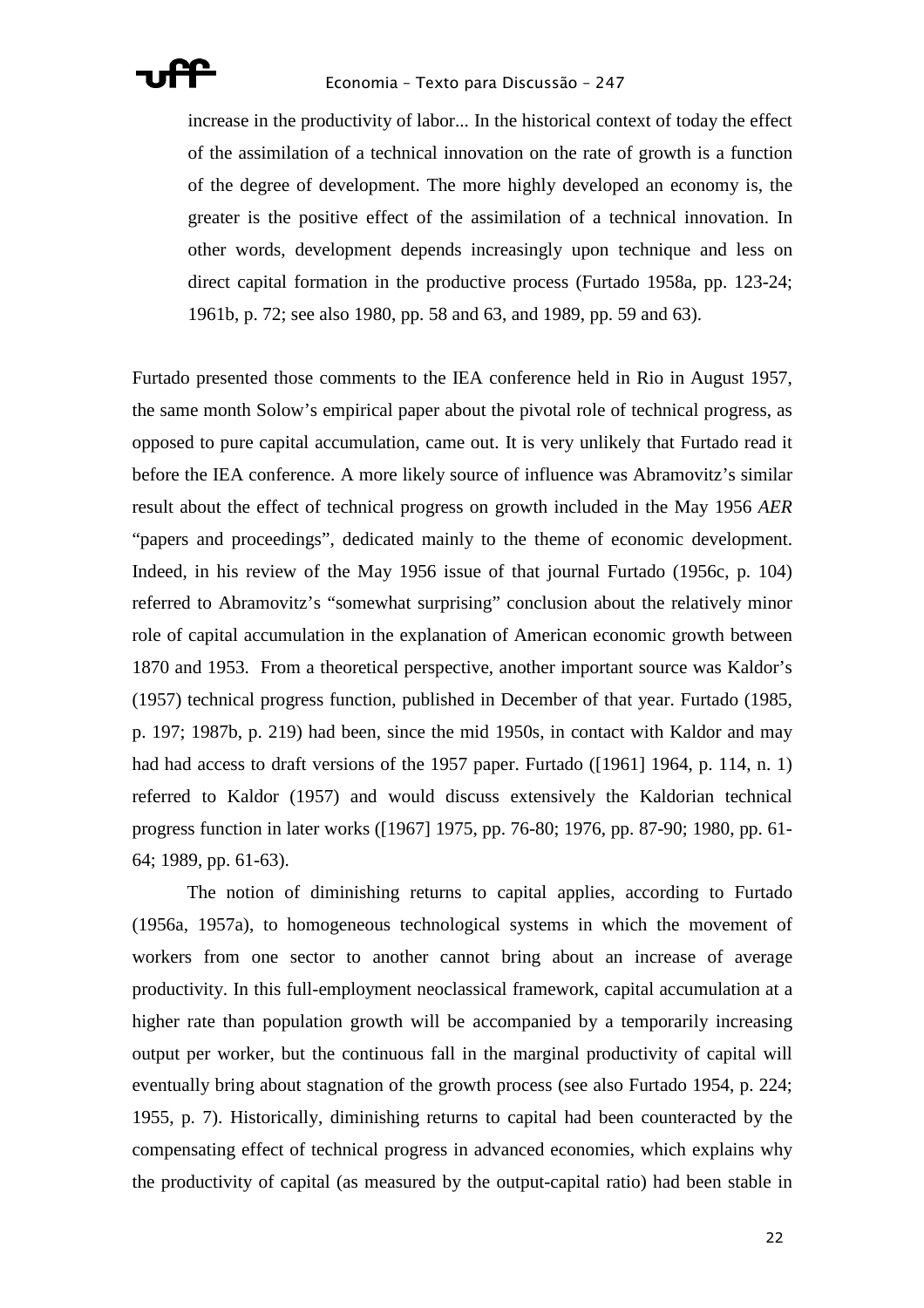> increase in the productivity of labor... In the historical context of today the effect of the assimilation of a technical innovation on the rate of growth is a function of the degree of development. The more highly developed an economy is, the greater is the positive effect of the assimilation of a technical innovation. In other words, development depends increasingly upon technique and less on direct capital formation in the productive process (Furtado 1958a, pp. 123-24; 1961b, p. 72; see also 1980, pp. 58 and 63, and 1989, pp. 59 and 63).

Furtado presented those comments to the IEA conference held in Rio in August 1957, the same month Solow's empirical paper about the pivotal role of technical progress, as opposed to pure capital accumulation, came out. It is very unlikely that Furtado read it before the IEA conference. A more likely source of influence was Abramovitz's similar result about the effect of technical progress on growth included in the May 1956 *AER* "papers and proceedings", dedicated mainly to the theme of economic development. Indeed, in his review of the May 1956 issue of that journal Furtado (1956c, p. 104) referred to Abramovitz's "somewhat surprising" conclusion about the relatively minor role of capital accumulation in the explanation of American economic growth between 1870 and 1953. From a theoretical perspective, another important source was Kaldor's (1957) technical progress function, published in December of that year. Furtado (1985, p. 197; 1987b, p. 219) had been, since the mid 1950s, in contact with Kaldor and may had had access to draft versions of the 1957 paper. Furtado ([1961] 1964, p. 114, n. 1) referred to Kaldor (1957) and would discuss extensively the Kaldorian technical progress function in later works ([1967] 1975, pp. 76-80; 1976, pp. 87-90; 1980, pp. 61-64; 1989, pp. 61-63).

The notion of diminishing returns to capital applies, according to Furtado (1956a, 1957a), to homogeneous technological systems in which the movement of workers from one sector to another cannot bring about an increase of average productivity. In this full-employment neoclassical framework, capital accumulation at a higher rate than population growth will be accompanied by a temporarily increasing output per worker, but the continuous fall in the marginal productivity of capital will eventually bring about stagnation of the growth process (see also Furtado 1954, p. 224; 1955, p. 7). Historically, diminishing returns to capital had been counteracted by the compensating effect of technical progress in advanced economies, which explains why the productivity of capital (as measured by the output-capital ratio) had been stable in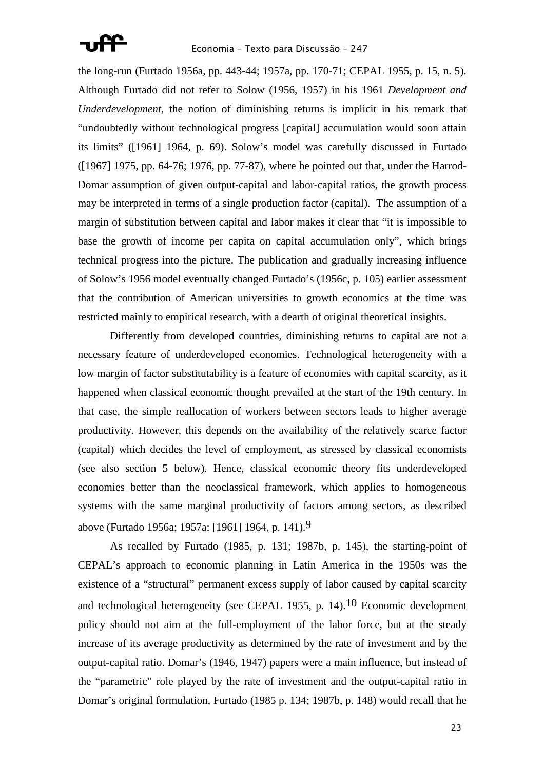the long-run (Furtado 1956a, pp. 443-44; 1957a, pp. 170-71; CEPAL 1955, p. 15, n. 5). Although Furtado did not refer to Solow (1956, 1957) in his 1961 *Development and Underdevelopment*, the notion of diminishing returns is implicit in his remark that "undoubtedly without technological progress [capital] accumulation would soon attain its limits" ([1961] 1964, p. 69). Solow's model was carefully discussed in Furtado ([1967] 1975, pp. 64-76; 1976, pp. 77-87), where he pointed out that, under the Harrod-Domar assumption of given output-capital and labor-capital ratios, the growth process may be interpreted in terms of a single production factor (capital). The assumption of a margin of substitution between capital and labor makes it clear that "it is impossible to base the growth of income per capita on capital accumulation only", which brings technical progress into the picture. The publication and gradually increasing influence of Solow's 1956 model eventually changed Furtado's (1956c, p. 105) earlier assessment that the contribution of American universities to growth economics at the time was restricted mainly to empirical research, with a dearth of original theoretical insights.

Differently from developed countries, diminishing returns to capital are not a necessary feature of underdeveloped economies. Technological heterogeneity with a low margin of factor substitutability is a feature of economies with capital scarcity, as it happened when classical economic thought prevailed at the start of the 19th century. In that case, the simple reallocation of workers between sectors leads to higher average productivity. However, this depends on the availability of the relatively scarce factor (capital) which decides the level of employment, as stressed by classical economists (see also section 5 below). Hence, classical economic theory fits underdeveloped economies better than the neoclassical framework, which applies to homogeneous systems with the same marginal productivity of factors among sectors, as described above (Furtado 1956a; 1957a; [1961] 1964, p. 141).[9]

As recalled by Furtado (1985, p. 131; 1987b, p. 145), the starting-point of CEPAL's approach to economic planning in Latin America in the 1950s was the existence of a "structural" permanent excess supply of labor caused by capital scarcity and technological heterogeneity (see CEPAL 1955, p. 14).[10] Economic development policy should not aim at the full-employment of the labor force, but at the steady increase of its average productivity as determined by the rate of investment and by the output-capital ratio. Domar's (1946, 1947) papers were a main influence, but instead of the "parametric" role played by the rate of investment and the output-capital ratio in Domar's original formulation, Furtado (1985 p. 134; 1987b, p. 148) would recall that he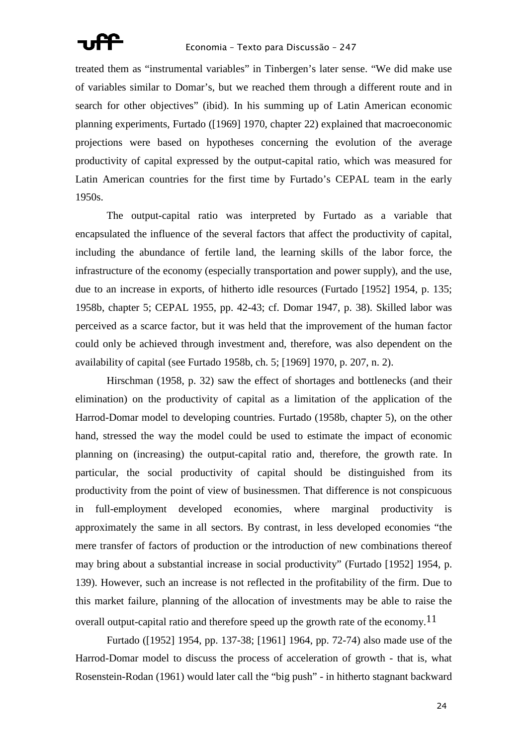treated them as "instrumental variables" in Tinbergen's later sense. "We did make use of variables similar to Domar's, but we reached them through a different route and in search for other objectives" (ibid). In his summing up of Latin American economic planning experiments, Furtado ([1969] 1970, chapter 22) explained that macroeconomic projections were based on hypotheses concerning the evolution of the average productivity of capital expressed by the output-capital ratio, which was measured for Latin American countries for the first time by Furtado's CEPAL team in the early 1950s.

The output-capital ratio was interpreted by Furtado as a variable that encapsulated the influence of the several factors that affect the productivity of capital, including the abundance of fertile land, the learning skills of the labor force, the infrastructure of the economy (especially transportation and power supply), and the use, due to an increase in exports, of hitherto idle resources (Furtado [1952] 1954, p. 135; 1958b, chapter 5; CEPAL 1955, pp. 42-43; cf. Domar 1947, p. 38). Skilled labor was perceived as a scarce factor, but it was held that the improvement of the human factor could only be achieved through investment and, therefore, was also dependent on the availability of capital (see Furtado 1958b, ch. 5; [1969] 1970, p. 207, n. 2).

Hirschman (1958, p. 32) saw the effect of shortages and bottlenecks (and their elimination) on the productivity of capital as a limitation of the application of the Harrod-Domar model to developing countries. Furtado (1958b, chapter 5), on the other hand, stressed the way the model could be used to estimate the impact of economic planning on (increasing) the output-capital ratio and, therefore, the growth rate. In particular, the social productivity of capital should be distinguished from its productivity from the point of view of businessmen. That difference is not conspicuous in full-employment developed economies, where marginal productivity is approximately the same in all sectors. By contrast, in less developed economies "the mere transfer of factors of production or the introduction of new combinations thereof may bring about a substantial increase in social productivity" (Furtado [1952] 1954, p. 139). However, such an increase is not reflected in the profitability of the firm. Due to this market failure, planning of the allocation of investments may be able to raise the overall output-capital ratio and therefore speed up the growth rate of the economy.[11]

Furtado ([1952] 1954, pp. 137-38; [1961] 1964, pp. 72-74) also made use of the Harrod-Domar model to discuss the process of acceleration of growth - that is, what Rosenstein-Rodan (1961) would later call the "big push" - in hitherto stagnant backward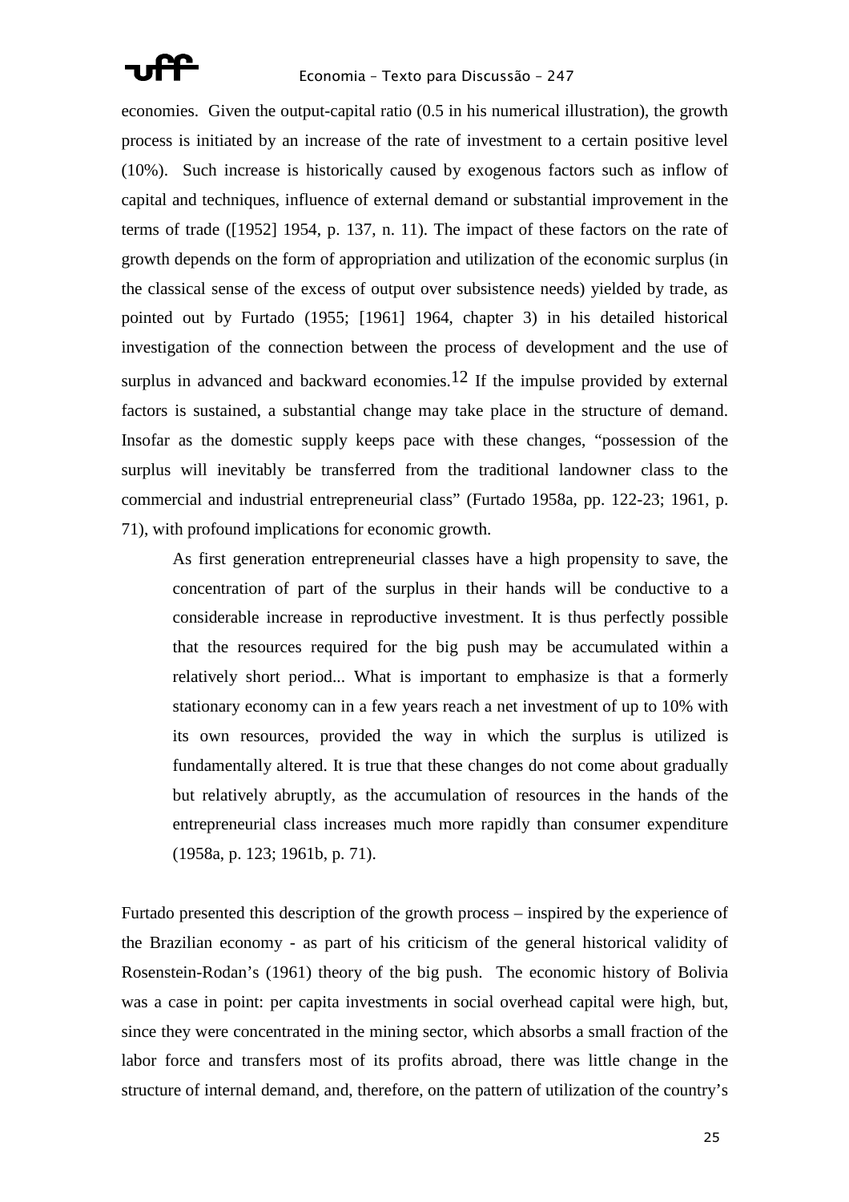economies. Given the output-capital ratio (0.5 in his numerical illustration), the growth process is initiated by an increase of the rate of investment to a certain positive level (10%). Such increase is historically caused by exogenous factors such as inflow of capital and techniques, influence of external demand or substantial improvement in the terms of trade ([1952] 1954, p. 137, n. 11). The impact of these factors on the rate of growth depends on the form of appropriation and utilization of the economic surplus (in the classical sense of the excess of output over subsistence needs) yielded by trade, as pointed out by Furtado (1955; [1961] 1964, chapter 3) in his detailed historical investigation of the connection between the process of development and the use of surplus in advanced and backward economies.[12] If the impulse provided by external factors is sustained, a substantial change may take place in the structure of demand. Insofar as the domestic supply keeps pace with these changes, "possession of the surplus will inevitably be transferred from the traditional landowner class to the commercial and industrial entrepreneurial class" (Furtado 1958a, pp. 122-23; 1961, p. 71), with profound implications for economic growth.

> As first generation entrepreneurial classes have a high propensity to save, the concentration of part of the surplus in their hands will be conductive to a considerable increase in reproductive investment. It is thus perfectly possible that the resources required for the big push may be accumulated within a relatively short period... What is important to emphasize is that a formerly stationary economy can in a few years reach a net investment of up to 10% with its own resources, provided the way in which the surplus is utilized is fundamentally altered. It is true that these changes do not come about gradually but relatively abruptly, as the accumulation of resources in the hands of the entrepreneurial class increases much more rapidly than consumer expenditure (1958a, p. 123; 1961b, p. 71).

Furtado presented this description of the growth process – inspired by the experience of the Brazilian economy - as part of his criticism of the general historical validity of Rosenstein-Rodan's (1961) theory of the big push. The economic history of Bolivia was a case in point: per capita investments in social overhead capital were high, but, since they were concentrated in the mining sector, which absorbs a small fraction of the labor force and transfers most of its profits abroad, there was little change in the structure of internal demand, and, therefore, on the pattern of utilization of the country's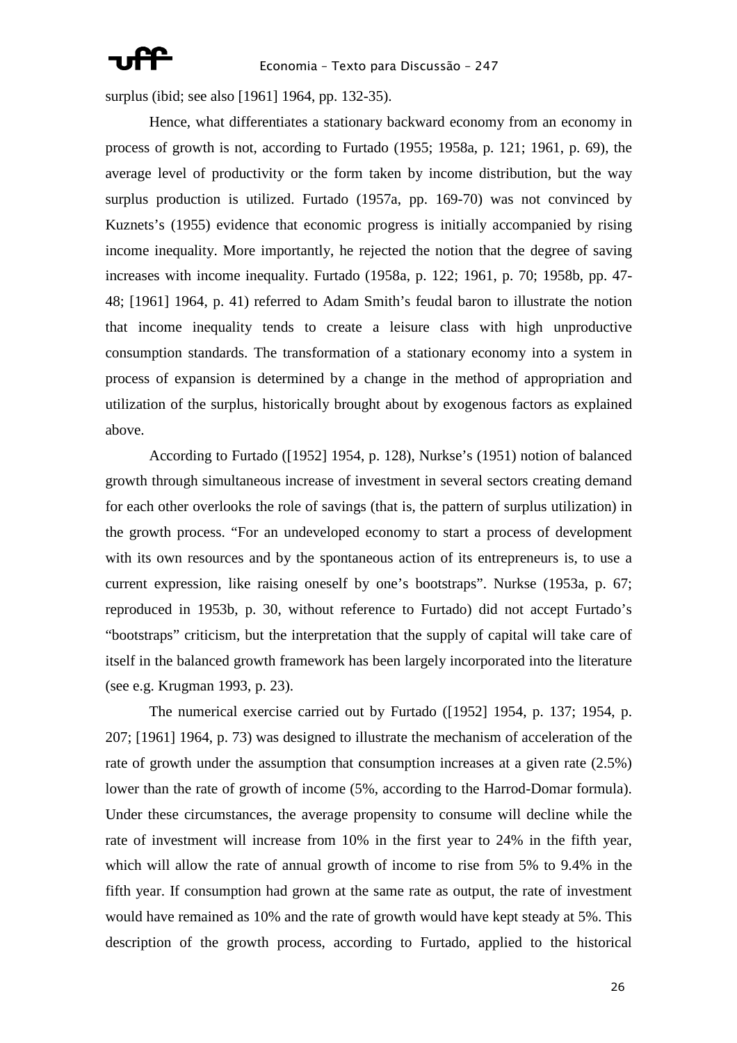surplus (ibid; see also [1961] 1964, pp. 132-35).

Hence, what differentiates a stationary backward economy from an economy in process of growth is not, according to Furtado (1955; 1958a, p. 121; 1961, p. 69), the average level of productivity or the form taken by income distribution, but the way surplus production is utilized. Furtado (1957a, pp. 169-70) was not convinced by Kuznets's (1955) evidence that economic progress is initially accompanied by rising income inequality. More importantly, he rejected the notion that the degree of saving increases with income inequality. Furtado (1958a, p. 122; 1961, p. 70; 1958b, pp. 47-48; [1961] 1964, p. 41) referred to Adam Smith's feudal baron to illustrate the notion that income inequality tends to create a leisure class with high unproductive consumption standards. The transformation of a stationary economy into a system in process of expansion is determined by a change in the method of appropriation and utilization of the surplus, historically brought about by exogenous factors as explained above.

According to Furtado ([1952] 1954, p. 128), Nurkse's (1951) notion of balanced growth through simultaneous increase of investment in several sectors creating demand for each other overlooks the role of savings (that is, the pattern of surplus utilization) in the growth process. "For an undeveloped economy to start a process of development with its own resources and by the spontaneous action of its entrepreneurs is, to use a current expression, like raising oneself by one's bootstraps". Nurkse (1953a, p. 67; reproduced in 1953b, p. 30, without reference to Furtado) did not accept Furtado's "bootstraps" criticism, but the interpretation that the supply of capital will take care of itself in the balanced growth framework has been largely incorporated into the literature (see e.g. Krugman 1993, p. 23).

The numerical exercise carried out by Furtado ([1952] 1954, p. 137; 1954, p. 207; [1961] 1964, p. 73) was designed to illustrate the mechanism of acceleration of the rate of growth under the assumption that consumption increases at a given rate (2.5%) lower than the rate of growth of income (5%, according to the Harrod-Domar formula). Under these circumstances, the average propensity to consume will decline while the rate of investment will increase from 10% in the first year to 24% in the fifth year, which will allow the rate of annual growth of income to rise from 5% to 9.4% in the fifth year. If consumption had grown at the same rate as output, the rate of investment would have remained as 10% and the rate of growth would have kept steady at 5%. This description of the growth process, according to Furtado, applied to the historical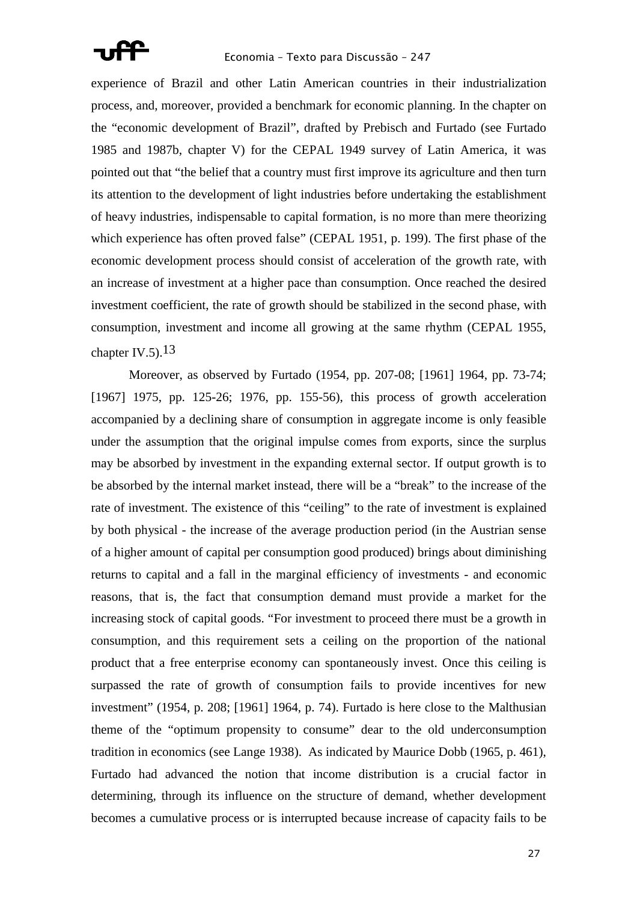experience of Brazil and other Latin American countries in their industrialization process, and, moreover, provided a benchmark for economic planning. In the chapter on the "economic development of Brazil", drafted by Prebisch and Furtado (see Furtado 1985 and 1987b, chapter V) for the CEPAL 1949 survey of Latin America, it was pointed out that "the belief that a country must first improve its agriculture and then turn its attention to the development of light industries before undertaking the establishment of heavy industries, indispensable to capital formation, is no more than mere theorizing which experience has often proved false" (CEPAL 1951, p. 199). The first phase of the economic development process should consist of acceleration of the growth rate, with an increase of investment at a higher pace than consumption. Once reached the desired investment coefficient, the rate of growth should be stabilized in the second phase, with consumption, investment and income all growing at the same rhythm (CEPAL 1955, chapter IV.5).[13]

Moreover, as observed by Furtado (1954, pp. 207-08; [1961] 1964, pp. 73-74; [1967] 1975, pp. 125-26; 1976, pp. 155-56), this process of growth acceleration accompanied by a declining share of consumption in aggregate income is only feasible under the assumption that the original impulse comes from exports, since the surplus may be absorbed by investment in the expanding external sector. If output growth is to be absorbed by the internal market instead, there will be a "break" to the increase of the rate of investment. The existence of this "ceiling" to the rate of investment is explained by both physical - the increase of the average production period (in the Austrian sense of a higher amount of capital per consumption good produced) brings about diminishing returns to capital and a fall in the marginal efficiency of investments - and economic reasons, that is, the fact that consumption demand must provide a market for the increasing stock of capital goods. "For investment to proceed there must be a growth in consumption, and this requirement sets a ceiling on the proportion of the national product that a free enterprise economy can spontaneously invest. Once this ceiling is surpassed the rate of growth of consumption fails to provide incentives for new investment" (1954, p. 208; [1961] 1964, p. 74). Furtado is here close to the Malthusian theme of the "optimum propensity to consume" dear to the old underconsumption tradition in economics (see Lange 1938). As indicated by Maurice Dobb (1965, p. 461), Furtado had advanced the notion that income distribution is a crucial factor in determining, through its influence on the structure of demand, whether development becomes a cumulative process or is interrupted because increase of capacity fails to be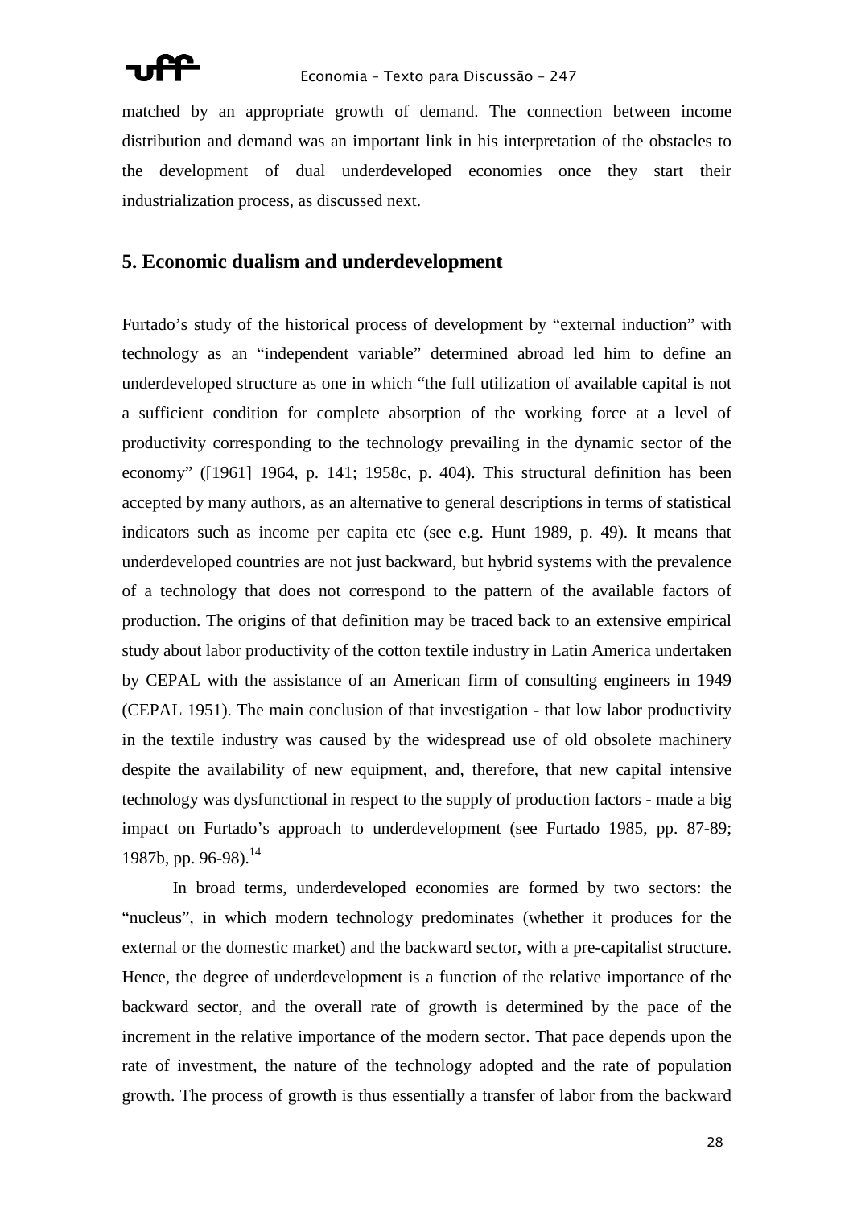matched by an appropriate growth of demand. The connection between income distribution and demand was an important link in his interpretation of the obstacles to the development of dual underdeveloped economies once they start their industrialization process, as discussed next.

## 5. Economic dualism and underdevelopment

Furtado's study of the historical process of development by "external induction" with technology as an "independent variable" determined abroad led him to define an underdeveloped structure as one in which "the full utilization of available capital is not a sufficient condition for complete absorption of the working force at a level of productivity corresponding to the technology prevailing in the dynamic sector of the economy" ([1961] 1964, p. 141; 1958c, p. 404). This structural definition has been accepted by many authors, as an alternative to general descriptions in terms of statistical indicators such as income per capita etc (see e.g. Hunt 1989, p. 49). It means that underdeveloped countries are not just backward, but hybrid systems with the prevalence of a technology that does not correspond to the pattern of the available factors of production. The origins of that definition may be traced back to an extensive empirical study about labor productivity of the cotton textile industry in Latin America undertaken by CEPAL with the assistance of an American firm of consulting engineers in 1949 (CEPAL 1951). The main conclusion of that investigation - that low labor productivity in the textile industry was caused by the widespread use of old obsolete machinery despite the availability of new equipment, and, therefore, that new capital intensive technology was dysfunctional in respect to the supply of production factors - made a big impact on Furtado's approach to underdevelopment (see Furtado 1985, pp. 87-89; 1987b, pp. 96-98).[14]

In broad terms, underdeveloped economies are formed by two sectors: the "nucleus", in which modern technology predominates (whether it produces for the external or the domestic market) and the backward sector, with a pre-capitalist structure. Hence, the degree of underdevelopment is a function of the relative importance of the backward sector, and the overall rate of growth is determined by the pace of the increment in the relative importance of the modern sector. That pace depends upon the rate of investment, the nature of the technology adopted and the rate of population growth. The process of growth is thus essentially a transfer of labor from the backward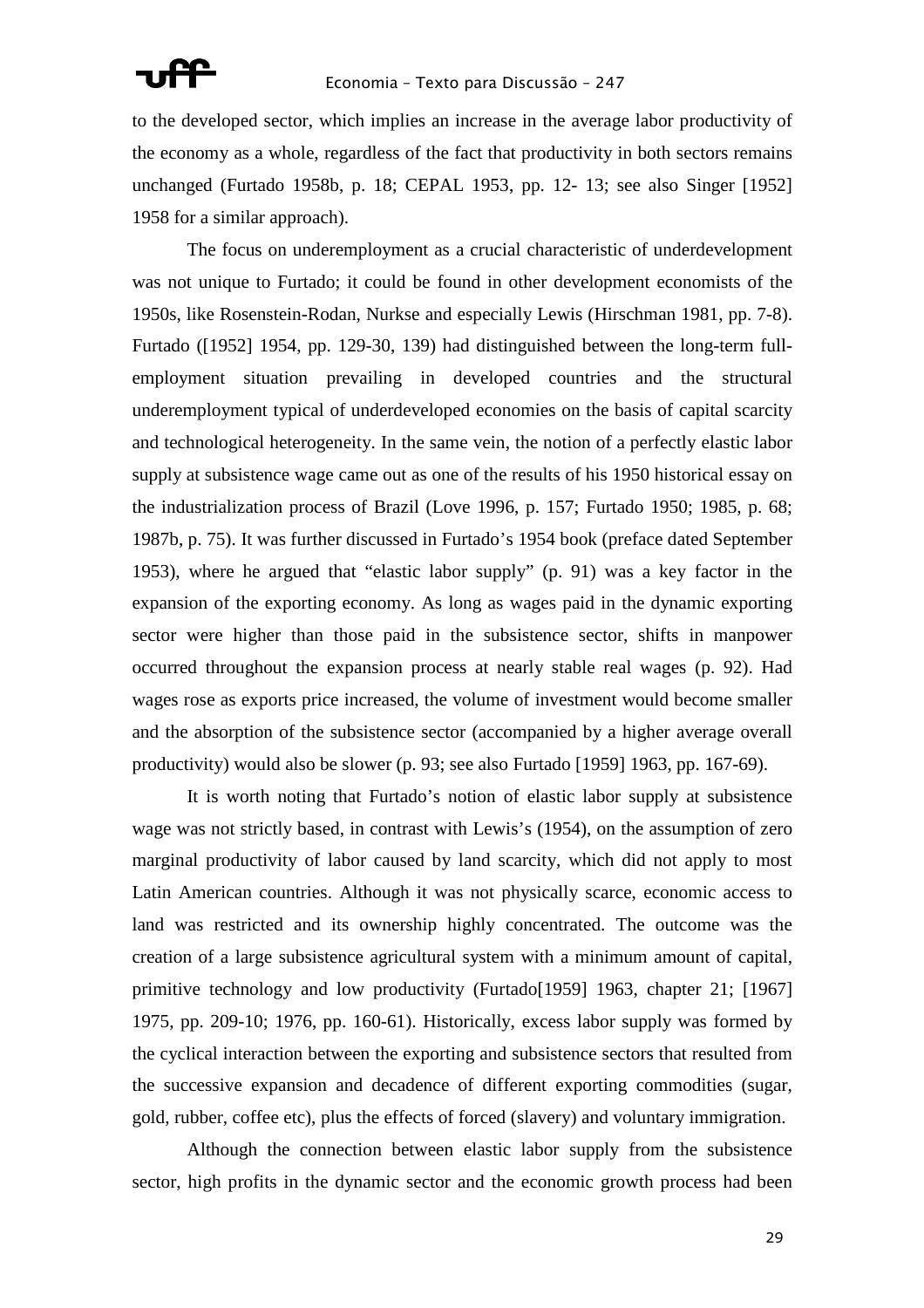to the developed sector, which implies an increase in the average labor productivity of the economy as a whole, regardless of the fact that productivity in both sectors remains unchanged (Furtado 1958b, p. 18; CEPAL 1953, pp. 12- 13; see also Singer [1952] 1958 for a similar approach).

The focus on underemployment as a crucial characteristic of underdevelopment was not unique to Furtado; it could be found in other development economists of the 1950s, like Rosenstein-Rodan, Nurkse and especially Lewis (Hirschman 1981, pp. 7-8). Furtado ([1952] 1954, pp. 129-30, 139) had distinguished between the long-term full-employment situation prevailing in developed countries and the structural underemployment typical of underdeveloped economies on the basis of capital scarcity and technological heterogeneity. In the same vein, the notion of a perfectly elastic labor supply at subsistence wage came out as one of the results of his 1950 historical essay on the industrialization process of Brazil (Love 1996, p. 157; Furtado 1950; 1985, p. 68; 1987b, p. 75). It was further discussed in Furtado's 1954 book (preface dated September 1953), where he argued that "elastic labor supply" (p. 91) was a key factor in the expansion of the exporting economy. As long as wages paid in the dynamic exporting sector were higher than those paid in the subsistence sector, shifts in manpower occurred throughout the expansion process at nearly stable real wages (p. 92). Had wages rose as exports price increased, the volume of investment would become smaller and the absorption of the subsistence sector (accompanied by a higher average overall productivity) would also be slower (p. 93; see also Furtado [1959] 1963, pp. 167-69).

It is worth noting that Furtado's notion of elastic labor supply at subsistence wage was not strictly based, in contrast with Lewis's (1954), on the assumption of zero marginal productivity of labor caused by land scarcity, which did not apply to most Latin American countries. Although it was not physically scarce, economic access to land was restricted and its ownership highly concentrated. The outcome was the creation of a large subsistence agricultural system with a minimum amount of capital, primitive technology and low productivity (Furtado[1959] 1963, chapter 21; [1967] 1975, pp. 209-10; 1976, pp. 160-61). Historically, excess labor supply was formed by the cyclical interaction between the exporting and subsistence sectors that resulted from the successive expansion and decadence of different exporting commodities (sugar, gold, rubber, coffee etc), plus the effects of forced (slavery) and voluntary immigration.

Although the connection between elastic labor supply from the subsistence sector, high profits in the dynamic sector and the economic growth process had been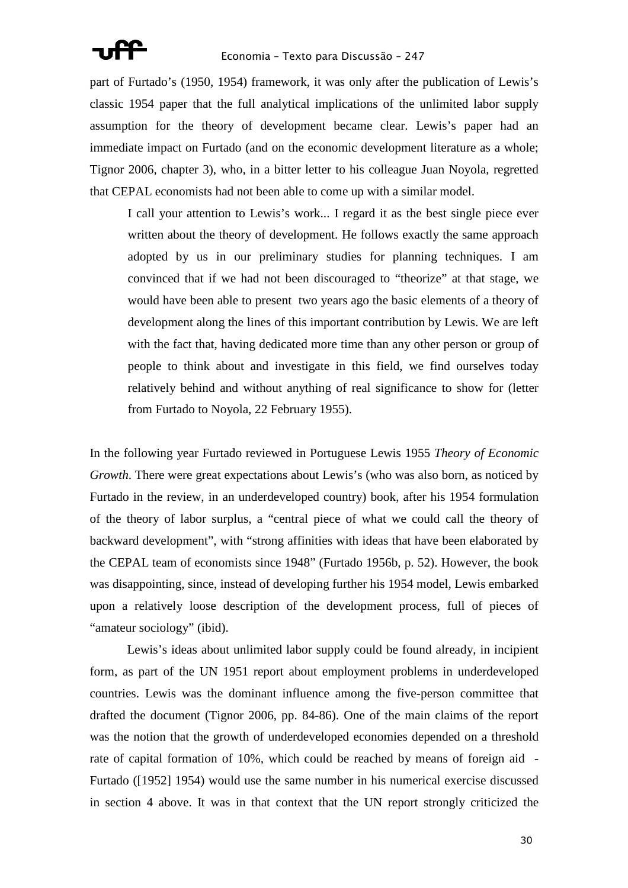part of Furtado's (1950, 1954) framework, it was only after the publication of Lewis's classic 1954 paper that the full analytical implications of the unlimited labor supply assumption for the theory of development became clear. Lewis's paper had an immediate impact on Furtado (and on the economic development literature as a whole; Tignor 2006, chapter 3), who, in a bitter letter to his colleague Juan Noyola, regretted that CEPAL economists had not been able to come up with a similar model.

> I call your attention to Lewis's work... I regard it as the best single piece ever written about the theory of development. He follows exactly the same approach adopted by us in our preliminary studies for planning techniques. I am convinced that if we had not been discouraged to "theorize" at that stage, we would have been able to present two years ago the basic elements of a theory of development along the lines of this important contribution by Lewis. We are left with the fact that, having dedicated more time than any other person or group of people to think about and investigate in this field, we find ourselves today relatively behind and without anything of real significance to show for (letter from Furtado to Noyola, 22 February 1955).

In the following year Furtado reviewed in Portuguese Lewis 1955 *Theory of Economic Growth*. There were great expectations about Lewis's (who was also born, as noticed by Furtado in the review, in an underdeveloped country) book, after his 1954 formulation of the theory of labor surplus, a "central piece of what we could call the theory of backward development", with "strong affinities with ideas that have been elaborated by the CEPAL team of economists since 1948" (Furtado 1956b, p. 52). However, the book was disappointing, since, instead of developing further his 1954 model, Lewis embarked upon a relatively loose description of the development process, full of pieces of "amateur sociology" (ibid).

Lewis's ideas about unlimited labor supply could be found already, in incipient form, as part of the UN 1951 report about employment problems in underdeveloped countries. Lewis was the dominant influence among the five-person committee that drafted the document (Tignor 2006, pp. 84-86). One of the main claims of the report was the notion that the growth of underdeveloped economies depended on a threshold rate of capital formation of 10%, which could be reached by means of foreign aid - Furtado ([1952] 1954) would use the same number in his numerical exercise discussed in section 4 above. It was in that context that the UN report strongly criticized the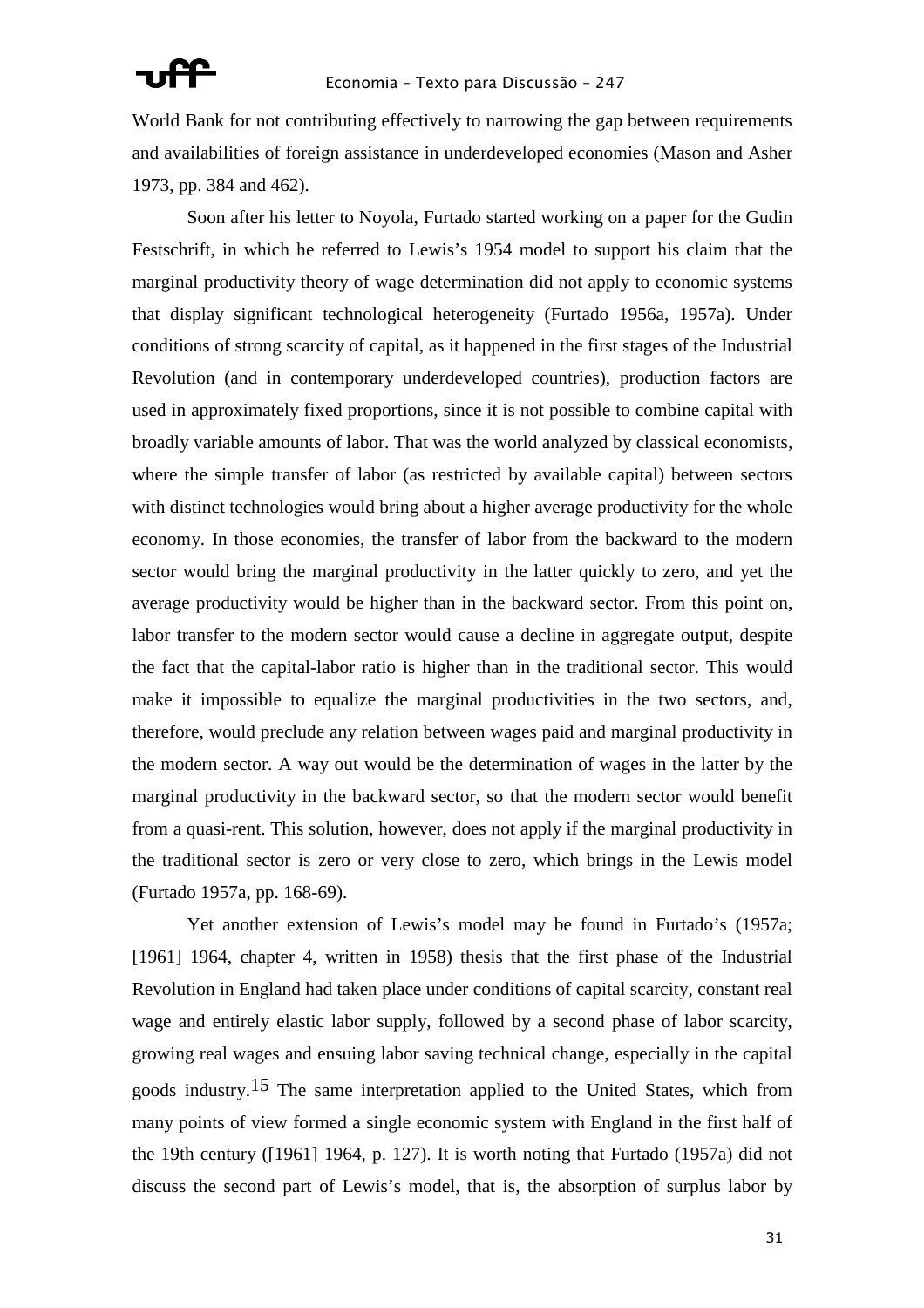World Bank for not contributing effectively to narrowing the gap between requirements and availabilities of foreign assistance in underdeveloped economies (Mason and Asher 1973, pp. 384 and 462).

Soon after his letter to Noyola, Furtado started working on a paper for the Gudin Festschrift, in which he referred to Lewis's 1954 model to support his claim that the marginal productivity theory of wage determination did not apply to economic systems that display significant technological heterogeneity (Furtado 1956a, 1957a). Under conditions of strong scarcity of capital, as it happened in the first stages of the Industrial Revolution (and in contemporary underdeveloped countries), production factors are used in approximately fixed proportions, since it is not possible to combine capital with broadly variable amounts of labor. That was the world analyzed by classical economists, where the simple transfer of labor (as restricted by available capital) between sectors with distinct technologies would bring about a higher average productivity for the whole economy. In those economies, the transfer of labor from the backward to the modern sector would bring the marginal productivity in the latter quickly to zero, and yet the average productivity would be higher than in the backward sector. From this point on, labor transfer to the modern sector would cause a decline in aggregate output, despite the fact that the capital-labor ratio is higher than in the traditional sector. This would make it impossible to equalize the marginal productivities in the two sectors, and, therefore, would preclude any relation between wages paid and marginal productivity in the modern sector. A way out would be the determination of wages in the latter by the marginal productivity in the backward sector, so that the modern sector would benefit from a quasi-rent. This solution, however, does not apply if the marginal productivity in the traditional sector is zero or very close to zero, which brings in the Lewis model (Furtado 1957a, pp. 168-69).

Yet another extension of Lewis's model may be found in Furtado's (1957a; [1961] 1964, chapter 4, written in 1958) thesis that the first phase of the Industrial Revolution in England had taken place under conditions of capital scarcity, constant real wage and entirely elastic labor supply, followed by a second phase of labor scarcity, growing real wages and ensuing labor saving technical change, especially in the capital goods industry.[15] The same interpretation applied to the United States, which from many points of view formed a single economic system with England in the first half of the 19th century ([1961] 1964, p. 127). It is worth noting that Furtado (1957a) did not discuss the second part of Lewis's model, that is, the absorption of surplus labor by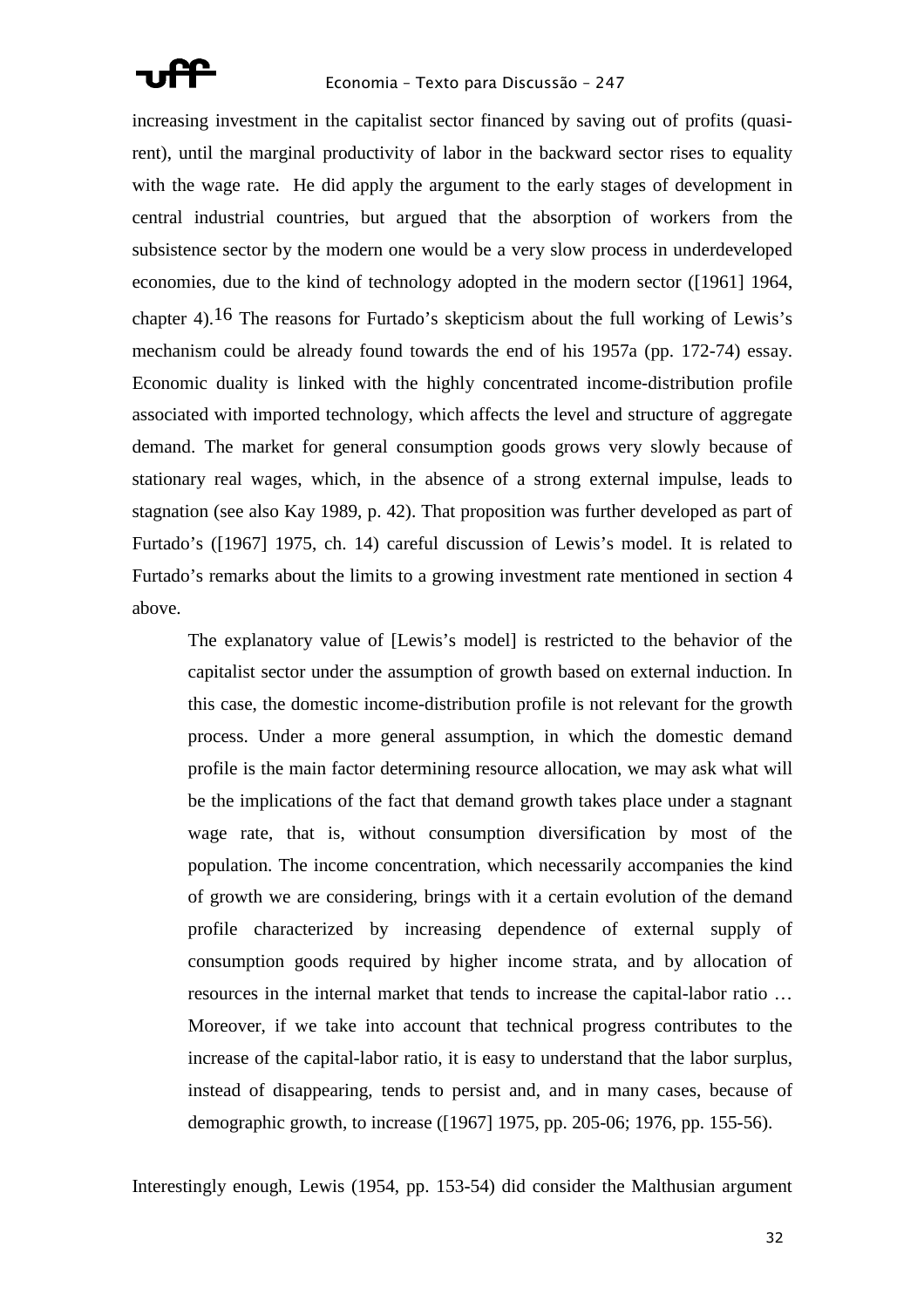increasing investment in the capitalist sector financed by saving out of profits (quasi-rent), until the marginal productivity of labor in the backward sector rises to equality with the wage rate. He did apply the argument to the early stages of development in central industrial countries, but argued that the absorption of workers from the subsistence sector by the modern one would be a very slow process in underdeveloped economies, due to the kind of technology adopted in the modern sector ([1961] 1964, chapter 4).[16] The reasons for Furtado's skepticism about the full working of Lewis's mechanism could be already found towards the end of his 1957a (pp. 172-74) essay. Economic duality is linked with the highly concentrated income-distribution profile associated with imported technology, which affects the level and structure of aggregate demand. The market for general consumption goods grows very slowly because of stationary real wages, which, in the absence of a strong external impulse, leads to stagnation (see also Kay 1989, p. 42). That proposition was further developed as part of Furtado's ([1967] 1975, ch. 14) careful discussion of Lewis's model. It is related to Furtado's remarks about the limits to a growing investment rate mentioned in section 4 above.

> The explanatory value of [Lewis's model] is restricted to the behavior of the capitalist sector under the assumption of growth based on external induction. In this case, the domestic income-distribution profile is not relevant for the growth process. Under a more general assumption, in which the domestic demand profile is the main factor determining resource allocation, we may ask what will be the implications of the fact that demand growth takes place under a stagnant wage rate, that is, without consumption diversification by most of the population. The income concentration, which necessarily accompanies the kind of growth we are considering, brings with it a certain evolution of the demand profile characterized by increasing dependence of external supply of consumption goods required by higher income strata, and by allocation of resources in the internal market that tends to increase the capital-labor ratio … Moreover, if we take into account that technical progress contributes to the increase of the capital-labor ratio, it is easy to understand that the labor surplus, instead of disappearing, tends to persist and, and in many cases, because of demographic growth, to increase ([1967] 1975, pp. 205-06; 1976, pp. 155-56).

Interestingly enough, Lewis (1954, pp. 153-54) did consider the Malthusian argument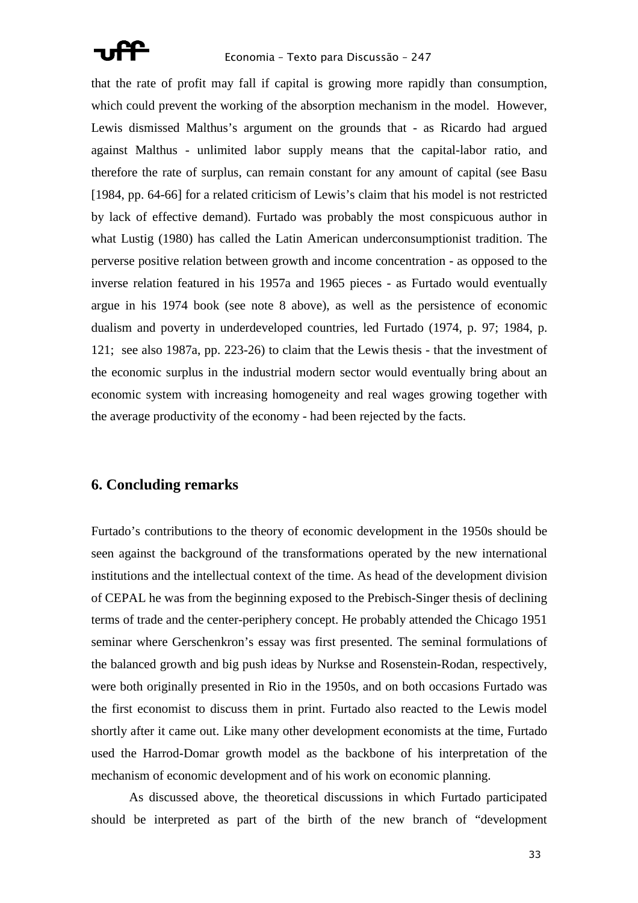that the rate of profit may fall if capital is growing more rapidly than consumption, which could prevent the working of the absorption mechanism in the model. However, Lewis dismissed Malthus's argument on the grounds that - as Ricardo had argued against Malthus - unlimited labor supply means that the capital-labor ratio, and therefore the rate of surplus, can remain constant for any amount of capital (see Basu [1984, pp. 64-66] for a related criticism of Lewis's claim that his model is not restricted by lack of effective demand). Furtado was probably the most conspicuous author in what Lustig (1980) has called the Latin American underconsumptionist tradition. The perverse positive relation between growth and income concentration - as opposed to the inverse relation featured in his 1957a and 1965 pieces - as Furtado would eventually argue in his 1974 book (see note 8 above), as well as the persistence of economic dualism and poverty in underdeveloped countries, led Furtado (1974, p. 97; 1984, p. 121; see also 1987a, pp. 223-26) to claim that the Lewis thesis - that the investment of the economic surplus in the industrial modern sector would eventually bring about an economic system with increasing homogeneity and real wages growing together with the average productivity of the economy - had been rejected by the facts.

## 6. Concluding remarks

Furtado's contributions to the theory of economic development in the 1950s should be seen against the background of the transformations operated by the new international institutions and the intellectual context of the time. As head of the development division of CEPAL he was from the beginning exposed to the Prebisch-Singer thesis of declining terms of trade and the center-periphery concept. He probably attended the Chicago 1951 seminar where Gerschenkron's essay was first presented. The seminal formulations of the balanced growth and big push ideas by Nurkse and Rosenstein-Rodan, respectively, were both originally presented in Rio in the 1950s, and on both occasions Furtado was the first economist to discuss them in print. Furtado also reacted to the Lewis model shortly after it came out. Like many other development economists at the time, Furtado used the Harrod-Domar growth model as the backbone of his interpretation of the mechanism of economic development and of his work on economic planning.

As discussed above, the theoretical discussions in which Furtado participated should be interpreted as part of the birth of the new branch of "development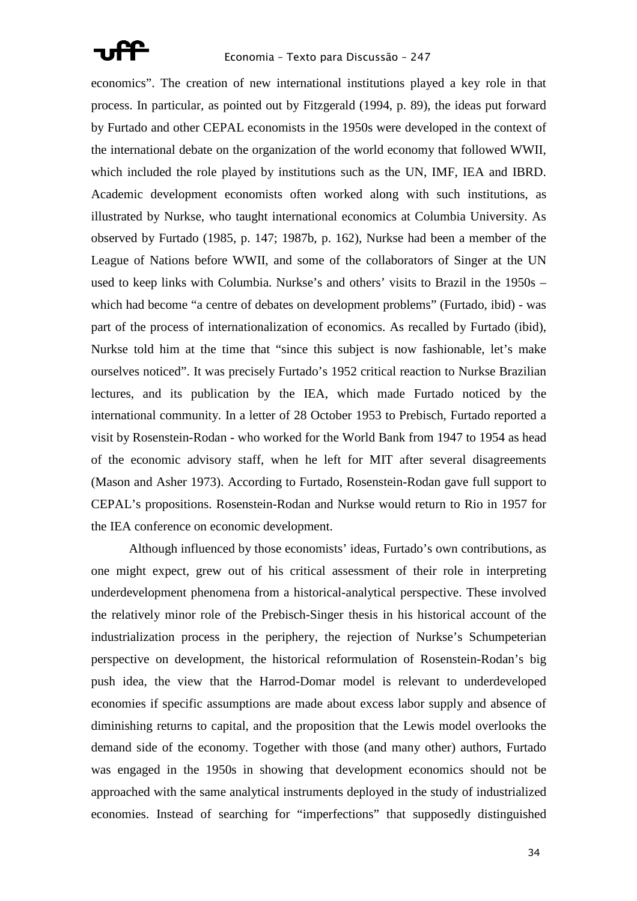economics". The creation of new international institutions played a key role in that process. In particular, as pointed out by Fitzgerald (1994, p. 89), the ideas put forward by Furtado and other CEPAL economists in the 1950s were developed in the context of the international debate on the organization of the world economy that followed WWII, which included the role played by institutions such as the UN, IMF, IEA and IBRD. Academic development economists often worked along with such institutions, as illustrated by Nurkse, who taught international economics at Columbia University. As observed by Furtado (1985, p. 147; 1987b, p. 162), Nurkse had been a member of the League of Nations before WWII, and some of the collaborators of Singer at the UN used to keep links with Columbia. Nurkse's and others' visits to Brazil in the 1950s – which had become "a centre of debates on development problems" (Furtado, ibid) - was part of the process of internationalization of economics. As recalled by Furtado (ibid), Nurkse told him at the time that "since this subject is now fashionable, let's make ourselves noticed". It was precisely Furtado's 1952 critical reaction to Nurkse Brazilian lectures, and its publication by the IEA, which made Furtado noticed by the international community. In a letter of 28 October 1953 to Prebisch, Furtado reported a visit by Rosenstein-Rodan - who worked for the World Bank from 1947 to 1954 as head of the economic advisory staff, when he left for MIT after several disagreements (Mason and Asher 1973). According to Furtado, Rosenstein-Rodan gave full support to CEPAL's propositions. Rosenstein-Rodan and Nurkse would return to Rio in 1957 for the IEA conference on economic development.

Although influenced by those economists' ideas, Furtado's own contributions, as one might expect, grew out of his critical assessment of their role in interpreting underdevelopment phenomena from a historical-analytical perspective. These involved the relatively minor role of the Prebisch-Singer thesis in his historical account of the industrialization process in the periphery, the rejection of Nurkse's Schumpeterian perspective on development, the historical reformulation of Rosenstein-Rodan's big push idea, the view that the Harrod-Domar model is relevant to underdeveloped economies if specific assumptions are made about excess labor supply and absence of diminishing returns to capital, and the proposition that the Lewis model overlooks the demand side of the economy. Together with those (and many other) authors, Furtado was engaged in the 1950s in showing that development economics should not be approached with the same analytical instruments deployed in the study of industrialized economies. Instead of searching for "imperfections" that supposedly distinguished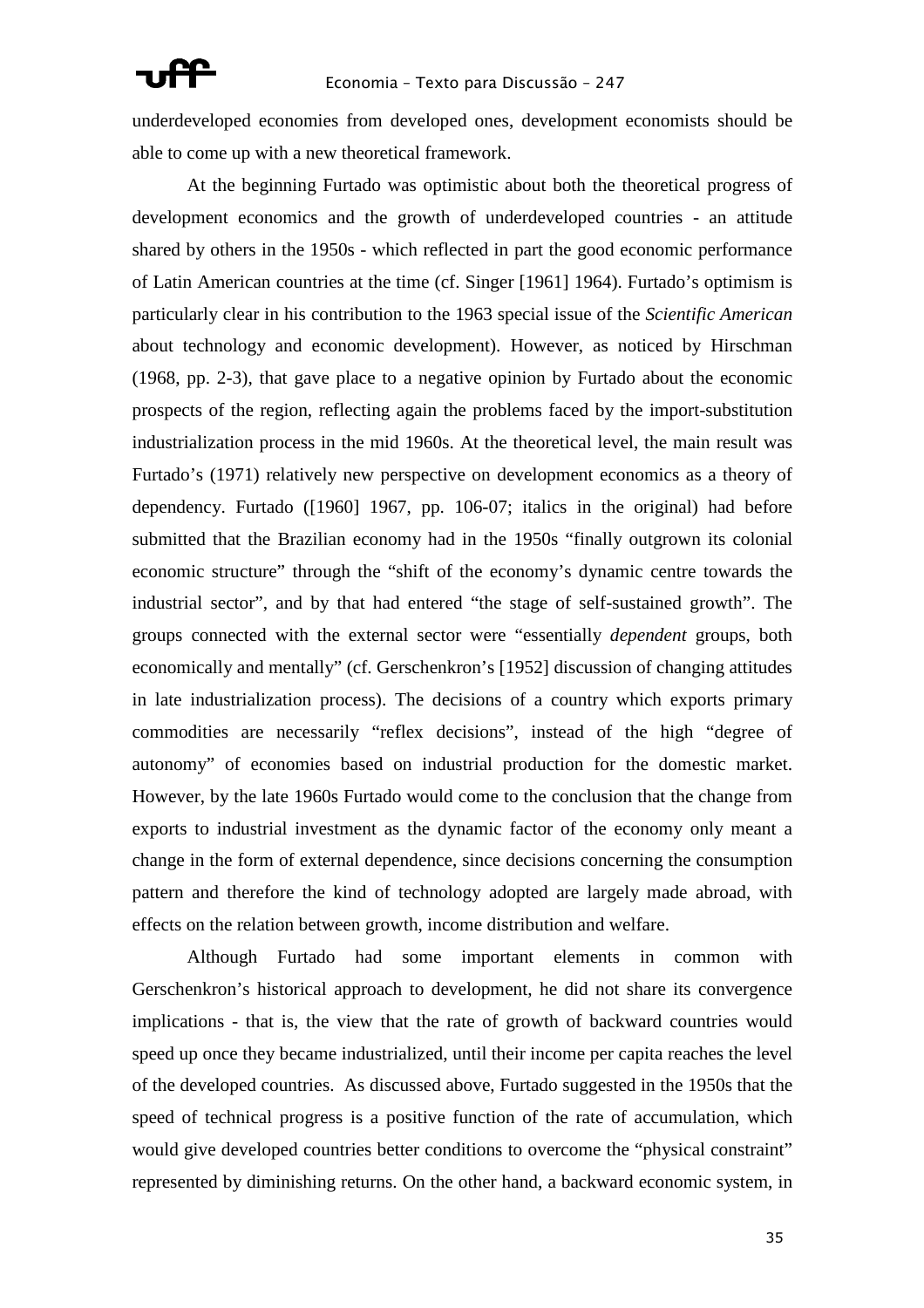underdeveloped economies from developed ones, development economists should be able to come up with a new theoretical framework.

At the beginning Furtado was optimistic about both the theoretical progress of development economics and the growth of underdeveloped countries - an attitude shared by others in the 1950s - which reflected in part the good economic performance of Latin American countries at the time (cf. Singer [1961] 1964). Furtado's optimism is particularly clear in his contribution to the 1963 special issue of the *Scientific American* about technology and economic development). However, as noticed by Hirschman (1968, pp. 2-3), that gave place to a negative opinion by Furtado about the economic prospects of the region, reflecting again the problems faced by the import-substitution industrialization process in the mid 1960s. At the theoretical level, the main result was Furtado's (1971) relatively new perspective on development economics as a theory of dependency. Furtado ([1960] 1967, pp. 106-07; italics in the original) had before submitted that the Brazilian economy had in the 1950s "finally outgrown its colonial economic structure" through the "shift of the economy's dynamic centre towards the industrial sector", and by that had entered "the stage of self-sustained growth". The groups connected with the external sector were "essentially *dependent* groups, both economically and mentally" (cf. Gerschenkron's [1952] discussion of changing attitudes in late industrialization process). The decisions of a country which exports primary commodities are necessarily "reflex decisions", instead of the high "degree of autonomy" of economies based on industrial production for the domestic market. However, by the late 1960s Furtado would come to the conclusion that the change from exports to industrial investment as the dynamic factor of the economy only meant a change in the form of external dependence, since decisions concerning the consumption pattern and therefore the kind of technology adopted are largely made abroad, with effects on the relation between growth, income distribution and welfare.

Although Furtado had some important elements in common with Gerschenkron's historical approach to development, he did not share its convergence implications - that is, the view that the rate of growth of backward countries would speed up once they became industrialized, until their income per capita reaches the level of the developed countries. As discussed above, Furtado suggested in the 1950s that the speed of technical progress is a positive function of the rate of accumulation, which would give developed countries better conditions to overcome the "physical constraint" represented by diminishing returns. On the other hand, a backward economic system, in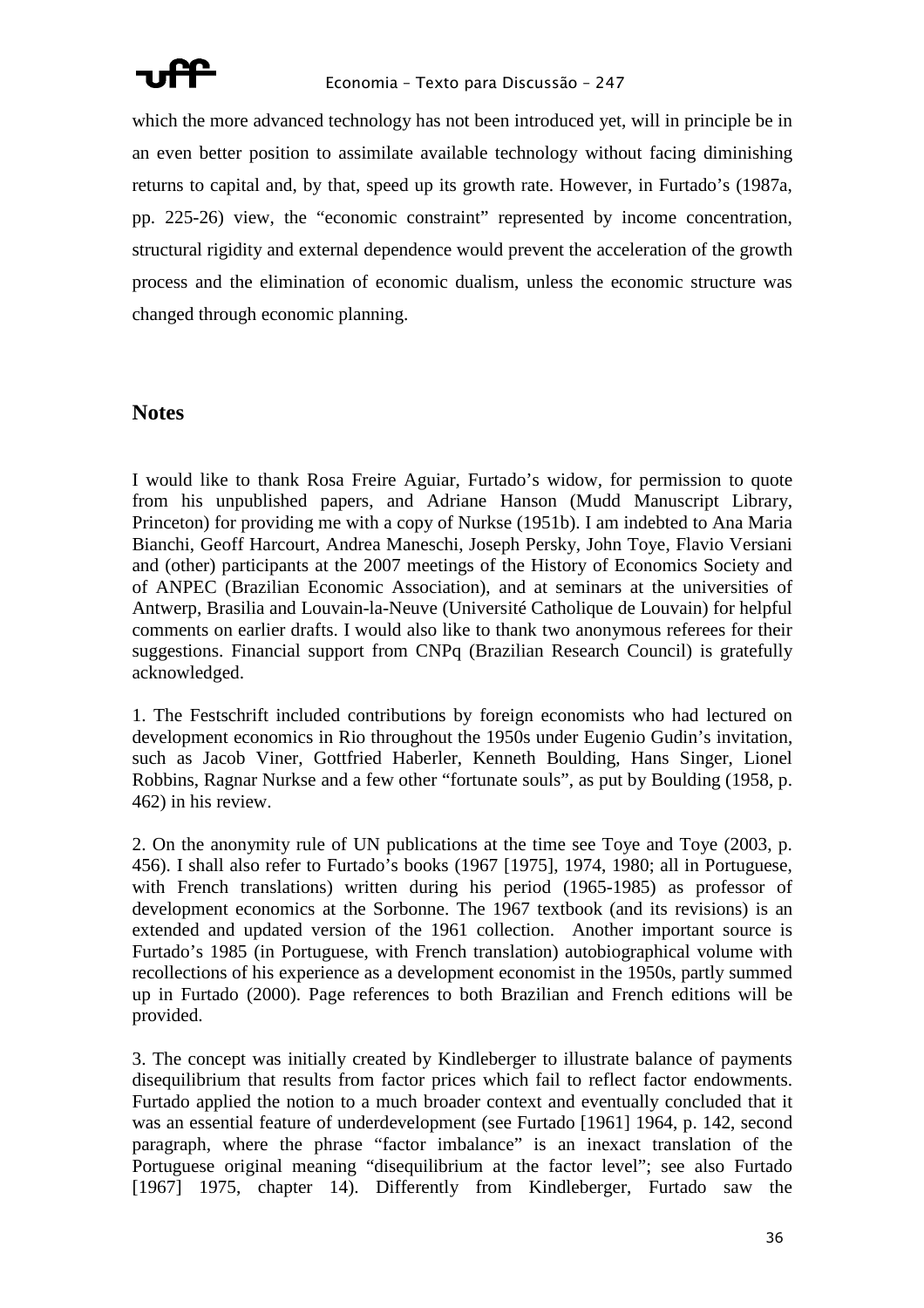which the more advanced technology has not been introduced yet, will in principle be in an even better position to assimilate available technology without facing diminishing returns to capital and, by that, speed up its growth rate. However, in Furtado's (1987a, pp. 225-26) view, the "economic constraint" represented by income concentration, structural rigidity and external dependence would prevent the acceleration of the growth process and the elimination of economic dualism, unless the economic structure was changed through economic planning.

## Notes

I would like to thank Rosa Freire Aguiar, Furtado's widow, for permission to quote from his unpublished papers, and Adriane Hanson (Mudd Manuscript Library, Princeton) for providing me with a copy of Nurkse (1951b). I am indebted to Ana Maria Bianchi, Geoff Harcourt, Andrea Maneschi, Joseph Persky, John Toye, Flavio Versiani and (other) participants at the 2007 meetings of the History of Economics Society and of ANPEC (Brazilian Economic Association), and at seminars at the universities of Antwerp, Brasilia and Louvain-la-Neuve (Université Catholique de Louvain) for helpful comments on earlier drafts. I would also like to thank two anonymous referees for their suggestions. Financial support from CNPq (Brazilian Research Council) is gratefully acknowledged.

1. The Festschrift included contributions by foreign economists who had lectured on development economics in Rio throughout the 1950s under Eugenio Gudin's invitation, such as Jacob Viner, Gottfried Haberler, Kenneth Boulding, Hans Singer, Lionel Robbins, Ragnar Nurkse and a few other "fortunate souls", as put by Boulding (1958, p. 462) in his review.

2. On the anonymity rule of UN publications at the time see Toye and Toye (2003, p. 456). I shall also refer to Furtado's books (1967 [1975], 1974, 1980; all in Portuguese, with French translations) written during his period (1965-1985) as professor of development economics at the Sorbonne. The 1967 textbook (and its revisions) is an extended and updated version of the 1961 collection. Another important source is Furtado's 1985 (in Portuguese, with French translation) autobiographical volume with recollections of his experience as a development economist in the 1950s, partly summed up in Furtado (2000). Page references to both Brazilian and French editions will be provided.

3. The concept was initially created by Kindleberger to illustrate balance of payments disequilibrium that results from factor prices which fail to reflect factor endowments. Furtado applied the notion to a much broader context and eventually concluded that it was an essential feature of underdevelopment (see Furtado [1961] 1964, p. 142, second paragraph, where the phrase "factor imbalance" is an inexact translation of the Portuguese original meaning "disequilibrium at the factor level"; see also Furtado [1967] 1975, chapter 14). Differently from Kindleberger, Furtado saw the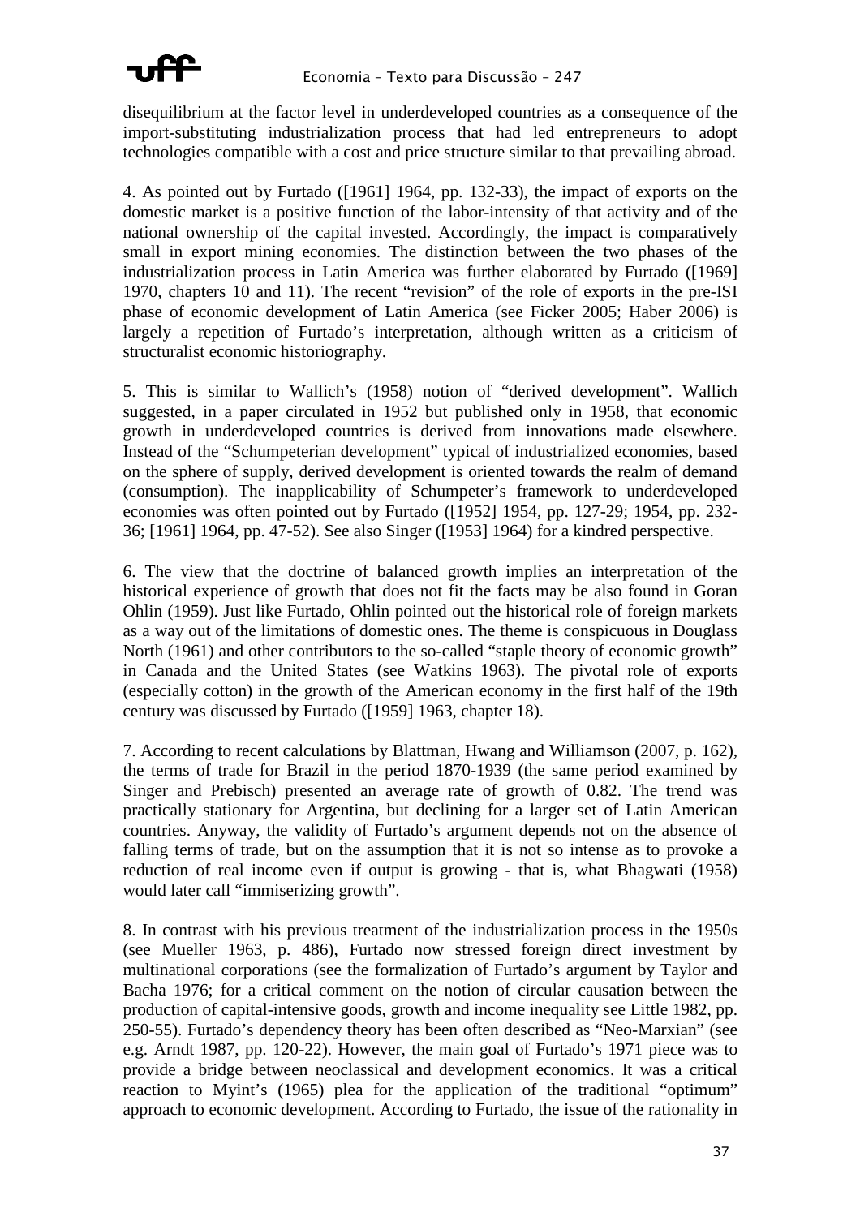disequilibrium at the factor level in underdeveloped countries as a consequence of the import-substituting industrialization process that had led entrepreneurs to adopt technologies compatible with a cost and price structure similar to that prevailing abroad.

4. As pointed out by Furtado ([1961] 1964, pp. 132-33), the impact of exports on the domestic market is a positive function of the labor-intensity of that activity and of the national ownership of the capital invested. Accordingly, the impact is comparatively small in export mining economies. The distinction between the two phases of the industrialization process in Latin America was further elaborated by Furtado ([1969] 1970, chapters 10 and 11). The recent "revision" of the role of exports in the pre-ISI phase of economic development of Latin America (see Ficker 2005; Haber 2006) is largely a repetition of Furtado's interpretation, although written as a criticism of structuralist economic historiography.

5. This is similar to Wallich's (1958) notion of "derived development". Wallich suggested, in a paper circulated in 1952 but published only in 1958, that economic growth in underdeveloped countries is derived from innovations made elsewhere. Instead of the "Schumpeterian development" typical of industrialized economies, based on the sphere of supply, derived development is oriented towards the realm of demand (consumption). The inapplicability of Schumpeter's framework to underdeveloped economies was often pointed out by Furtado ([1952] 1954, pp. 127-29; 1954, pp. 232-36; [1961] 1964, pp. 47-52). See also Singer ([1953] 1964) for a kindred perspective.

6. The view that the doctrine of balanced growth implies an interpretation of the historical experience of growth that does not fit the facts may be also found in Goran Ohlin (1959). Just like Furtado, Ohlin pointed out the historical role of foreign markets as a way out of the limitations of domestic ones. The theme is conspicuous in Douglass North (1961) and other contributors to the so-called "staple theory of economic growth" in Canada and the United States (see Watkins 1963). The pivotal role of exports (especially cotton) in the growth of the American economy in the first half of the 19th century was discussed by Furtado ([1959] 1963, chapter 18).

7. According to recent calculations by Blattman, Hwang and Williamson (2007, p. 162), the terms of trade for Brazil in the period 1870-1939 (the same period examined by Singer and Prebisch) presented an average rate of growth of 0.82. The trend was practically stationary for Argentina, but declining for a larger set of Latin American countries. Anyway, the validity of Furtado's argument depends not on the absence of falling terms of trade, but on the assumption that it is not so intense as to provoke a reduction of real income even if output is growing - that is, what Bhagwati (1958) would later call "immiserizing growth".

8. In contrast with his previous treatment of the industrialization process in the 1950s (see Mueller 1963, p. 486), Furtado now stressed foreign direct investment by multinational corporations (see the formalization of Furtado's argument by Taylor and Bacha 1976; for a critical comment on the notion of circular causation between the production of capital-intensive goods, growth and income inequality see Little 1982, pp. 250-55). Furtado's dependency theory has been often described as "Neo-Marxian" (see e.g. Arndt 1987, pp. 120-22). However, the main goal of Furtado's 1971 piece was to provide a bridge between neoclassical and development economics. It was a critical reaction to Myint's (1965) plea for the application of the traditional "optimum" approach to economic development. According to Furtado, the issue of the rationality in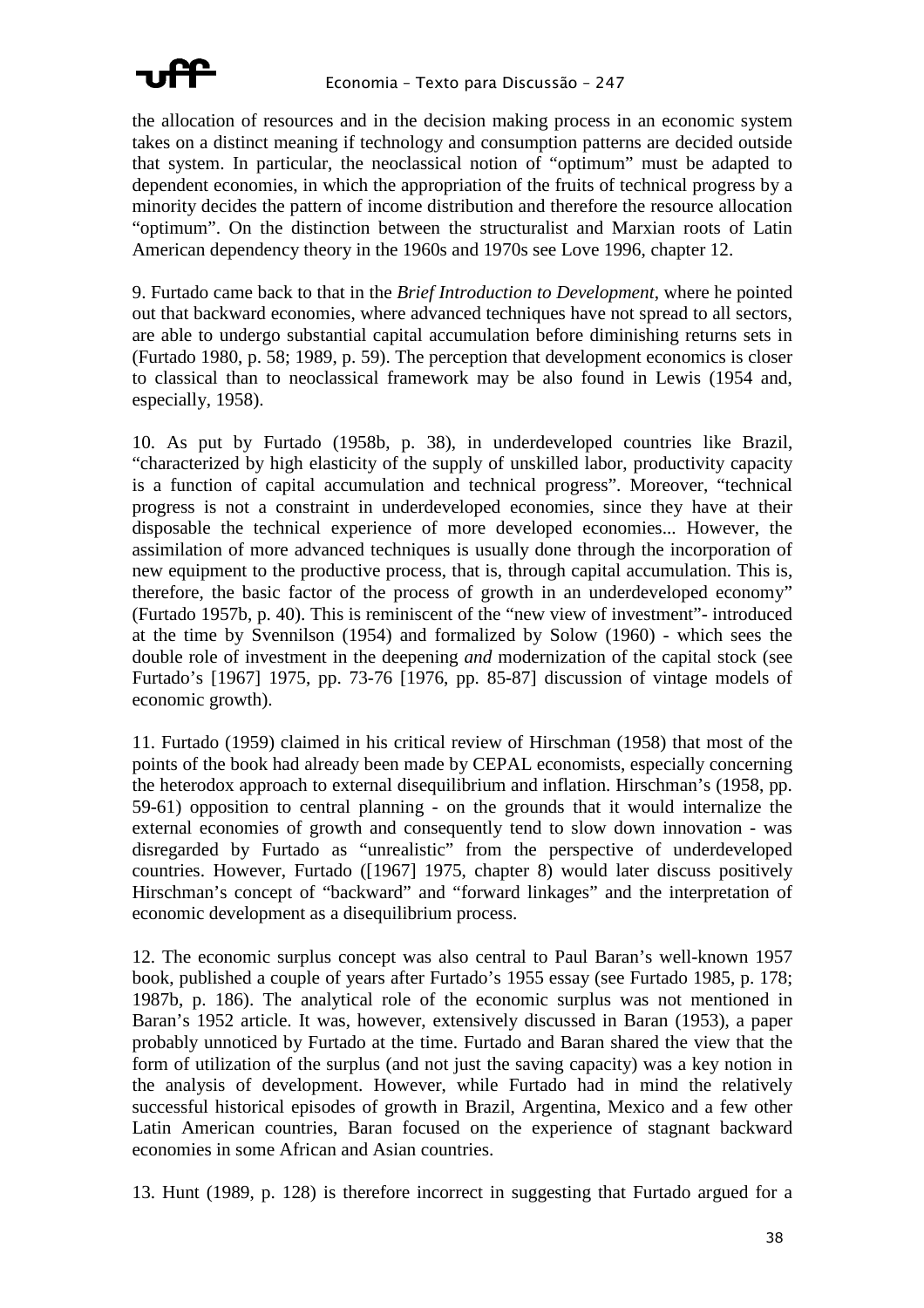the allocation of resources and in the decision making process in an economic system takes on a distinct meaning if technology and consumption patterns are decided outside that system. In particular, the neoclassical notion of "optimum" must be adapted to dependent economies, in which the appropriation of the fruits of technical progress by a minority decides the pattern of income distribution and therefore the resource allocation "optimum". On the distinction between the structuralist and Marxian roots of Latin American dependency theory in the 1960s and 1970s see Love 1996, chapter 12.

9. Furtado came back to that in the *Brief Introduction to Development*, where he pointed out that backward economies, where advanced techniques have not spread to all sectors, are able to undergo substantial capital accumulation before diminishing returns sets in (Furtado 1980, p. 58; 1989, p. 59). The perception that development economics is closer to classical than to neoclassical framework may be also found in Lewis (1954 and, especially, 1958).

10. As put by Furtado (1958b, p. 38), in underdeveloped countries like Brazil, "characterized by high elasticity of the supply of unskilled labor, productivity capacity is a function of capital accumulation and technical progress". Moreover, "technical progress is not a constraint in underdeveloped economies, since they have at their disposable the technical experience of more developed economies... However, the assimilation of more advanced techniques is usually done through the incorporation of new equipment to the productive process, that is, through capital accumulation. This is, therefore, the basic factor of the process of growth in an underdeveloped economy" (Furtado 1957b, p. 40). This is reminiscent of the "new view of investment"- introduced at the time by Svennilson (1954) and formalized by Solow (1960) - which sees the double role of investment in the deepening *and* modernization of the capital stock (see Furtado's [1967] 1975, pp. 73-76 [1976, pp. 85-87] discussion of vintage models of economic growth).

11. Furtado (1959) claimed in his critical review of Hirschman (1958) that most of the points of the book had already been made by CEPAL economists, especially concerning the heterodox approach to external disequilibrium and inflation. Hirschman's (1958, pp. 59-61) opposition to central planning - on the grounds that it would internalize the external economies of growth and consequently tend to slow down innovation - was disregarded by Furtado as "unrealistic" from the perspective of underdeveloped countries. However, Furtado ([1967] 1975, chapter 8) would later discuss positively Hirschman's concept of "backward" and "forward linkages" and the interpretation of economic development as a disequilibrium process.

12. The economic surplus concept was also central to Paul Baran's well-known 1957 book, published a couple of years after Furtado's 1955 essay (see Furtado 1985, p. 178; 1987b, p. 186). The analytical role of the economic surplus was not mentioned in Baran's 1952 article. It was, however, extensively discussed in Baran (1953), a paper probably unnoticed by Furtado at the time. Furtado and Baran shared the view that the form of utilization of the surplus (and not just the saving capacity) was a key notion in the analysis of development. However, while Furtado had in mind the relatively successful historical episodes of growth in Brazil, Argentina, Mexico and a few other Latin American countries, Baran focused on the experience of stagnant backward economies in some African and Asian countries.

13. Hunt (1989, p. 128) is therefore incorrect in suggesting that Furtado argued for a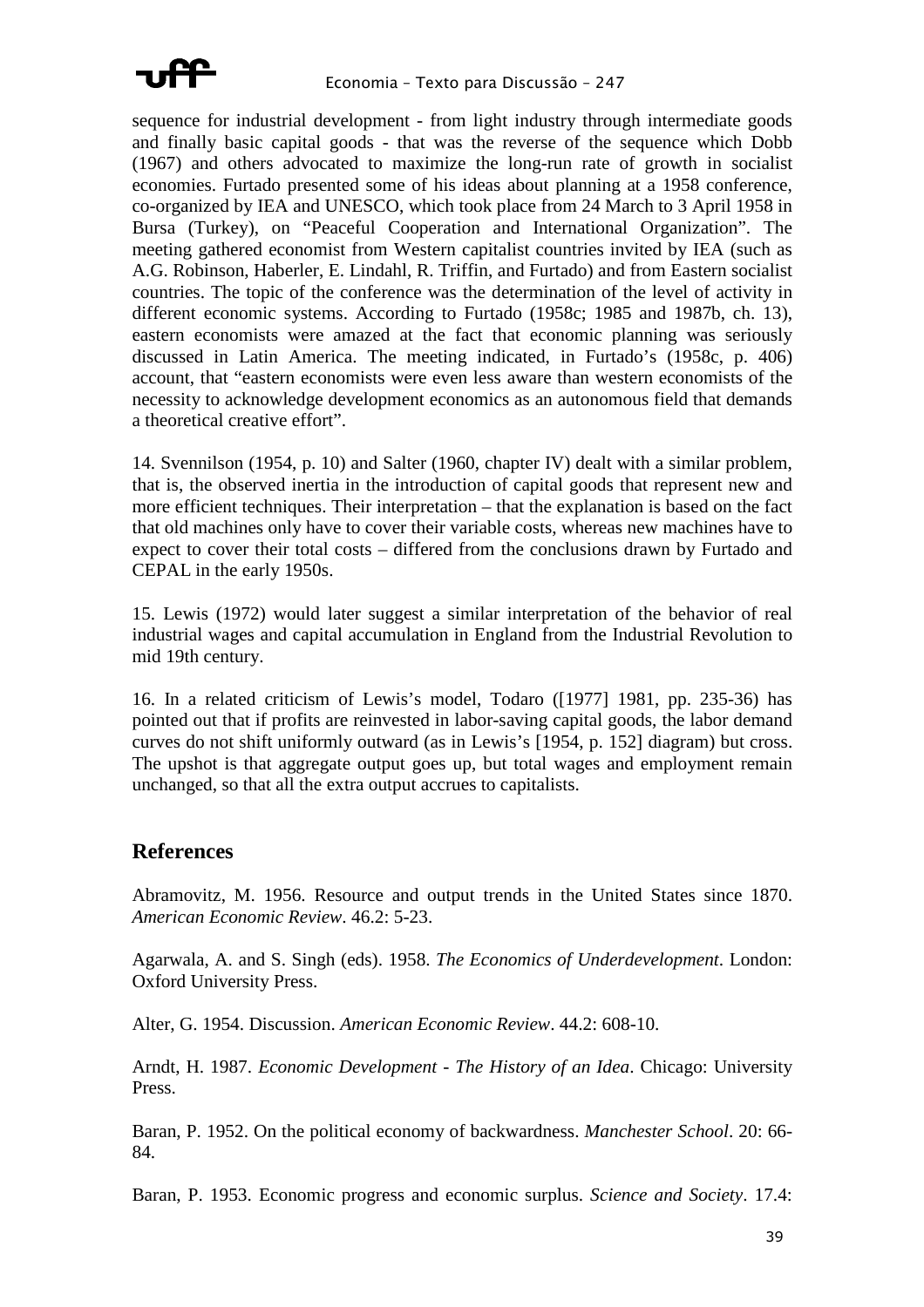sequence for industrial development - from light industry through intermediate goods and finally basic capital goods - that was the reverse of the sequence which Dobb (1967) and others advocated to maximize the long-run rate of growth in socialist economies. Furtado presented some of his ideas about planning at a 1958 conference, co-organized by IEA and UNESCO, which took place from 24 March to 3 April 1958 in Bursa (Turkey), on "Peaceful Cooperation and International Organization". The meeting gathered economist from Western capitalist countries invited by IEA (such as A.G. Robinson, Haberler, E. Lindahl, R. Triffin, and Furtado) and from Eastern socialist countries. The topic of the conference was the determination of the level of activity in different economic systems. According to Furtado (1958c; 1985 and 1987b, ch. 13), eastern economists were amazed at the fact that economic planning was seriously discussed in Latin America. The meeting indicated, in Furtado's (1958c, p. 406) account, that "eastern economists were even less aware than western economists of the necessity to acknowledge development economics as an autonomous field that demands a theoretical creative effort".

14. Svennilson (1954, p. 10) and Salter (1960, chapter IV) dealt with a similar problem, that is, the observed inertia in the introduction of capital goods that represent new and more efficient techniques. Their interpretation – that the explanation is based on the fact that old machines only have to cover their variable costs, whereas new machines have to expect to cover their total costs – differed from the conclusions drawn by Furtado and CEPAL in the early 1950s.

15. Lewis (1972) would later suggest a similar interpretation of the behavior of real industrial wages and capital accumulation in England from the Industrial Revolution to mid 19th century.

16. In a related criticism of Lewis's model, Todaro ([1977] 1981, pp. 235-36) has pointed out that if profits are reinvested in labor-saving capital goods, the labor demand curves do not shift uniformly outward (as in Lewis's [1954, p. 152] diagram) but cross. The upshot is that aggregate output goes up, but total wages and employment remain unchanged, so that all the extra output accrues to capitalists.

## References

Abramovitz, M. 1956. Resource and output trends in the United States since 1870. *American Economic Review*. 46.2: 5-23.

Agarwala, A. and S. Singh (eds). 1958. *The Economics of Underdevelopment*. London: Oxford University Press.

Alter, G. 1954. Discussion. *American Economic Review*. 44.2: 608-10.

Arndt, H. 1987. *Economic Development - The History of an Idea*. Chicago: University Press.

Baran, P. 1952. On the political economy of backwardness. *Manchester School*. 20: 66-84.

Baran, P. 1953. Economic progress and economic surplus. *Science and Society*. 17.4: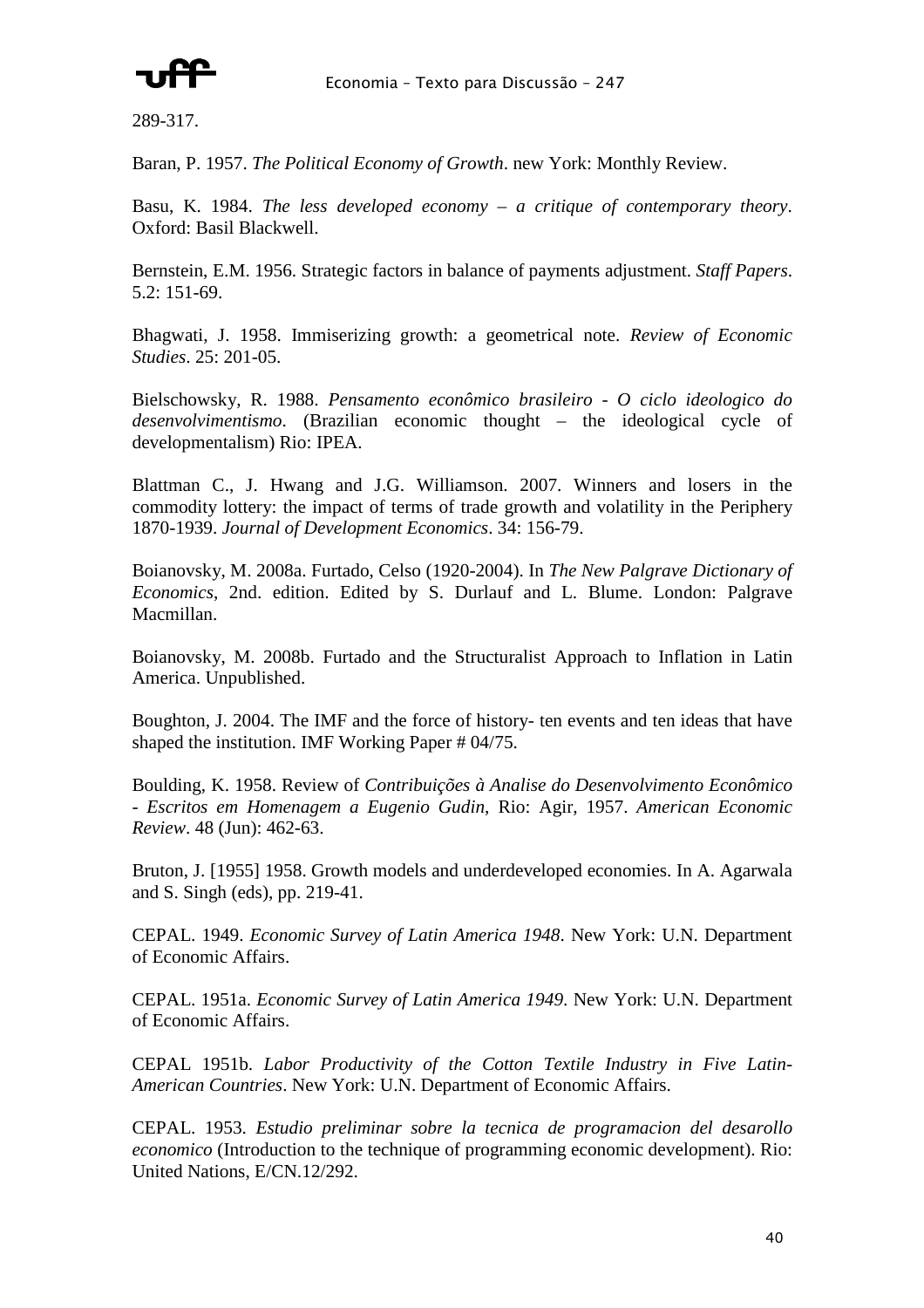289-317.

Baran, P. 1957. *The Political Economy of Growth*. new York: Monthly Review.

Basu, K. 1984. *The less developed economy – a critique of contemporary theory*. Oxford: Basil Blackwell.

Bernstein, E.M. 1956. Strategic factors in balance of payments adjustment. *Staff Papers*. 5.2: 151-69.

Bhagwati, J. 1958. Immiserizing growth: a geometrical note. *Review of Economic Studies*. 25: 201-05.

Bielschowsky, R. 1988. *Pensamento econômico brasileiro - O ciclo ideologico do desenvolvimentismo*. (Brazilian economic thought – the ideological cycle of developmentalism) Rio: IPEA.

Blattman C., J. Hwang and J.G. Williamson. 2007. Winners and losers in the commodity lottery: the impact of terms of trade growth and volatility in the Periphery 1870-1939. *Journal of Development Economics*. 34: 156-79.

Boianovsky, M. 2008a. Furtado, Celso (1920-2004). In *The New Palgrave Dictionary of Economics*, 2nd. edition. Edited by S. Durlauf and L. Blume. London: Palgrave Macmillan.

Boianovsky, M. 2008b. Furtado and the Structuralist Approach to Inflation in Latin America. Unpublished.

Boughton, J. 2004. The IMF and the force of history- ten events and ten ideas that have shaped the institution. IMF Working Paper # 04/75.

Boulding, K. 1958. Review of *Contribuições à Analise do Desenvolvimento Econômico - Escritos em Homenagem a Eugenio Gudin*, Rio: Agir, 1957. *American Economic Review*. 48 (Jun): 462-63.

Bruton, J. [1955] 1958. Growth models and underdeveloped economies. In A. Agarwala and S. Singh (eds), pp. 219-41.

CEPAL. 1949. *Economic Survey of Latin America 1948*. New York: U.N. Department of Economic Affairs.

CEPAL. 1951a. *Economic Survey of Latin America 1949*. New York: U.N. Department of Economic Affairs.

CEPAL 1951b. *Labor Productivity of the Cotton Textile Industry in Five Latin-American Countries*. New York: U.N. Department of Economic Affairs.

CEPAL. 1953. *Estudio preliminar sobre la tecnica de programacion del desarollo economico* (Introduction to the technique of programming economic development). Rio: United Nations, E/CN.12/292.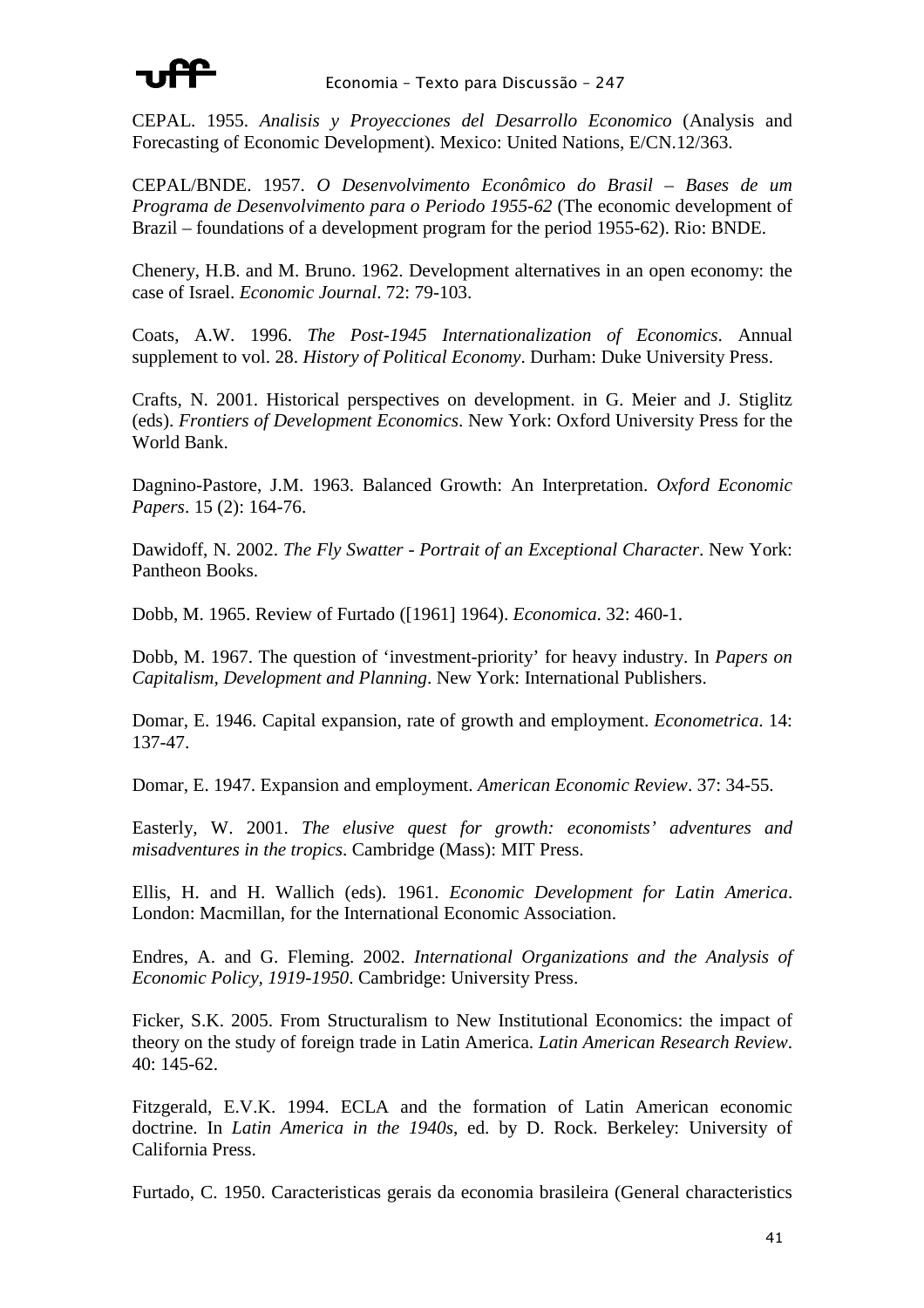CEPAL. 1955. *Analisis y Proyecciones del Desarrollo Economico* (Analysis and Forecasting of Economic Development). Mexico: United Nations, E/CN.12/363.

CEPAL/BNDE. 1957. *O Desenvolvimento Econômico do Brasil – Bases de um Programa de Desenvolvimento para o Periodo 1955-62* (The economic development of Brazil – foundations of a development program for the period 1955-62). Rio: BNDE.

Chenery, H.B. and M. Bruno. 1962. Development alternatives in an open economy: the case of Israel. *Economic Journal*. 72: 79-103.

Coats, A.W. 1996. *The Post-1945 Internationalization of Economics*. Annual supplement to vol. 28. *History of Political Economy*. Durham: Duke University Press.

Crafts, N. 2001. Historical perspectives on development. in G. Meier and J. Stiglitz (eds). *Frontiers of Development Economics*. New York: Oxford University Press for the World Bank.

Dagnino-Pastore, J.M. 1963. Balanced Growth: An Interpretation. *Oxford Economic Papers*. 15 (2): 164-76.

Dawidoff, N. 2002. *The Fly Swatter - Portrait of an Exceptional Character*. New York: Pantheon Books.

Dobb, M. 1965. Review of Furtado ([1961] 1964). *Economica*. 32: 460-1.

Dobb, M. 1967. The question of 'investment-priority' for heavy industry. In *Papers on Capitalism, Development and Planning*. New York: International Publishers.

Domar, E. 1946. Capital expansion, rate of growth and employment. *Econometrica*. 14: 137-47.

Domar, E. 1947. Expansion and employment. *American Economic Review*. 37: 34-55.

Easterly, W. 2001. *The elusive quest for growth: economists' adventures and misadventures in the tropics*. Cambridge (Mass): MIT Press.

Ellis, H. and H. Wallich (eds). 1961. *Economic Development for Latin America*. London: Macmillan, for the International Economic Association.

Endres, A. and G. Fleming. 2002. *International Organizations and the Analysis of Economic Policy, 1919-1950*. Cambridge: University Press.

Ficker, S.K. 2005. From Structuralism to New Institutional Economics: the impact of theory on the study of foreign trade in Latin America. *Latin American Research Review*. 40: 145-62.

Fitzgerald, E.V.K. 1994. ECLA and the formation of Latin American economic doctrine. In *Latin America in the 1940s*, ed. by D. Rock. Berkeley: University of California Press.

Furtado, C. 1950. Caracteristicas gerais da economia brasileira (General characteristics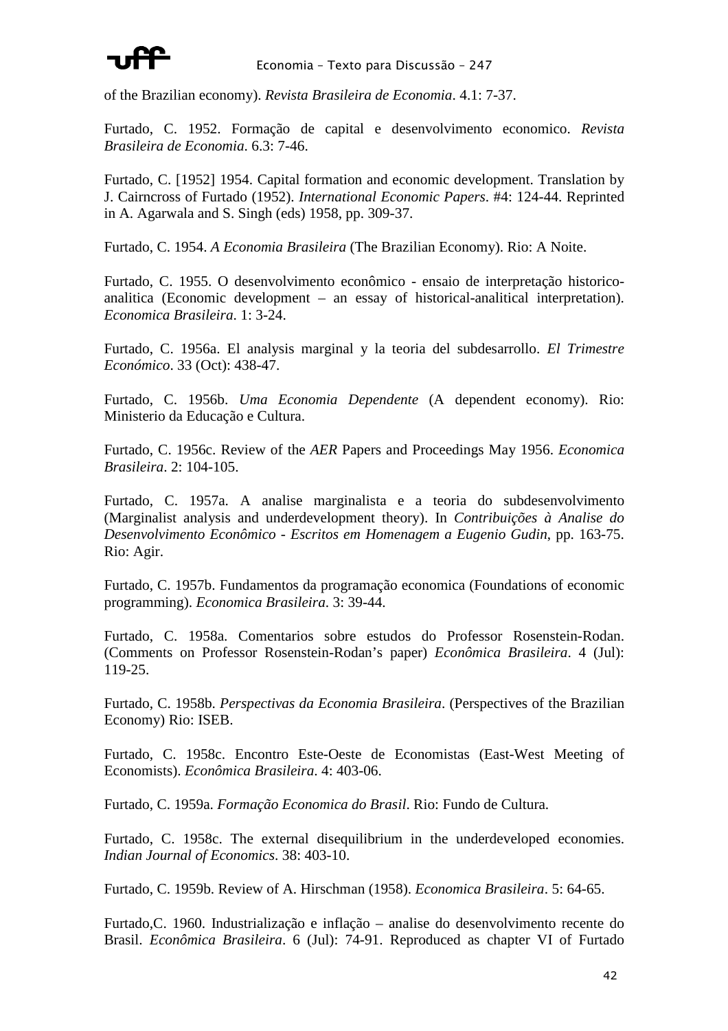of the Brazilian economy). *Revista Brasileira de Economia*. 4.1: 7-37.

Furtado, C. 1952. Formação de capital e desenvolvimento economico. *Revista Brasileira de Economia*. 6.3: 7-46.

Furtado, C. [1952] 1954. Capital formation and economic development. Translation by J. Cairncross of Furtado (1952). *International Economic Papers*. #4: 124-44. Reprinted in A. Agarwala and S. Singh (eds) 1958, pp. 309-37.

Furtado, C. 1954. *A Economia Brasileira* (The Brazilian Economy). Rio: A Noite.

Furtado, C. 1955. O desenvolvimento econômico - ensaio de interpretação historico-analitica (Economic development – an essay of historical-analitical interpretation). *Economica Brasileira*. 1: 3-24.

Furtado, C. 1956a. El analysis marginal y la teoria del subdesarrollo. *El Trimestre Económico*. 33 (Oct): 438-47.

Furtado, C. 1956b. *Uma Economia Dependente* (A dependent economy). Rio: Ministerio da Educação e Cultura.

Furtado, C. 1956c. Review of the *AER* Papers and Proceedings May 1956. *Economica Brasileira*. 2: 104-105.

Furtado, C. 1957a. A analise marginalista e a teoria do subdesenvolvimento (Marginalist analysis and underdevelopment theory). In *Contribuições à Analise do Desenvolvimento Econômico - Escritos em Homenagem a Eugenio Gudin*, pp. 163-75. Rio: Agir.

Furtado, C. 1957b. Fundamentos da programação economica (Foundations of economic programming). *Economica Brasileira*. 3: 39-44.

Furtado, C. 1958a. Comentarios sobre estudos do Professor Rosenstein-Rodan. (Comments on Professor Rosenstein-Rodan's paper) *Econômica Brasileira*. 4 (Jul): 119-25.

Furtado, C. 1958b. *Perspectivas da Economia Brasileira*. (Perspectives of the Brazilian Economy) Rio: ISEB.

Furtado, C. 1958c. Encontro Este-Oeste de Economistas (East-West Meeting of Economists). *Econômica Brasileira*. 4: 403-06.

Furtado, C. 1959a. *Formação Economica do Brasil*. Rio: Fundo de Cultura.

Furtado, C. 1958c. The external disequilibrium in the underdeveloped economies. *Indian Journal of Economics*. 38: 403-10.

Furtado, C. 1959b. Review of A. Hirschman (1958). *Economica Brasileira*. 5: 64-65.

Furtado,C. 1960. Industrialização e inflação – analise do desenvolvimento recente do Brasil. *Econômica Brasileira*. 6 (Jul): 74-91. Reproduced as chapter VI of Furtado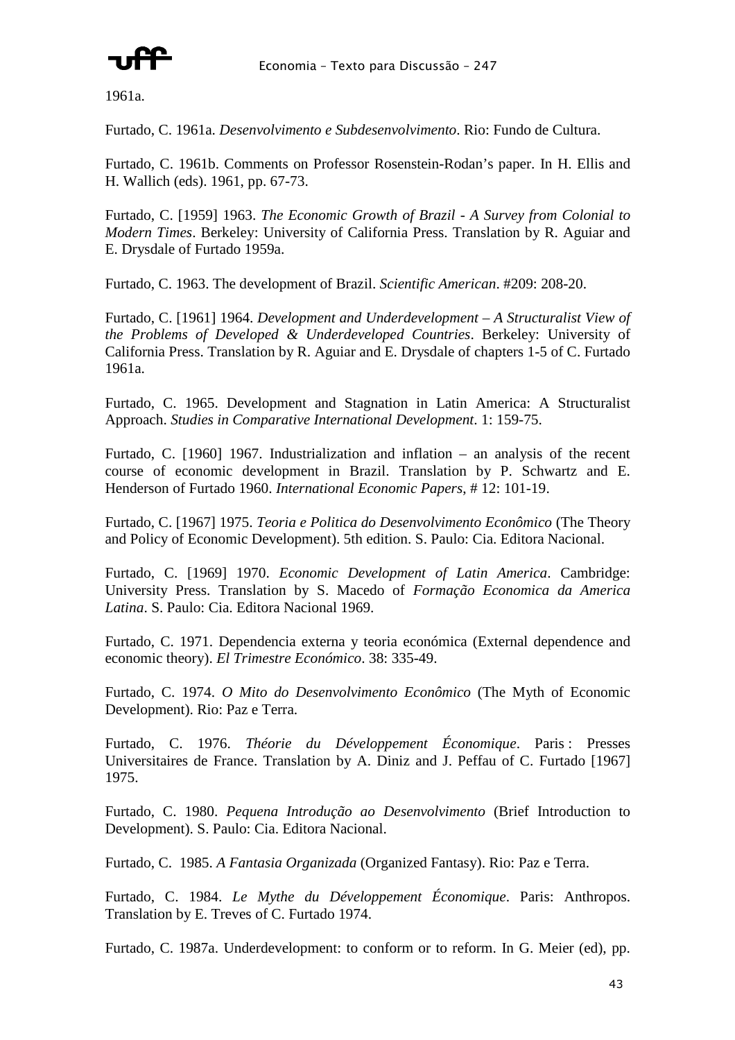1961a.

Furtado, C. 1961a. *Desenvolvimento e Subdesenvolvimento*. Rio: Fundo de Cultura.

Furtado, C. 1961b. Comments on Professor Rosenstein-Rodan's paper. In H. Ellis and H. Wallich (eds). 1961, pp. 67-73.

Furtado, C. [1959] 1963. *The Economic Growth of Brazil - A Survey from Colonial to Modern Times*. Berkeley: University of California Press. Translation by R. Aguiar and E. Drysdale of Furtado 1959a.

Furtado, C. 1963. The development of Brazil. *Scientific American*. #209: 208-20.

Furtado, C. [1961] 1964. *Development and Underdevelopment – A Structuralist View of the Problems of Developed & Underdeveloped Countries*. Berkeley: University of California Press. Translation by R. Aguiar and E. Drysdale of chapters 1-5 of C. Furtado 1961a.

Furtado, C. 1965. Development and Stagnation in Latin America: A Structuralist Approach. *Studies in Comparative International Development*. 1: 159-75.

Furtado, C. [1960] 1967. Industrialization and inflation – an analysis of the recent course of economic development in Brazil. Translation by P. Schwartz and E. Henderson of Furtado 1960. *International Economic Papers*, # 12: 101-19.

Furtado, C. [1967] 1975. *Teoria e Politica do Desenvolvimento Econômico* (The Theory and Policy of Economic Development). 5th edition. S. Paulo: Cia. Editora Nacional.

Furtado, C. [1969] 1970. *Economic Development of Latin America*. Cambridge: University Press. Translation by S. Macedo of *Formação Economica da America Latina*. S. Paulo: Cia. Editora Nacional 1969.

Furtado, C. 1971. Dependencia externa y teoria económica (External dependence and economic theory). *El Trimestre Económico*. 38: 335-49.

Furtado, C. 1974. *O Mito do Desenvolvimento Econômico* (The Myth of Economic Development). Rio: Paz e Terra.

Furtado, C. 1976. *Théorie du Développement Économique*. Paris : Presses Universitaires de France. Translation by A. Diniz and J. Peffau of C. Furtado [1967] 1975.

Furtado, C. 1980. *Pequena Introdução ao Desenvolvimento* (Brief Introduction to Development). S. Paulo: Cia. Editora Nacional.

Furtado, C. 1985. *A Fantasia Organizada* (Organized Fantasy). Rio: Paz e Terra.

Furtado, C. 1984. *Le Mythe du Développement Économique*. Paris: Anthropos. Translation by E. Treves of C. Furtado 1974.

Furtado, C. 1987a. Underdevelopment: to conform or to reform. In G. Meier (ed), pp.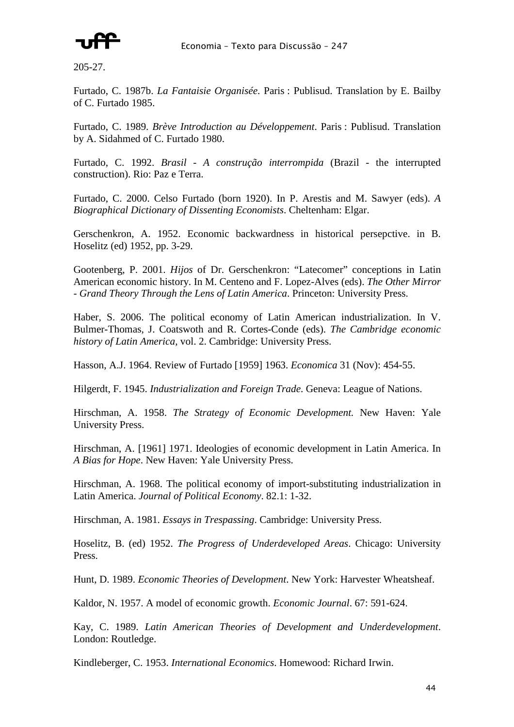205-27.

Furtado, C. 1987b. *La Fantaisie Organisée*. Paris : Publisud. Translation by E. Bailby of C. Furtado 1985.

Furtado, C. 1989. *Brève Introduction au Développement*. Paris : Publisud. Translation by A. Sidahmed of C. Furtado 1980.

Furtado, C. 1992. *Brasil - A construção interrompida* (Brazil - the interrupted construction). Rio: Paz e Terra.

Furtado, C. 2000. Celso Furtado (born 1920). In P. Arestis and M. Sawyer (eds). *A Biographical Dictionary of Dissenting Economists*. Cheltenham: Elgar.

Gerschenkron, A. 1952. Economic backwardness in historical persepctive. in B. Hoselitz (ed) 1952, pp. 3-29.

Gootenberg, P. 2001. *Hijos* of Dr. Gerschenkron: "Latecomer" conceptions in Latin American economic history. In M. Centeno and F. Lopez-Alves (eds). *The Other Mirror - Grand Theory Through the Lens of Latin America*. Princeton: University Press.

Haber, S. 2006. The political economy of Latin American industrialization. In V. Bulmer-Thomas, J. Coatswoth and R. Cortes-Conde (eds). *The Cambridge economic history of Latin America*, vol. 2. Cambridge: University Press.

Hasson, A.J. 1964. Review of Furtado [1959] 1963. *Economica* 31 (Nov): 454-55.

Hilgerdt, F. 1945. *Industrialization and Foreign Trade.* Geneva: League of Nations.

Hirschman, A. 1958. *The Strategy of Economic Development.* New Haven: Yale University Press.

Hirschman, A. [1961] 1971. Ideologies of economic development in Latin America. In *A Bias for Hope*. New Haven: Yale University Press.

Hirschman, A. 1968. The political economy of import-substituting industrialization in Latin America. *Journal of Political Economy*. 82.1: 1-32.

Hirschman, A. 1981. *Essays in Trespassing*. Cambridge: University Press.

Hoselitz, B. (ed) 1952. *The Progress of Underdeveloped Areas*. Chicago: University Press.

Hunt, D. 1989. *Economic Theories of Development*. New York: Harvester Wheatsheaf.

Kaldor, N. 1957. A model of economic growth. *Economic Journal*. 67: 591-624.

Kay, C. 1989. *Latin American Theories of Development and Underdevelopment*. London: Routledge.

Kindleberger, C. 1953. *International Economics*. Homewood: Richard Irwin.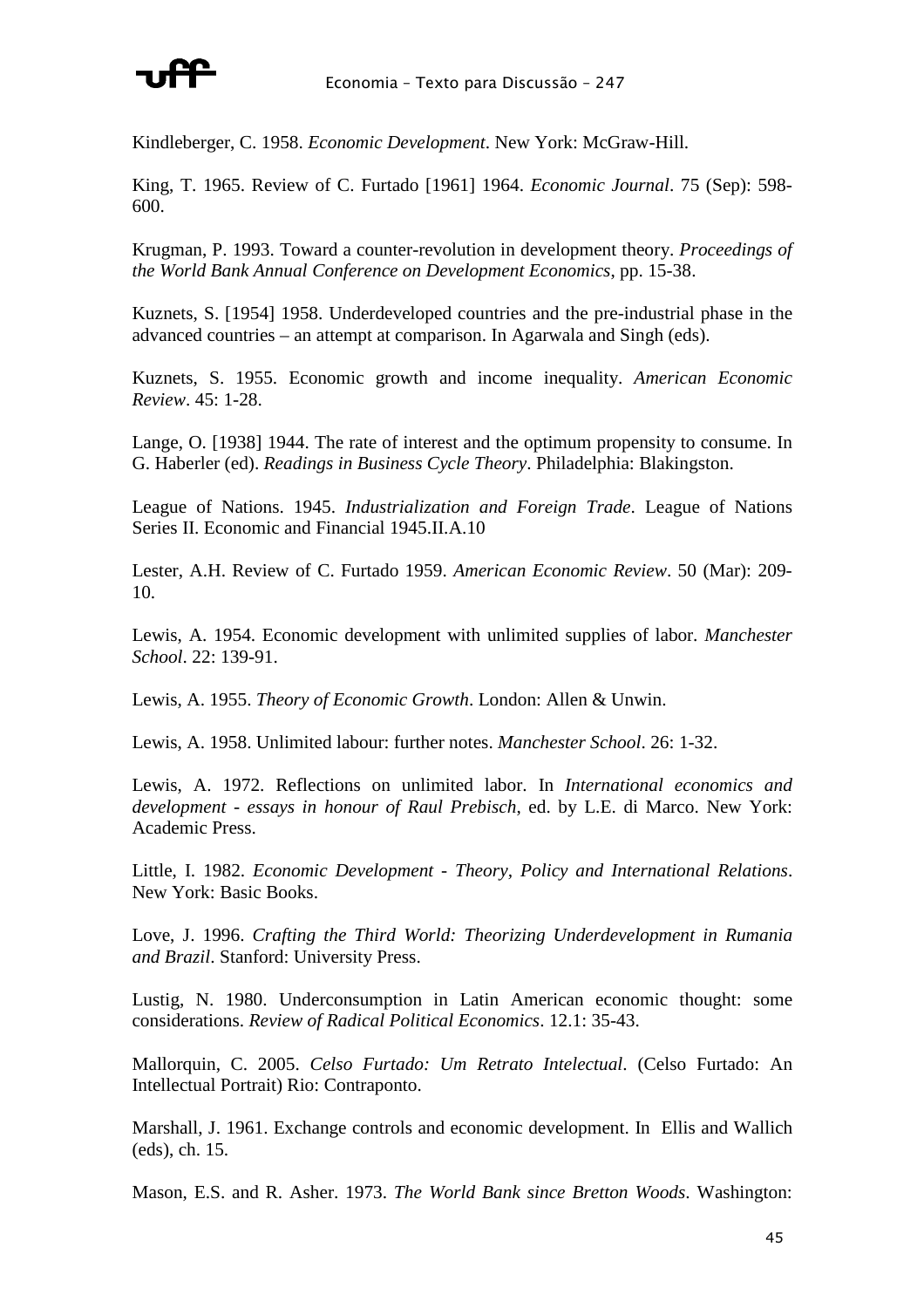Kindleberger, C. 1958. *Economic Development*. New York: McGraw-Hill.

King, T. 1965. Review of C. Furtado [1961] 1964. *Economic Journal*. 75 (Sep): 598-600.

Krugman, P. 1993. Toward a counter-revolution in development theory. *Proceedings of the World Bank Annual Conference on Development Economics*, pp. 15-38.

Kuznets, S. [1954] 1958. Underdeveloped countries and the pre-industrial phase in the advanced countries – an attempt at comparison. In Agarwala and Singh (eds).

Kuznets, S. 1955. Economic growth and income inequality. *American Economic Review*. 45: 1-28.

Lange, O. [1938] 1944. The rate of interest and the optimum propensity to consume. In G. Haberler (ed). *Readings in Business Cycle Theory*. Philadelphia: Blakingston.

League of Nations. 1945. *Industrialization and Foreign Trade*. League of Nations Series II. Economic and Financial 1945.II.A.10

Lester, A.H. Review of C. Furtado 1959. *American Economic Review*. 50 (Mar): 209-10.

Lewis, A. 1954. Economic development with unlimited supplies of labor. *Manchester School*. 22: 139-91.

Lewis, A. 1955. *Theory of Economic Growth*. London: Allen & Unwin.

Lewis, A. 1958. Unlimited labour: further notes. *Manchester School*. 26: 1-32.

Lewis, A. 1972. Reflections on unlimited labor. In *International economics and development - essays in honour of Raul Prebisch*, ed. by L.E. di Marco. New York: Academic Press.

Little, I. 1982. *Economic Development - Theory, Policy and International Relations*. New York: Basic Books.

Love, J. 1996. *Crafting the Third World: Theorizing Underdevelopment in Rumania and Brazil*. Stanford: University Press.

Lustig, N. 1980. Underconsumption in Latin American economic thought: some considerations. *Review of Radical Political Economics*. 12.1: 35-43.

Mallorquin, C. 2005. *Celso Furtado: Um Retrato Intelectual*. (Celso Furtado: An Intellectual Portrait) Rio: Contraponto.

Marshall, J. 1961. Exchange controls and economic development. In Ellis and Wallich (eds), ch. 15.

Mason, E.S. and R. Asher. 1973. *The World Bank since Bretton Woods*. Washington: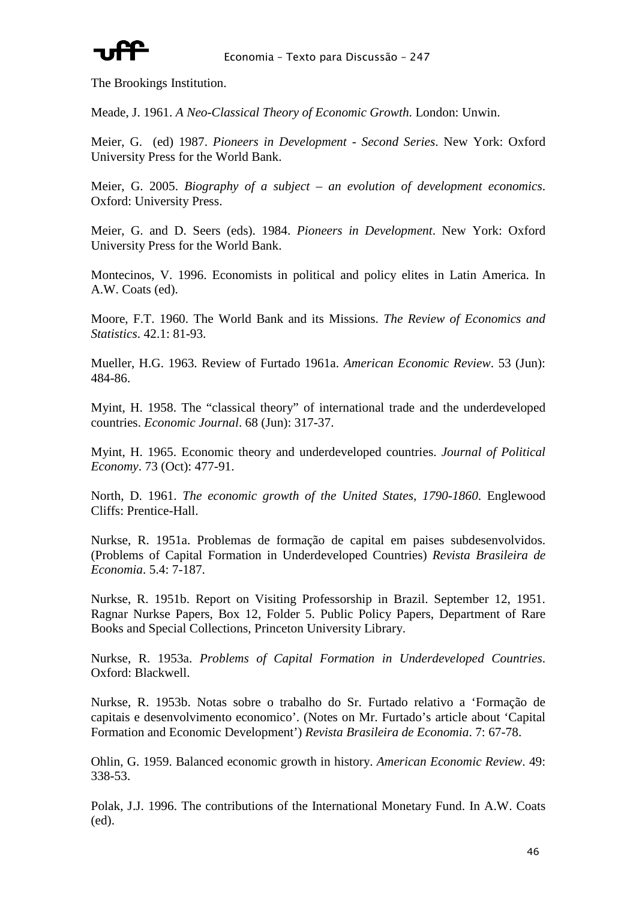The Brookings Institution.

Meade, J. 1961. *A Neo-Classical Theory of Economic Growth*. London: Unwin.

Meier, G. (ed) 1987. *Pioneers in Development - Second Series*. New York: Oxford University Press for the World Bank.

Meier, G. 2005. *Biography of a subject – an evolution of development economics*. Oxford: University Press.

Meier, G. and D. Seers (eds). 1984. *Pioneers in Development*. New York: Oxford University Press for the World Bank.

Montecinos, V. 1996. Economists in political and policy elites in Latin America. In A.W. Coats (ed).

Moore, F.T. 1960. The World Bank and its Missions. *The Review of Economics and Statistics*. 42.1: 81-93.

Mueller, H.G. 1963. Review of Furtado 1961a. *American Economic Review*. 53 (Jun): 484-86.

Myint, H. 1958. The "classical theory" of international trade and the underdeveloped countries. *Economic Journal*. 68 (Jun): 317-37.

Myint, H. 1965. Economic theory and underdeveloped countries. *Journal of Political Economy*. 73 (Oct): 477-91.

North, D. 1961. *The economic growth of the United States, 1790-1860*. Englewood Cliffs: Prentice-Hall.

Nurkse, R. 1951a. Problemas de formação de capital em paises subdesenvolvidos. (Problems of Capital Formation in Underdeveloped Countries) *Revista Brasileira de Economia*. 5.4: 7-187.

Nurkse, R. 1951b. Report on Visiting Professorship in Brazil. September 12, 1951. Ragnar Nurkse Papers, Box 12, Folder 5. Public Policy Papers, Department of Rare Books and Special Collections, Princeton University Library.

Nurkse, R. 1953a. *Problems of Capital Formation in Underdeveloped Countries*. Oxford: Blackwell.

Nurkse, R. 1953b. Notas sobre o trabalho do Sr. Furtado relativo a 'Formação de capitais e desenvolvimento economico'. (Notes on Mr. Furtado's article about 'Capital Formation and Economic Development') *Revista Brasileira de Economia*. 7: 67-78.

Ohlin, G. 1959. Balanced economic growth in history. *American Economic Review*. 49: 338-53.

Polak, J.J. 1996. The contributions of the International Monetary Fund. In A.W. Coats (ed).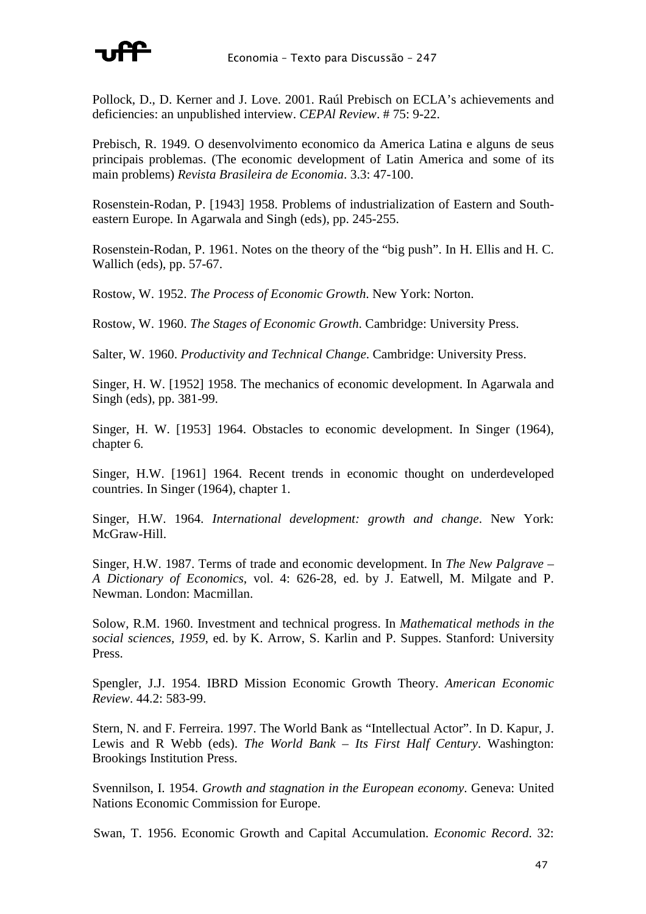Pollock, D., D. Kerner and J. Love. 2001. Raúl Prebisch on ECLA's achievements and deficiencies: an unpublished interview. *CEPAl Review*. # 75: 9-22.

Prebisch, R. 1949. O desenvolvimento economico da America Latina e alguns de seus principais problemas. (The economic development of Latin America and some of its main problems) *Revista Brasileira de Economia*. 3.3: 47-100.

Rosenstein-Rodan, P. [1943] 1958. Problems of industrialization of Eastern and South-eastern Europe. In Agarwala and Singh (eds), pp. 245-255.

Rosenstein-Rodan, P. 1961. Notes on the theory of the "big push". In H. Ellis and H. C. Wallich (eds), pp. 57-67.

Rostow, W. 1952. *The Process of Economic Growth*. New York: Norton.

Rostow, W. 1960. *The Stages of Economic Growth*. Cambridge: University Press.

Salter, W. 1960. *Productivity and Technical Change*. Cambridge: University Press.

Singer, H. W. [1952] 1958. The mechanics of economic development. In Agarwala and Singh (eds), pp. 381-99.

Singer, H. W. [1953] 1964. Obstacles to economic development. In Singer (1964), chapter 6.

Singer, H.W. [1961] 1964. Recent trends in economic thought on underdeveloped countries. In Singer (1964), chapter 1.

Singer, H.W. 1964. *International development: growth and change*. New York: McGraw-Hill.

Singer, H.W. 1987. Terms of trade and economic development. In *The New Palgrave – A Dictionary of Economics*, vol. 4: 626-28, ed. by J. Eatwell, M. Milgate and P. Newman. London: Macmillan.

Solow, R.M. 1960. Investment and technical progress. In *Mathematical methods in the social sciences, 1959*, ed. by K. Arrow, S. Karlin and P. Suppes. Stanford: University Press.

Spengler, J.J. 1954. IBRD Mission Economic Growth Theory. *American Economic Review*. 44.2: 583-99.

Stern, N. and F. Ferreira. 1997. The World Bank as "Intellectual Actor". In D. Kapur, J. Lewis and R Webb (eds). *The World Bank – Its First Half Century*. Washington: Brookings Institution Press.

Svennilson, I. 1954. *Growth and stagnation in the European economy*. Geneva: United Nations Economic Commission for Europe.

Swan, T. 1956. Economic Growth and Capital Accumulation. *Economic Record*. 32: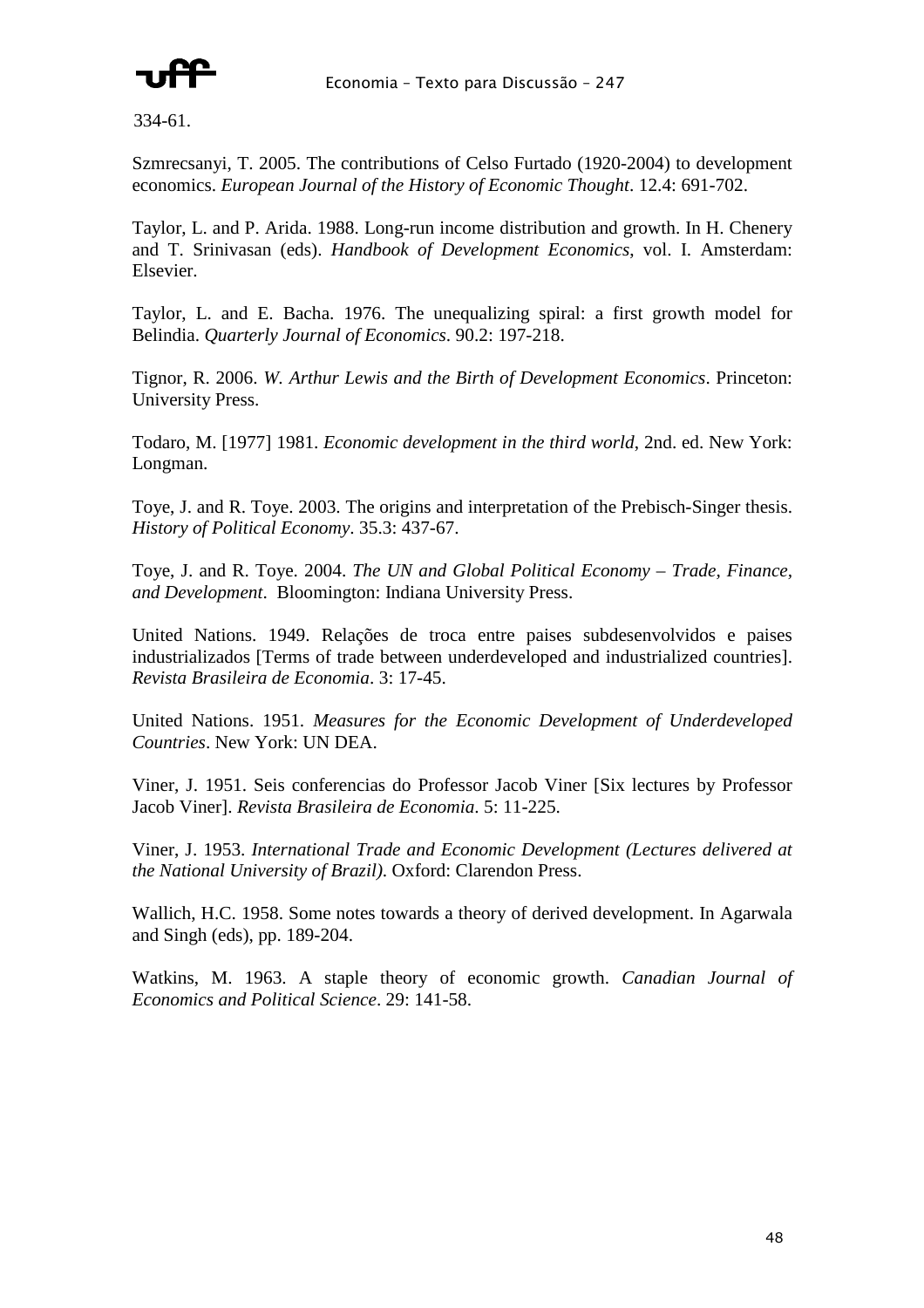334-61.

Szmrecsanyi, T. 2005. The contributions of Celso Furtado (1920-2004) to development economics. *European Journal of the History of Economic Thought*. 12.4: 691-702.

Taylor, L. and P. Arida. 1988. Long-run income distribution and growth. In H. Chenery and T. Srinivasan (eds). *Handbook of Development Economics*, vol. I. Amsterdam: Elsevier.

Taylor, L. and E. Bacha. 1976. The unequalizing spiral: a first growth model for Belindia. *Quarterly Journal of Economics*. 90.2: 197-218.

Tignor, R. 2006. *W. Arthur Lewis and the Birth of Development Economics*. Princeton: University Press.

Todaro, M. [1977] 1981. *Economic development in the third world*, 2nd. ed. New York: Longman.

Toye, J. and R. Toye. 2003. The origins and interpretation of the Prebisch-Singer thesis. *History of Political Economy*. 35.3: 437-67.

Toye, J. and R. Toye. 2004. *The UN and Global Political Economy – Trade, Finance, and Development*. Bloomington: Indiana University Press.

United Nations. 1949. Relações de troca entre paises subdesenvolvidos e paises industrializados [Terms of trade between underdeveloped and industrialized countries]. *Revista Brasileira de Economia*. 3: 17-45.

United Nations. 1951. *Measures for the Economic Development of Underdeveloped Countries*. New York: UN DEA.

Viner, J. 1951. Seis conferencias do Professor Jacob Viner [Six lectures by Professor Jacob Viner]. *Revista Brasileira de Economia*. 5: 11-225.

Viner, J. 1953. *International Trade and Economic Development (Lectures delivered at the National University of Brazil)*. Oxford: Clarendon Press.

Wallich, H.C. 1958. Some notes towards a theory of derived development. In Agarwala and Singh (eds), pp. 189-204.

Watkins, M. 1963. A staple theory of economic growth. *Canadian Journal of Economics and Political Science*. 29: 141-58.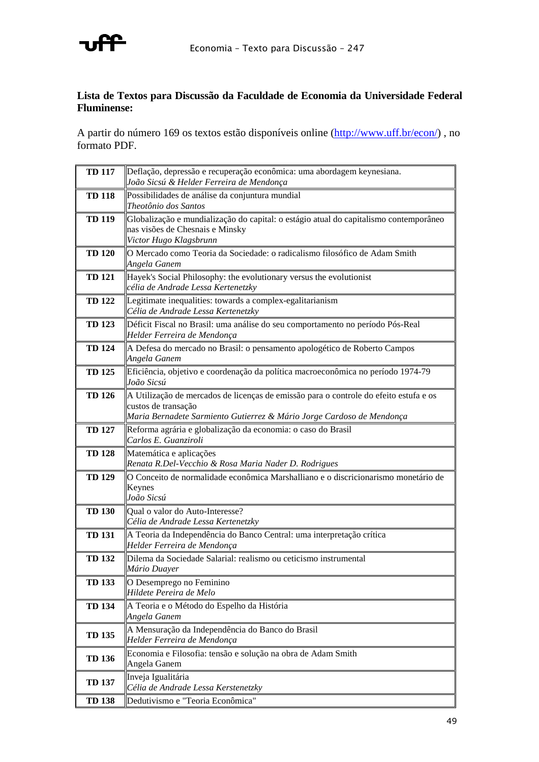**Lista de Textos para Discussão da Faculdade de Economia da Universidade Federal Fluminense:**

A partir do número 169 os textos estão disponíveis online (http://www.uff.br/econ/) , no formato PDF.

| | |
|---|---|
| **TD 117** | Deflação, depressão e recuperação econômica: uma abordagem keynesiana.<br>*João Sicsú & Helder Ferreira de Mendonça* |
| **TD 118** | Possibilidades de análise da conjuntura mundial<br>*Theotônio dos Santos* |
| **TD 119** | Globalização e mundialização do capital: o estágio atual do capitalismo contemporâneo nas visões de Chesnais e Minsky<br>*Victor Hugo Klagsbrunn* |
| **TD 120** | O Mercado como Teoria da Sociedade: o radicalismo filosófico de Adam Smith<br>*Angela Ganem* |
| **TD 121** | Hayek's Social Philosophy: the evolutionary versus the evolutionist<br>*célia de Andrade Lessa Kertenetzky* |
| **TD 122** | Legitimate inequalities: towards a complex-egalitarianism<br>*Célia de Andrade Lessa Kertenetzky* |
| **TD 123** | Déficit Fiscal no Brasil: uma análise do seu comportamento no período Pós-Real<br>*Helder Ferreira de Mendonça* |
| **TD 124** | A Defesa do mercado no Brasil: o pensamento apologético de Roberto Campos<br>*Angela Ganem* |
| **TD 125** | Eficiência, objetivo e coordenação da política macroeconômica no período 1974-79<br>*João Sicsú* |
| **TD 126** | A Utilização de mercados de licenças de emissão para o controle do efeito estufa e os custos de transação<br>*Maria Bernadete Sarmiento Gutierrez & Mário Jorge Cardoso de Mendonça* |
| **TD 127** | Reforma agrária e globalização da economia: o caso do Brasil<br>*Carlos E. Guanziroli* |
| **TD 128** | Matemática e aplicações<br>*Renata R.Del-Vecchio & Rosa Maria Nader D. Rodrigues* |
| **TD 129** | O Conceito de normalidade econômica Marshalliano e o discricionarismo monetário de Keynes<br>*João Sicsú* |
| **TD 130** | Qual o valor do Auto-Interesse?<br>*Célia de Andrade Lessa Kertenetzky* |
| **TD 131** | A Teoria da Independência do Banco Central: uma interpretação crítica<br>*Helder Ferreira de Mendonça* |
| **TD 132** | Dilema da Sociedade Salarial: realismo ou ceticismo instrumental<br>*Mário Duayer* |
| **TD 133** | O Desemprego no Feminino<br>*Hildete Pereira de Melo* |
| **TD 134** | A Teoria e o Método do Espelho da História<br>*Angela Ganem* |
| **TD 135** | A Mensuração da Independência do Banco do Brasil<br>*Helder Ferreira de Mendonça* |
| **TD 136** | Economia e Filosofia: tensão e solução na obra de Adam Smith<br>Angela Ganem |
| **TD 137** | Inveja Igualitária<br>*Célia de Andrade Lessa Kerstenetzky* |
| **TD 138** | Dedutivismo e "Teoria Econômica" |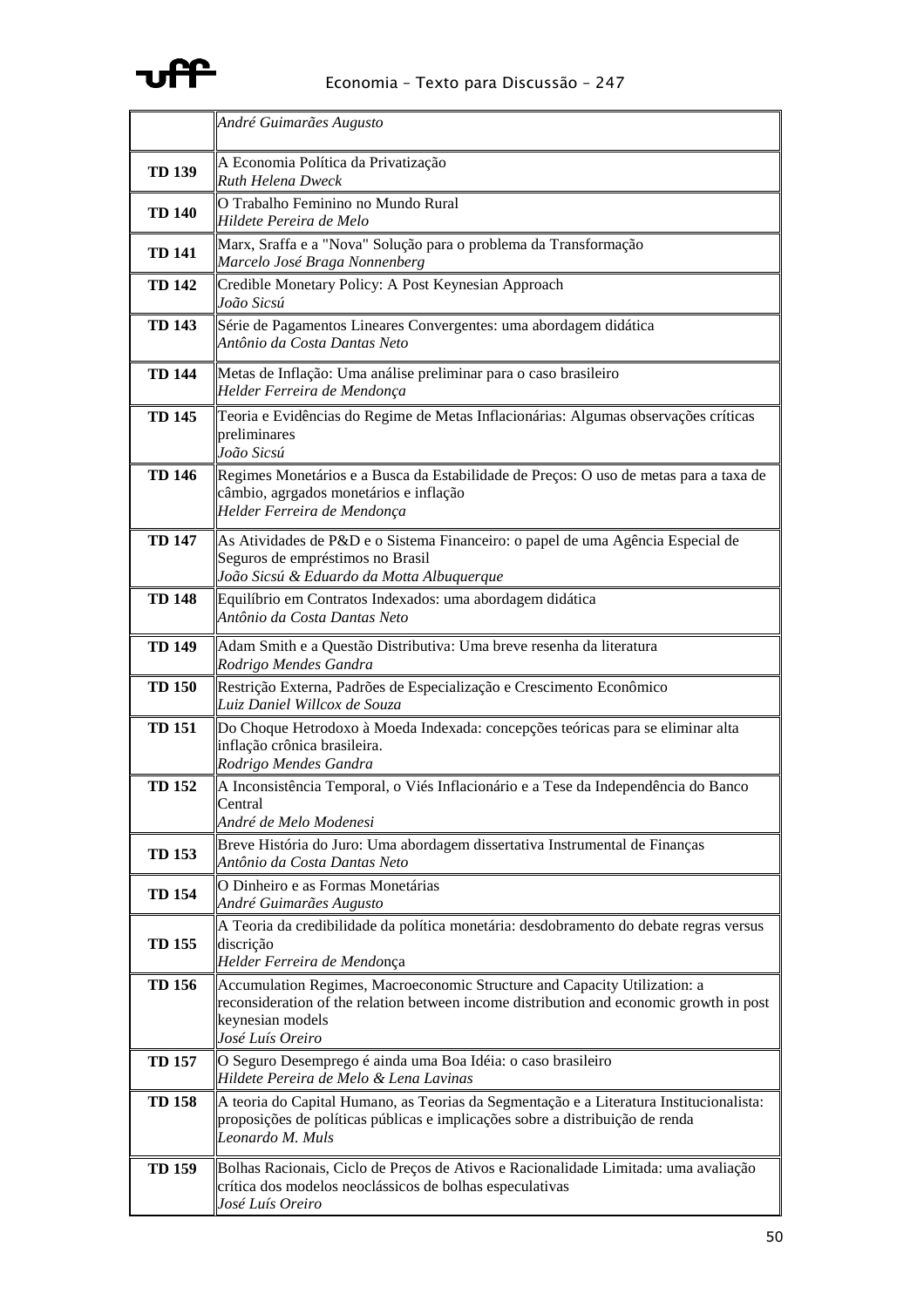| | |
|---|---|
| | *André Guimarães Augusto* |
| **TD 139** | A Economia Política da Privatização<br>*Ruth Helena Dweck* |
| **TD 140** | O Trabalho Feminino no Mundo Rural<br>*Hildete Pereira de Melo* |
| **TD 141** | Marx, Sraffa e a "Nova" Solução para o problema da Transformação<br>*Marcelo José Braga Nonnenberg* |
| **TD 142** | Credible Monetary Policy: A Post Keynesian Approach<br>*João Sicsú* |
| **TD 143** | Série de Pagamentos Lineares Convergentes: uma abordagem didática<br>*Antônio da Costa Dantas Neto* |
| **TD 144** | Metas de Inflação: Uma análise preliminar para o caso brasileiro<br>*Helder Ferreira de Mendonça* |
| **TD 145** | Teoria e Evidências do Regime de Metas Inflacionárias: Algumas observações críticas preliminares<br>*João Sicsú* |
| **TD 146** | Regimes Monetários e a Busca da Estabilidade de Preços: O uso de metas para a taxa de câmbio, agrgados monetários e inflação<br>*Helder Ferreira de Mendonça* |
| **TD 147** | As Atividades de P&D e o Sistema Financeiro: o papel de uma Agência Especial de Seguros de empréstimos no Brasil<br>*João Sicsú & Eduardo da Motta Albuquerque* |
| **TD 148** | Equilíbrio em Contratos Indexados: uma abordagem didática<br>*Antônio da Costa Dantas Neto* |
| **TD 149** | Adam Smith e a Questão Distributiva: Uma breve resenha da literatura<br>*Rodrigo Mendes Gandra* |
| **TD 150** | Restrição Externa, Padrões de Especialização e Crescimento Econômico<br>*Luiz Daniel Willcox de Souza* |
| **TD 151** | Do Choque Hetrodoxo à Moeda Indexada: concepções teóricas para se eliminar alta inflação crônica brasileira.<br>*Rodrigo Mendes Gandra* |
| **TD 152** | A Inconsistência Temporal, o Viés Inflacionário e a Tese da Independência do Banco Central<br>*André de Melo Modenesi* |
| **TD 153** | Breve História do Juro: Uma abordagem dissertativa Instrumental de Finanças<br>*Antônio da Costa Dantas Neto* |
| **TD 154** | O Dinheiro e as Formas Monetárias<br>*André Guimarães Augusto* |
| **TD 155** | A Teoria da credibilidade da política monetária: desdobramento do debate regras versus discrição<br>*Helder Ferreira de Mendo*nça |
| **TD 156** | Accumulation Regimes, Macroeconomic Structure and Capacity Utilization: a reconsideration of the relation between income distribution and economic growth in post keynesian models<br>*José Luís Oreiro* |
| **TD 157** | O Seguro Desemprego é ainda uma Boa Idéia: o caso brasileiro<br>*Hildete Pereira de Melo & Lena Lavinas* |
| **TD 158** | A teoria do Capital Humano, as Teorias da Segmentação e a Literatura Institucionalista: proposições de políticas públicas e implicações sobre a distribuição de renda<br>*Leonardo M. Muls* |
| **TD 159** | Bolhas Racionais, Ciclo de Preços de Ativos e Racionalidade Limitada: uma avaliação crítica dos modelos neoclássicos de bolhas especulativas<br>*José Luís Oreiro* |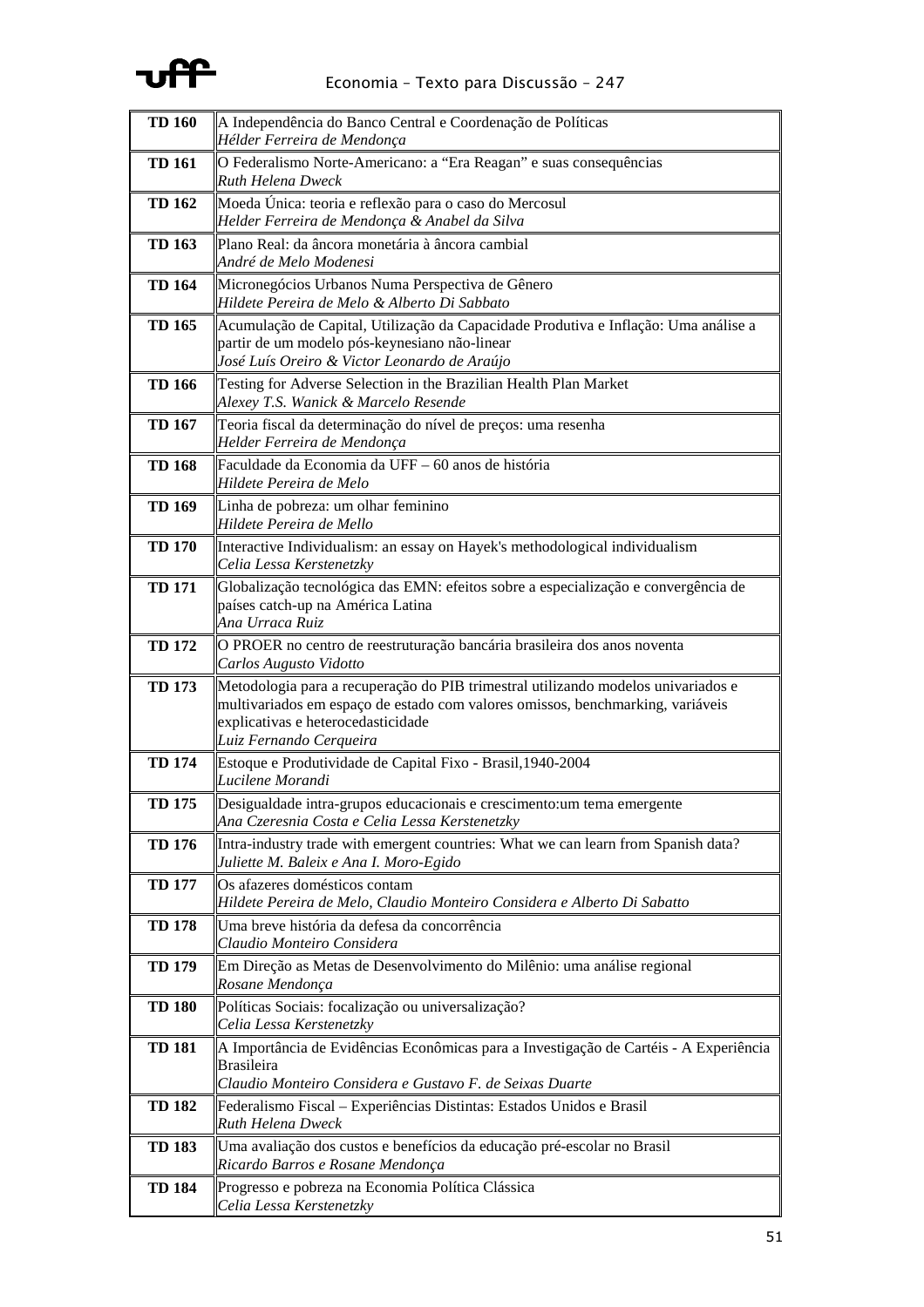| | |
|---|---|
| **TD 160** | A Independência do Banco Central e Coordenação de Políticas<br>*Hélder Ferreira de Mendonça* |
| **TD 161** | O Federalismo Norte-Americano: a "Era Reagan" e suas consequências<br>*Ruth Helena Dweck* |
| **TD 162** | Moeda Única: teoria e reflexão para o caso do Mercosul<br>*Helder Ferreira de Mendonça & Anabel da Silva* |
| **TD 163** | Plano Real: da âncora monetária à âncora cambial<br>*André de Melo Modenesi* |
| **TD 164** | Micronegócios Urbanos Numa Perspectiva de Gênero<br>*Hildete Pereira de Melo & Alberto Di Sabbato* |
| **TD 165** | Acumulação de Capital, Utilização da Capacidade Produtiva e Inflação: Uma análise a partir de um modelo pós-keynesiano não-linear<br>*José Luís Oreiro & Victor Leonardo de Araújo* |
| **TD 166** | Testing for Adverse Selection in the Brazilian Health Plan Market<br>*Alexey T.S. Wanick & Marcelo Resende* |
| **TD 167** | Teoria fiscal da determinação do nível de preços: uma resenha<br>*Helder Ferreira de Mendonça* |
| **TD 168** | Faculdade da Economia da UFF – 60 anos de história<br>*Hildete Pereira de Melo* |
| **TD 169** | Linha de pobreza: um olhar feminino<br>*Hildete Pereira de Mello* |
| **TD 170** | Interactive Individualism: an essay on Hayek's methodological individualism<br>*Celia Lessa Kerstenetzky* |
| **TD 171** | Globalização tecnológica das EMN: efeitos sobre a especialização e convergência de países catch-up na América Latina<br>*Ana Urraca Ruiz* |
| **TD 172** | O PROER no centro de reestruturação bancária brasileira dos anos noventa<br>*Carlos Augusto Vidotto* |
| **TD 173** | Metodologia para a recuperação do PIB trimestral utilizando modelos univariados e multivariados em espaço de estado com valores omissos, benchmarking, variáveis explicativas e heterocedasticidade<br>*Luiz Fernando Cerqueira* |
| **TD 174** | Estoque e Produtividade de Capital Fixo - Brasil,1940-2004<br>*Lucilene Morandi* |
| **TD 175** | Desigualdade intra-grupos educacionais e crescimento:um tema emergente<br>*Ana Czeresnia Costa e Celia Lessa Kerstenetzky* |
| **TD 176** | Intra-industry trade with emergent countries: What we can learn from Spanish data?<br>*Juliette M. Baleix e Ana I. Moro-Egido* |
| **TD 177** | Os afazeres domésticos contam<br>*Hildete Pereira de Melo, Claudio Monteiro Considera e Alberto Di Sabatto* |
| **TD 178** | Uma breve história da defesa da concorrência<br>*Claudio Monteiro Considera* |
| **TD 179** | Em Direção as Metas de Desenvolvimento do Milênio: uma análise regional<br>*Rosane Mendonça* |
| **TD 180** | Políticas Sociais: focalização ou universalização?<br>*Celia Lessa Kerstenetzky* |
| **TD 181** | A Importância de Evidências Econômicas para a Investigação de Cartéis - A Experiência Brasileira<br>*Claudio Monteiro Considera e Gustavo F. de Seixas Duarte* |
| **TD 182** | Federalismo Fiscal – Experiências Distintas: Estados Unidos e Brasil<br>*Ruth Helena Dweck* |
| **TD 183** | Uma avaliação dos custos e benefícios da educação pré-escolar no Brasil<br>*Ricardo Barros e Rosane Mendonça* |
| **TD 184** | Progresso e pobreza na Economia Política Clássica<br>*Celia Lessa Kerstenetzky* |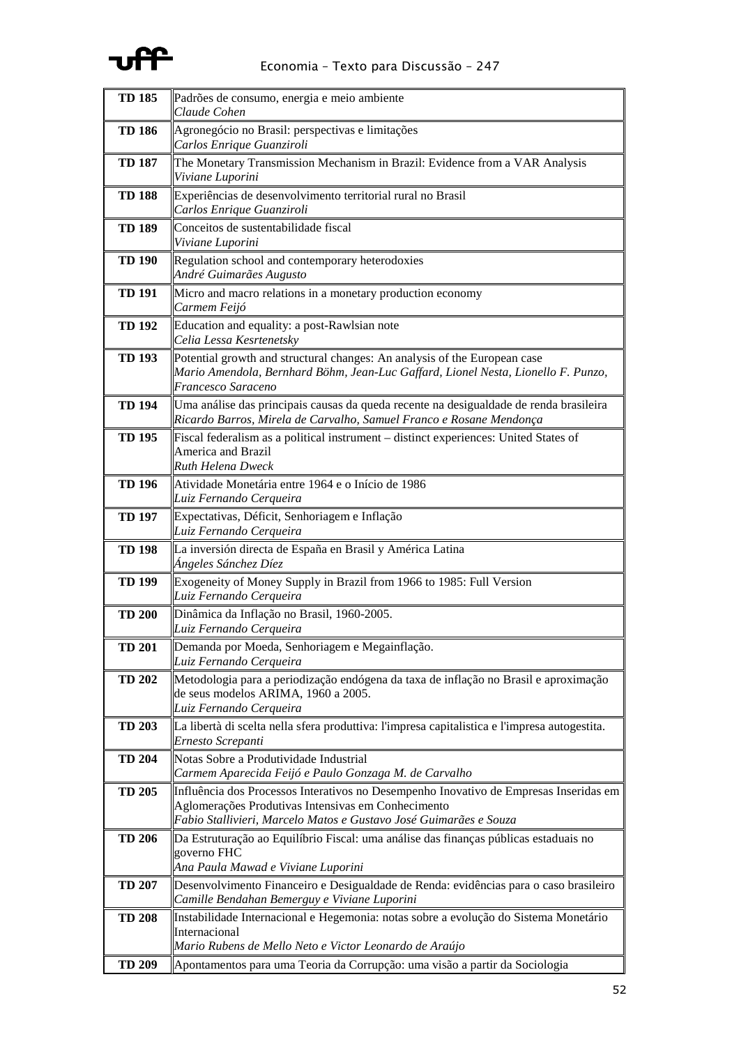| | |
|---|---|
| **TD 185** | Padrões de consumo, energia e meio ambiente<br>*Claude Cohen* |
| **TD 186** | Agronegócio no Brasil: perspectivas e limitações<br>*Carlos Enrique Guanziroli* |
| **TD 187** | The Monetary Transmission Mechanism in Brazil: Evidence from a VAR Analysis<br>*Viviane Luporini* |
| **TD 188** | Experiências de desenvolvimento territorial rural no Brasil<br>*Carlos Enrique Guanziroli* |
| **TD 189** | Conceitos de sustentabilidade fiscal<br>*Viviane Luporini* |
| **TD 190** | Regulation school and contemporary heterodoxies<br>*André Guimarães Augusto* |
| **TD 191** | Micro and macro relations in a monetary production economy<br>*Carmem Feijó* |
| **TD 192** | Education and equality: a post-Rawlsian note<br>*Celia Lessa Kesrtenetsky* |
| **TD 193** | Potential growth and structural changes: An analysis of the European case<br>*Mario Amendola, Bernhard Böhm, Jean-Luc Gaffard, Lionel Nesta, Lionello F. Punzo, Francesco Saraceno* |
| **TD 194** | Uma análise das principais causas da queda recente na desigualdade de renda brasileira<br>*Ricardo Barros, Mirela de Carvalho, Samuel Franco e Rosane Mendonça* |
| **TD 195** | Fiscal federalism as a political instrument – distinct experiences: United States of America and Brazil<br>*Ruth Helena Dweck* |
| **TD 196** | Atividade Monetária entre 1964 e o Início de 1986<br>*Luiz Fernando Cerqueira* |
| **TD 197** | Expectativas, Déficit, Senhoriagem e Inflação<br>*Luiz Fernando Cerqueira* |
| **TD 198** | La inversión directa de España en Brasil y América Latina<br>*Ángeles Sánchez Díez* |
| **TD 199** | Exogeneity of Money Supply in Brazil from 1966 to 1985: Full Version<br>*Luiz Fernando Cerqueira* |
| **TD 200** | Dinâmica da Inflação no Brasil, 1960-2005.<br>*Luiz Fernando Cerqueira* |
| **TD 201** | Demanda por Moeda, Senhoriagem e Megainflação.<br>*Luiz Fernando Cerqueira* |
| **TD 202** | Metodologia para a periodização endógena da taxa de inflação no Brasil e aproximação de seus modelos ARIMA, 1960 a 2005.<br>*Luiz Fernando Cerqueira* |
| **TD 203** | La libertà di scelta nella sfera produttiva: l'impresa capitalistica e l'impresa autogestita.<br>*Ernesto Screpanti* |
| **TD 204** | Notas Sobre a Produtividade Industrial<br>*Carmem Aparecida Feijó e Paulo Gonzaga M. de Carvalho* |
| **TD 205** | Influência dos Processos Interativos no Desempenho Inovativo de Empresas Inseridas em Aglomerações Produtivas Intensivas em Conhecimento<br>*Fabio Stallivieri, Marcelo Matos e Gustavo José Guimarães e Souza* |
| **TD 206** | Da Estruturação ao Equilíbrio Fiscal: uma análise das finanças públicas estaduais no governo FHC<br>*Ana Paula Mawad e Viviane Luporini* |
| **TD 207** | Desenvolvimento Financeiro e Desigualdade de Renda: evidências para o caso brasileiro<br>*Camille Bendahan Bemerguy e Viviane Luporini* |
| **TD 208** | Instabilidade Internacional e Hegemonia: notas sobre a evolução do Sistema Monetário Internacional<br>*Mario Rubens de Mello Neto e Victor Leonardo de Araújo* |
| **TD 209** | Apontamentos para uma Teoria da Corrupção: uma visão a partir da Sociologia |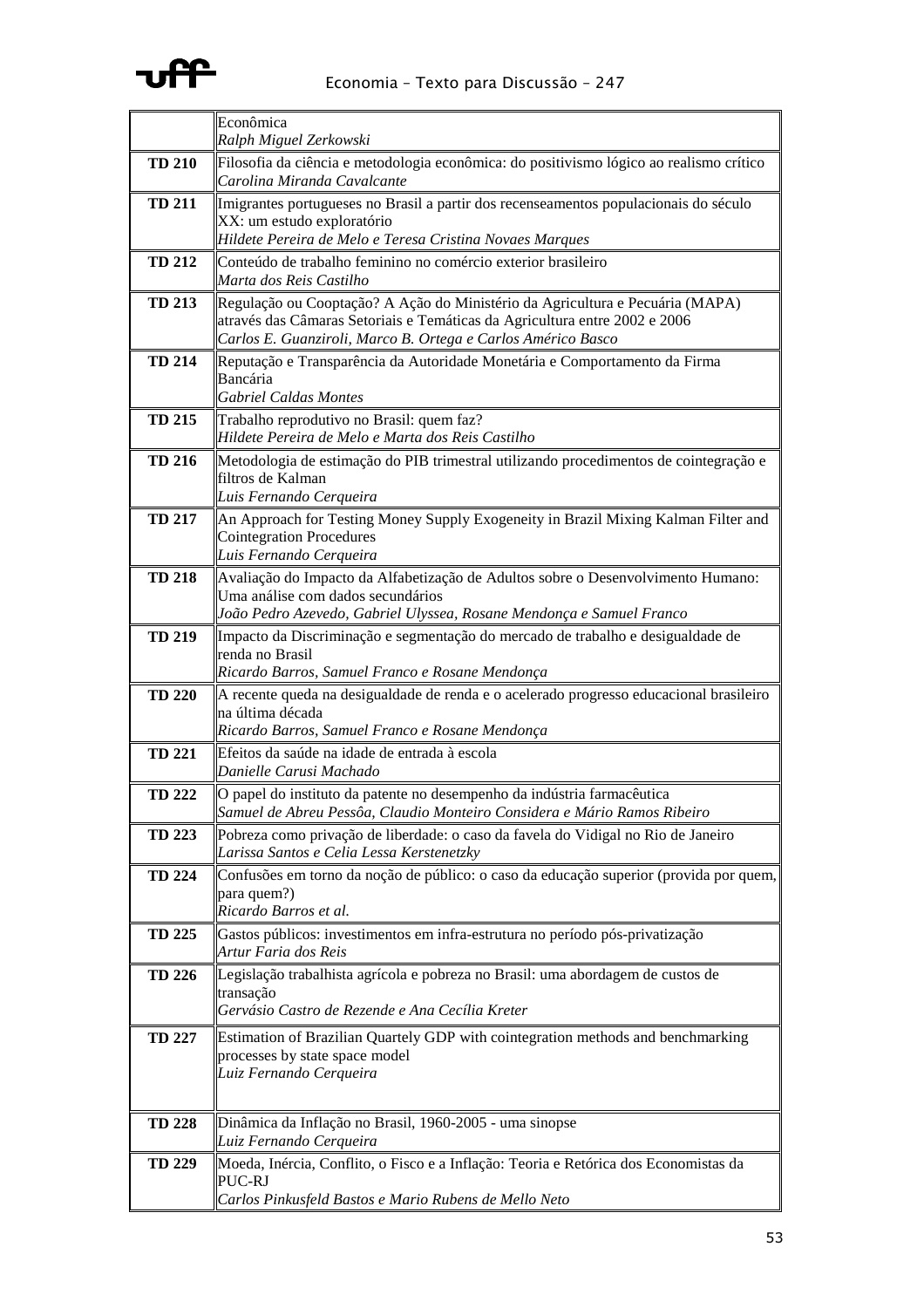| | |
|---|---|
| | Econômica<br>*Ralph Miguel Zerkowski* |
| **TD 210** | Filosofia da ciência e metodologia econômica: do positivismo lógico ao realismo crítico<br>*Carolina Miranda Cavalcante* |
| **TD 211** | Imigrantes portugueses no Brasil a partir dos recenseamentos populacionais do século XX: um estudo exploratório<br>*Hildete Pereira de Melo e Teresa Cristina Novaes Marques* |
| **TD 212** | Conteúdo de trabalho feminino no comércio exterior brasileiro<br>*Marta dos Reis Castilho* |
| **TD 213** | Regulação ou Cooptação? A Ação do Ministério da Agricultura e Pecuária (MAPA) através das Câmaras Setoriais e Temáticas da Agricultura entre 2002 e 2006<br>*Carlos E. Guanziroli, Marco B. Ortega e Carlos Américo Basco* |
| **TD 214** | Reputação e Transparência da Autoridade Monetária e Comportamento da Firma Bancária<br>*Gabriel Caldas Montes* |
| **TD 215** | Trabalho reprodutivo no Brasil: quem faz?<br>*Hildete Pereira de Melo e Marta dos Reis Castilho* |
| **TD 216** | Metodologia de estimação do PIB trimestral utilizando procedimentos de cointegração e filtros de Kalman<br>*Luis Fernando Cerqueira* |
| **TD 217** | An Approach for Testing Money Supply Exogeneity in Brazil Mixing Kalman Filter and Cointegration Procedures<br>*Luis Fernando Cerqueira* |
| **TD 218** | Avaliação do Impacto da Alfabetização de Adultos sobre o Desenvolvimento Humano: Uma análise com dados secundários<br>*João Pedro Azevedo, Gabriel Ulyssea, Rosane Mendonça e Samuel Franco* |
| **TD 219** | Impacto da Discriminação e segmentação do mercado de trabalho e desigualdade de renda no Brasil<br>*Ricardo Barros, Samuel Franco e Rosane Mendonça* |
| **TD 220** | A recente queda na desigualdade de renda e o acelerado progresso educacional brasileiro na última década<br>*Ricardo Barros, Samuel Franco e Rosane Mendonça* |
| **TD 221** | Efeitos da saúde na idade de entrada à escola<br>*Danielle Carusi Machado* |
| **TD 222** | O papel do instituto da patente no desempenho da indústria farmacêutica<br>*Samuel de Abreu Pessôa, Claudio Monteiro Considera e Mário Ramos Ribeiro* |
| **TD 223** | Pobreza como privação de liberdade: o caso da favela do Vidigal no Rio de Janeiro<br>*Larissa Santos e Celia Lessa Kerstenetzky* |
| **TD 224** | Confusões em torno da noção de público: o caso da educação superior (provida por quem, para quem?)<br>*Ricardo Barros et al.* |
| **TD 225** | Gastos públicos: investimentos em infra-estrutura no período pós-privatização<br>*Artur Faria dos Reis* |
| **TD 226** | Legislação trabalhista agrícola e pobreza no Brasil: uma abordagem de custos de transação<br>*Gervásio Castro de Rezende e Ana Cecília Kreter* |
| **TD 227** | Estimation of Brazilian Quartely GDP with cointegration methods and benchmarking processes by state space model<br>*Luiz Fernando Cerqueira* |
| **TD 228** | Dinâmica da Inflação no Brasil, 1960-2005 - uma sinopse<br>*Luiz Fernando Cerqueira* |
| **TD 229** | Moeda, Inércia, Conflito, o Fisco e a Inflação: Teoria e Retórica dos Economistas da PUC-RJ<br>*Carlos Pinkusfeld Bastos e Mario Rubens de Mello Neto* |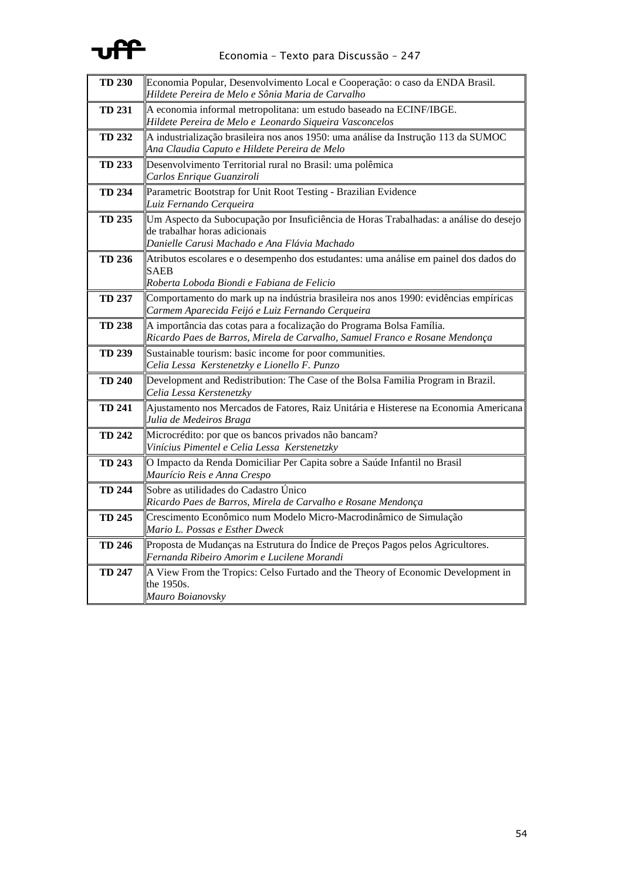| | |
|---|---|
| **TD 230** | Economia Popular, Desenvolvimento Local e Cooperação: o caso da ENDA Brasil.<br>*Hildete Pereira de Melo e Sônia Maria de Carvalho* |
| **TD 231** | A economia informal metropolitana: um estudo baseado na ECINF/IBGE.<br>*Hildete Pereira de Melo e Leonardo Siqueira Vasconcelos* |
| **TD 232** | A industrialização brasileira nos anos 1950: uma análise da Instrução 113 da SUMOC<br>*Ana Claudia Caputo e Hildete Pereira de Melo* |
| **TD 233** | Desenvolvimento Territorial rural no Brasil: uma polêmica<br>*Carlos Enrique Guanziroli* |
| **TD 234** | Parametric Bootstrap for Unit Root Testing - Brazilian Evidence<br>*Luiz Fernando Cerqueira* |
| **TD 235** | Um Aspecto da Subocupação por Insuficiência de Horas Trabalhadas: a análise do desejo de trabalhar horas adicionais<br>*Danielle Carusi Machado e Ana Flávia Machado* |
| **TD 236** | Atributos escolares e o desempenho dos estudantes: uma análise em painel dos dados do SAEB<br>*Roberta Loboda Biondi e Fabiana de Felicio* |
| **TD 237** | Comportamento do mark up na indústria brasileira nos anos 1990: evidências empíricas<br>*Carmem Aparecida Feijó e Luiz Fernando Cerqueira* |
| **TD 238** | A importância das cotas para a focalização do Programa Bolsa Família.<br>*Ricardo Paes de Barros, Mirela de Carvalho, Samuel Franco e Rosane Mendonça* |
| **TD 239** | Sustainable tourism: basic income for poor communities.<br>*Celia Lessa Kerstenetzky e Lionello F. Punzo* |
| **TD 240** | Development and Redistribution: The Case of the Bolsa Familia Program in Brazil.<br>*Celia Lessa Kerstenetzky* |
| **TD 241** | Ajustamento nos Mercados de Fatores, Raiz Unitária e Histerese na Economia Americana<br>*Julia de Medeiros Braga* |
| **TD 242** | Microcrédito: por que os bancos privados não bancam?<br>*Vinícius Pimentel e Celia Lessa Kerstenetzky* |
| **TD 243** | O Impacto da Renda Domiciliar Per Capita sobre a Saúde Infantil no Brasil<br>*Maurício Reis e Anna Crespo* |
| **TD 244** | Sobre as utilidades do Cadastro Único<br>*Ricardo Paes de Barros, Mirela de Carvalho e Rosane Mendonça* |
| **TD 245** | Crescimento Econômico num Modelo Micro-Macrodinâmico de Simulação<br>*Mario L. Possas e Esther Dweck* |
| **TD 246** | Proposta de Mudanças na Estrutura do Índice de Preços Pagos pelos Agricultores.<br>*Fernanda Ribeiro Amorim e Lucilene Morandi* |
| **TD 247** | A View From the Tropics: Celso Furtado and the Theory of Economic Development in the 1950s.<br>*Mauro Boianovsky* |